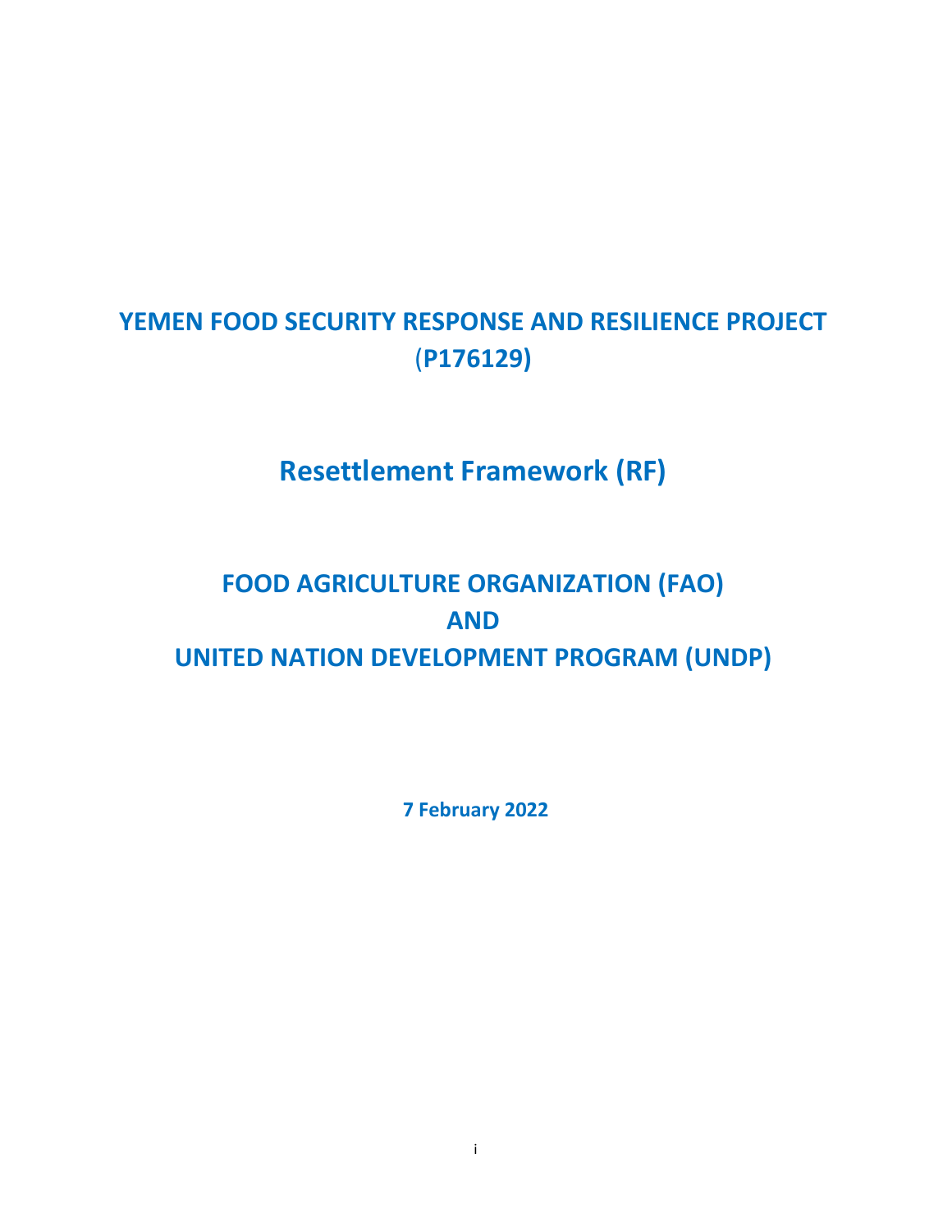# YEMEN FOOD SECURITY RESPONSE AND RESILIENCE PROJECT (P176129)

## Resettlement Framework (RF)

## FOOD AGRICULTURE ORGANIZATION (FAO)
## AND
## UNITED NATION DEVELOPMENT PROGRAM (UNDP)

**7 February 2022**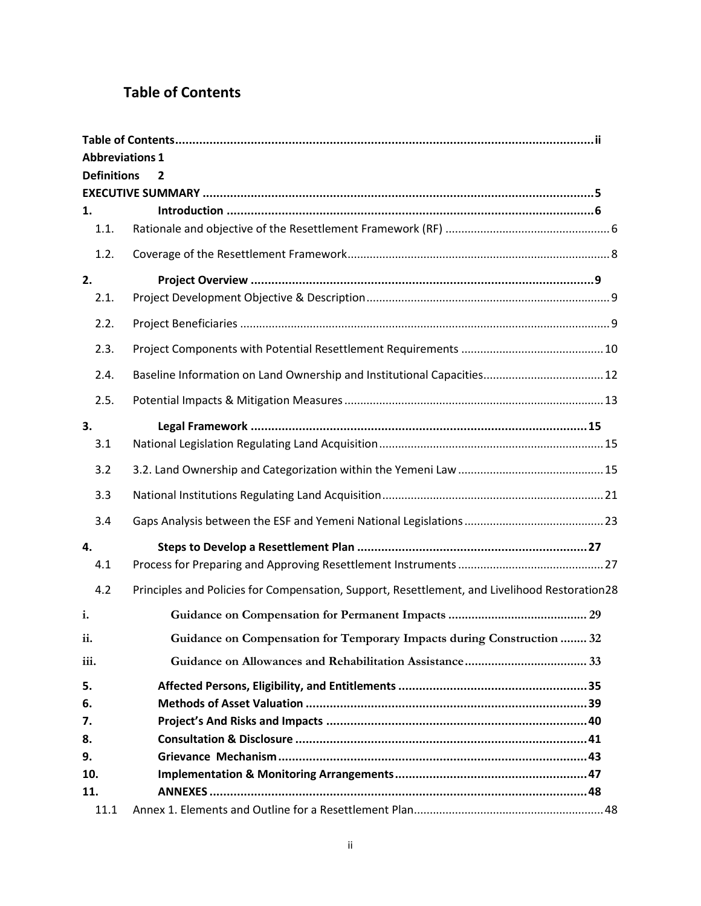# Table of Contents

**Table of Contents** ........ **ii**

**Abbreviations 1**

**Definitions 2**

**EXECUTIVE SUMMARY** ........ **5**

**1. Introduction** ........ **6**

- 1.1. Rationale and objective of the Resettlement Framework (RF) ........ 6
- 1.2. Coverage of the Resettlement Framework ........ 8

**2. Project Overview** ........ **9**

- 2.1. Project Development Objective & Description ........ 9
- 2.2. Project Beneficiaries ........ 9
- 2.3. Project Components with Potential Resettlement Requirements ........ 10
- 2.4. Baseline Information on Land Ownership and Institutional Capacities ........ 12
- 2.5. Potential Impacts & Mitigation Measures ........ 13

**3. Legal Framework** ........ **15**

- 3.1 National Legislation Regulating Land Acquisition ........ 15
- 3.2 3.2. Land Ownership and Categorization within the Yemeni Law ........ 15
- 3.3 National Institutions Regulating Land Acquisition ........ 21
- 3.4 Gaps Analysis between the ESF and Yemeni National Legislations ........ 23

**4. Steps to Develop a Resettlement Plan** ........ **27**

- 4.1 Process for Preparing and Approving Resettlement Instruments ........ 27
- 4.2 Principles and Policies for Compensation, Support, Resettlement, and Livelihood Restoration 28

**i. Guidance on Compensation for Permanent Impacts** ........ 29

**ii. Guidance on Compensation for Temporary Impacts during Construction** ........ 32

**iii. Guidance on Allowances and Rehabilitation Assistance** ........ 33

**5. Affected Persons, Eligibility, and Entitlements** ........ **35**

**6. Methods of Asset Valuation** ........ **39**

**7. Project's And Risks and Impacts** ........ **40**

**8. Consultation & Disclosure** ........ **41**

**9. Grievance Mechanism** ........ **43**

**10. Implementation & Monitoring Arrangements** ........ **47**

**11. ANNEXES** ........ **48**

- 11.1 Annex 1. Elements and Outline for a Resettlement Plan ........ 48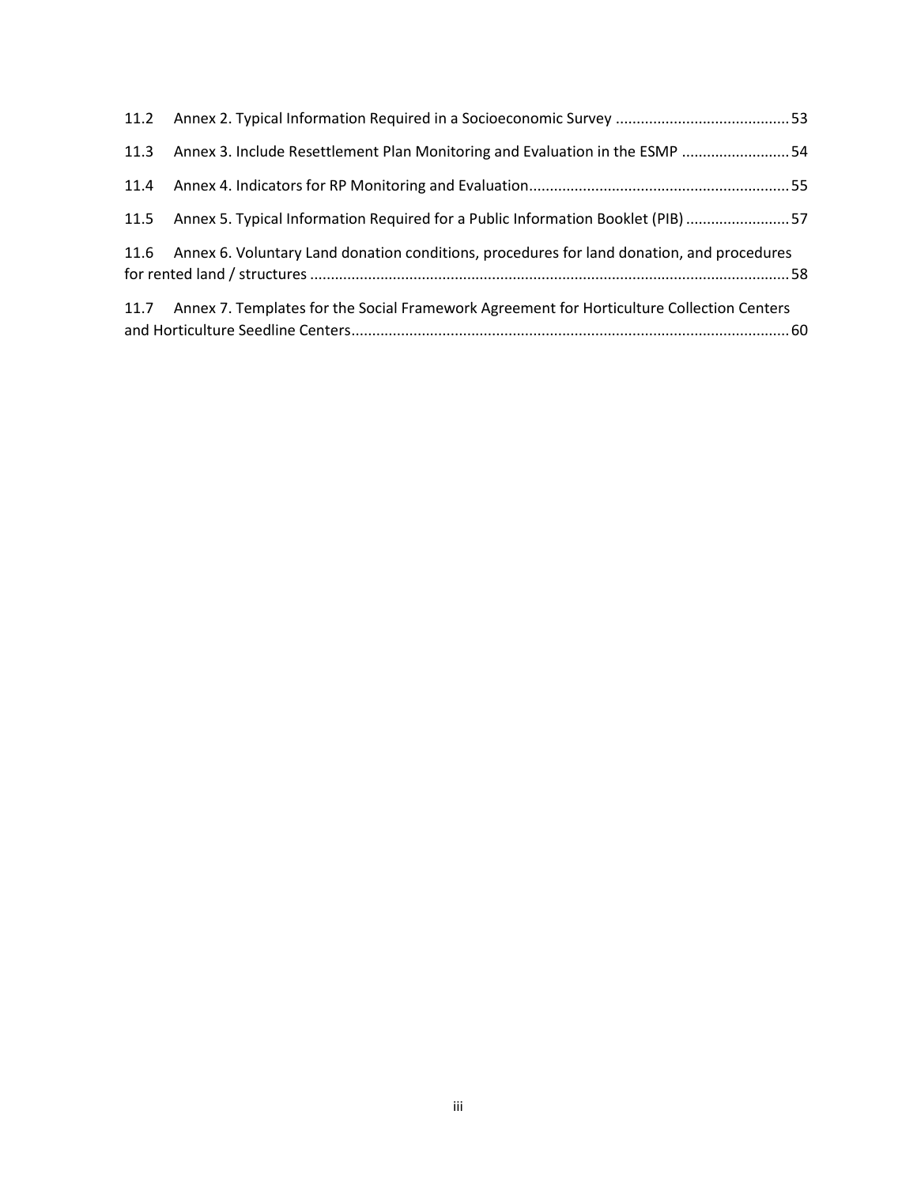11.2 Annex 2. Typical Information Required in a Socioeconomic Survey .......... 53

11.3 Annex 3. Include Resettlement Plan Monitoring and Evaluation in the ESMP .......... 54

11.4 Annex 4. Indicators for RP Monitoring and Evaluation .......... 55

11.5 Annex 5. Typical Information Required for a Public Information Booklet (PIB) .......... 57

11.6 Annex 6. Voluntary Land donation conditions, procedures for land donation, and procedures for rented land / structures .......... 58

11.7 Annex 7. Templates for the Social Framework Agreement for Horticulture Collection Centers and Horticulture Seedline Centers .......... 60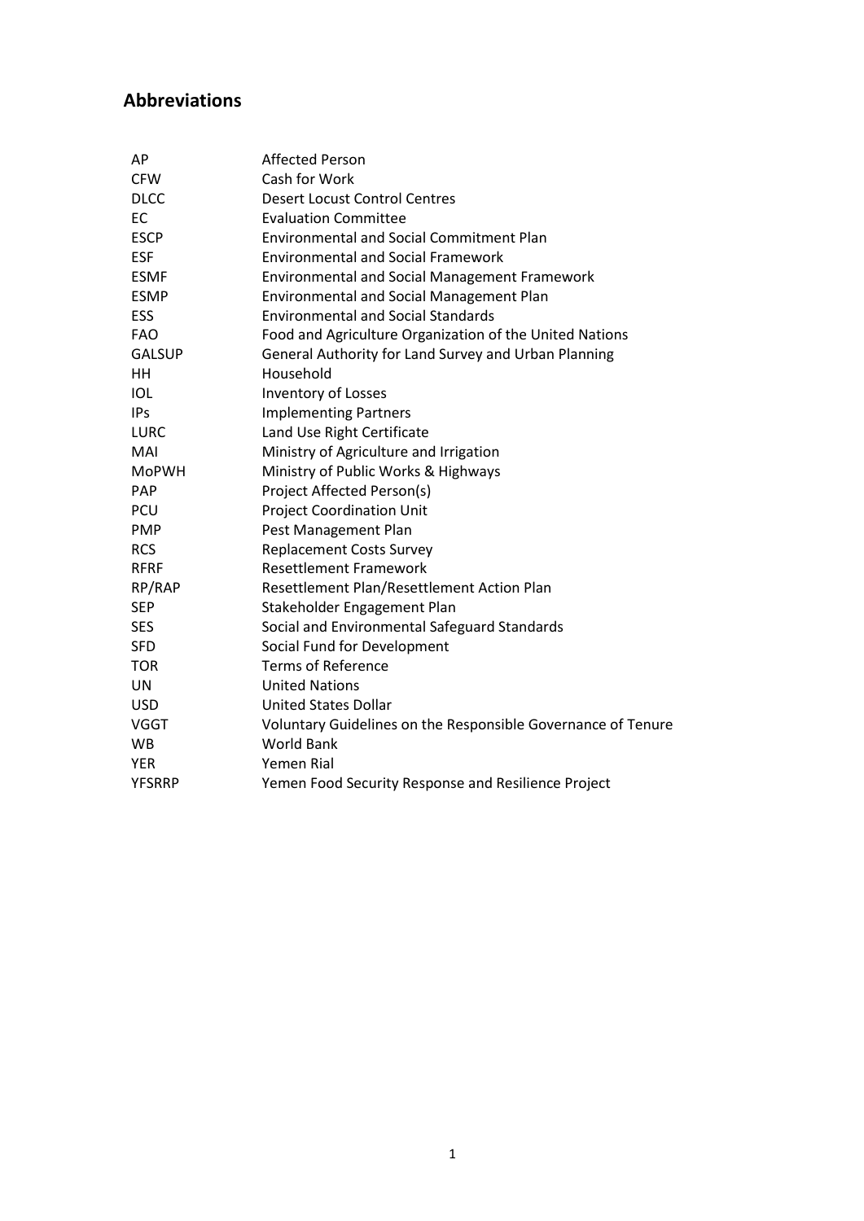## Abbreviations

| | |
|---|---|
| AP | Affected Person |
| CFW | Cash for Work |
| DLCC | Desert Locust Control Centres |
| EC | Evaluation Committee |
| ESCP | Environmental and Social Commitment Plan |
| ESF | Environmental and Social Framework |
| ESMF | Environmental and Social Management Framework |
| ESMP | Environmental and Social Management Plan |
| ESS | Environmental and Social Standards |
| FAO | Food and Agriculture Organization of the United Nations |
| GALSUP | General Authority for Land Survey and Urban Planning |
| HH | Household |
| IOL | Inventory of Losses |
| IPs | Implementing Partners |
| LURC | Land Use Right Certificate |
| MAI | Ministry of Agriculture and Irrigation |
| MoPWH | Ministry of Public Works & Highways |
| PAP | Project Affected Person(s) |
| PCU | Project Coordination Unit |
| PMP | Pest Management Plan |
| RCS | Replacement Costs Survey |
| RFRF | Resettlement Framework |
| RP/RAP | Resettlement Plan/Resettlement Action Plan |
| SEP | Stakeholder Engagement Plan |
| SES | Social and Environmental Safeguard Standards |
| SFD | Social Fund for Development |
| TOR | Terms of Reference |
| UN | United Nations |
| USD | United States Dollar |
| VGGT | Voluntary Guidelines on the Responsible Governance of Tenure |
| WB | World Bank |
| YER | Yemen Rial |
| YFSRRP | Yemen Food Security Response and Resilience Project |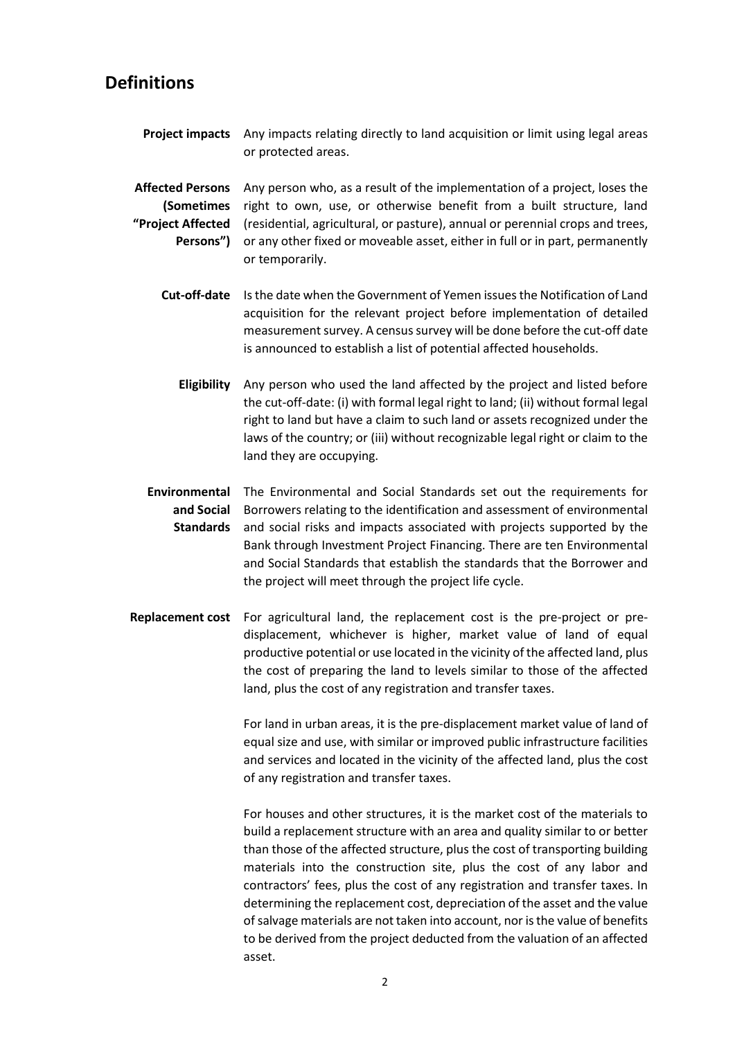## Definitions

**Project impacts** Any impacts relating directly to land acquisition or limit using legal areas or protected areas.

**Affected Persons (Sometimes "Project Affected Persons")** Any person who, as a result of the implementation of a project, loses the right to own, use, or otherwise benefit from a built structure, land (residential, agricultural, or pasture), annual or perennial crops and trees, or any other fixed or moveable asset, either in full or in part, permanently or temporarily.

**Cut-off-date** Is the date when the Government of Yemen issues the Notification of Land acquisition for the relevant project before implementation of detailed measurement survey. A census survey will be done before the cut-off date is announced to establish a list of potential affected households.

**Eligibility** Any person who used the land affected by the project and listed before the cut-off-date: (i) with formal legal right to land; (ii) without formal legal right to land but have a claim to such land or assets recognized under the laws of the country; or (iii) without recognizable legal right or claim to the land they are occupying.

**Environmental and Social Standards** The Environmental and Social Standards set out the requirements for Borrowers relating to the identification and assessment of environmental and social risks and impacts associated with projects supported by the Bank through Investment Project Financing. There are ten Environmental and Social Standards that establish the standards that the Borrower and the project will meet through the project life cycle.

**Replacement cost** For agricultural land, the replacement cost is the pre-project or pre-displacement, whichever is higher, market value of land of equal productive potential or use located in the vicinity of the affected land, plus the cost of preparing the land to levels similar to those of the affected land, plus the cost of any registration and transfer taxes.

For land in urban areas, it is the pre-displacement market value of land of equal size and use, with similar or improved public infrastructure facilities and services and located in the vicinity of the affected land, plus the cost of any registration and transfer taxes.

For houses and other structures, it is the market cost of the materials to build a replacement structure with an area and quality similar to or better than those of the affected structure, plus the cost of transporting building materials into the construction site, plus the cost of any labor and contractors' fees, plus the cost of any registration and transfer taxes. In determining the replacement cost, depreciation of the asset and the value of salvage materials are not taken into account, nor is the value of benefits to be derived from the project deducted from the valuation of an affected asset.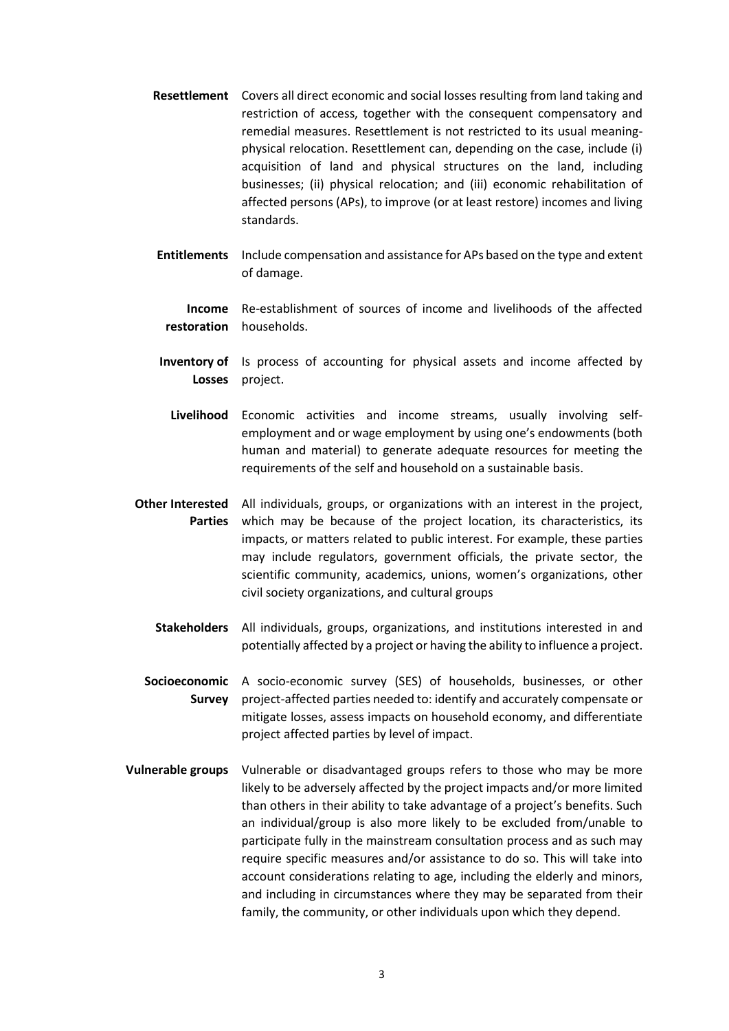**Resettlement** Covers all direct economic and social losses resulting from land taking and restriction of access, together with the consequent compensatory and remedial measures. Resettlement is not restricted to its usual meaning-physical relocation. Resettlement can, depending on the case, include (i) acquisition of land and physical structures on the land, including businesses; (ii) physical relocation; and (iii) economic rehabilitation of affected persons (APs), to improve (or at least restore) incomes and living standards.

**Entitlements** Include compensation and assistance for APs based on the type and extent of damage.

**Income restoration** Re-establishment of sources of income and livelihoods of the affected households.

**Inventory of Losses** Is process of accounting for physical assets and income affected by project.

**Livelihood** Economic activities and income streams, usually involving self-employment and or wage employment by using one's endowments (both human and material) to generate adequate resources for meeting the requirements of the self and household on a sustainable basis.

**Other Interested Parties** All individuals, groups, or organizations with an interest in the project, which may be because of the project location, its characteristics, its impacts, or matters related to public interest. For example, these parties may include regulators, government officials, the private sector, the scientific community, academics, unions, women's organizations, other civil society organizations, and cultural groups

**Stakeholders** All individuals, groups, organizations, and institutions interested in and potentially affected by a project or having the ability to influence a project.

**Socioeconomic Survey** A socio-economic survey (SES) of households, businesses, or other project-affected parties needed to: identify and accurately compensate or mitigate losses, assess impacts on household economy, and differentiate project affected parties by level of impact.

**Vulnerable groups** Vulnerable or disadvantaged groups refers to those who may be more likely to be adversely affected by the project impacts and/or more limited than others in their ability to take advantage of a project's benefits. Such an individual/group is also more likely to be excluded from/unable to participate fully in the mainstream consultation process and as such may require specific measures and/or assistance to do so. This will take into account considerations relating to age, including the elderly and minors, and including in circumstances where they may be separated from their family, the community, or other individuals upon which they depend.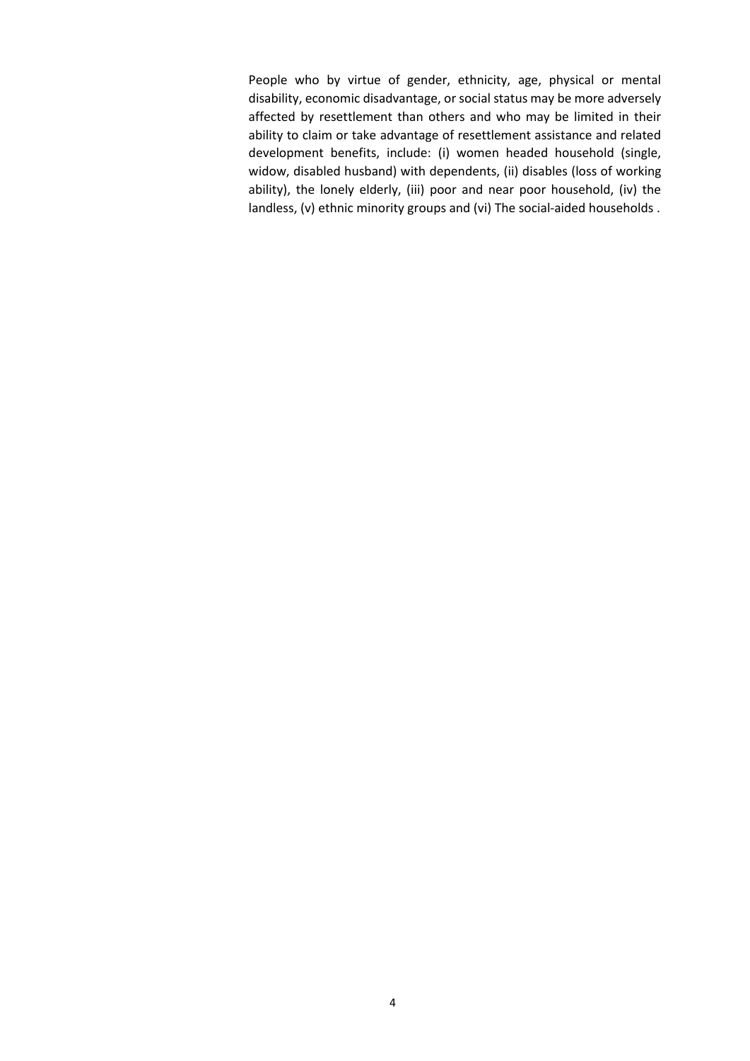People who by virtue of gender, ethnicity, age, physical or mental disability, economic disadvantage, or social status may be more adversely affected by resettlement than others and who may be limited in their ability to claim or take advantage of resettlement assistance and related development benefits, include: (i) women headed household (single, widow, disabled husband) with dependents, (ii) disables (loss of working ability), the lonely elderly, (iii) poor and near poor household, (iv) the landless, (v) ethnic minority groups and (vi) The social-aided households .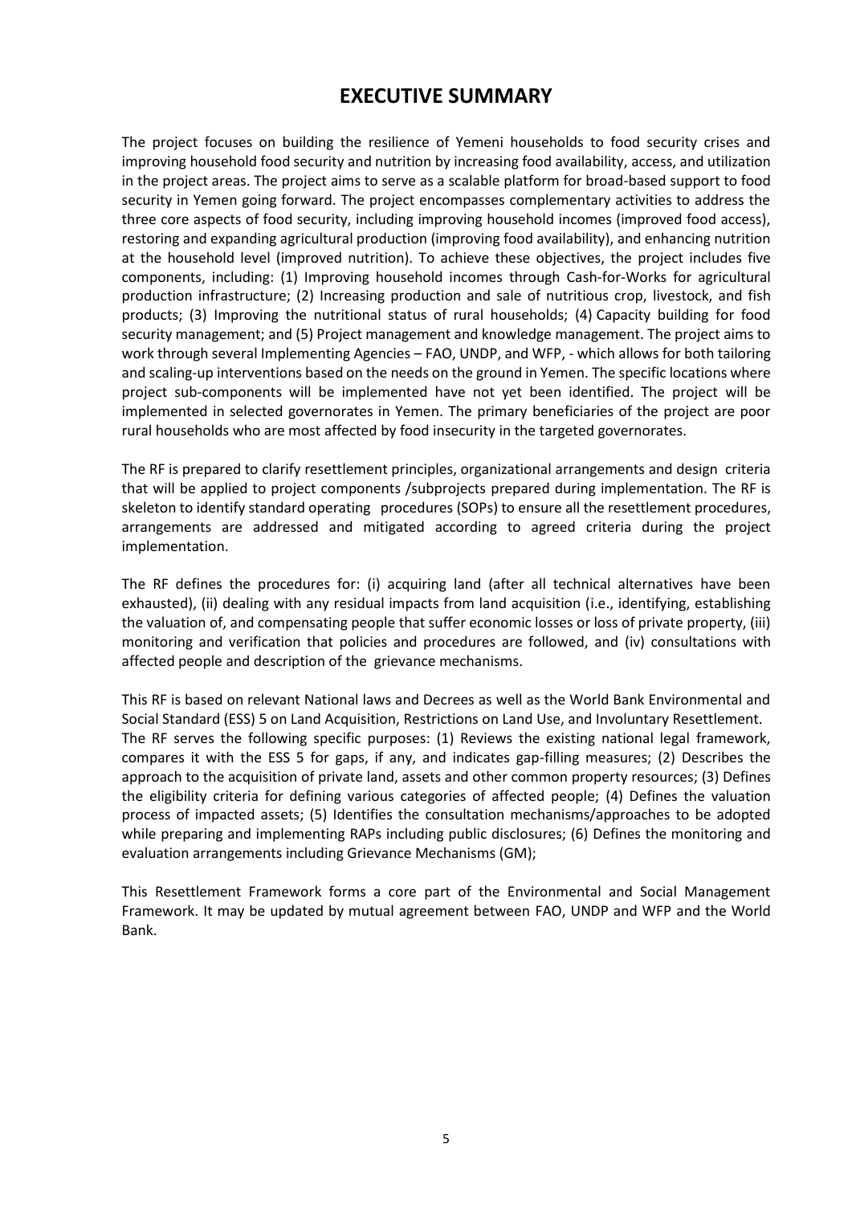# EXECUTIVE SUMMARY

The project focuses on building the resilience of Yemeni households to food security crises and improving household food security and nutrition by increasing food availability, access, and utilization in the project areas. The project aims to serve as a scalable platform for broad-based support to food security in Yemen going forward. The project encompasses complementary activities to address the three core aspects of food security, including improving household incomes (improved food access), restoring and expanding agricultural production (improving food availability), and enhancing nutrition at the household level (improved nutrition). To achieve these objectives, the project includes five components, including: (1) Improving household incomes through Cash-for-Works for agricultural production infrastructure; (2) Increasing production and sale of nutritious crop, livestock, and fish products; (3) Improving the nutritional status of rural households; (4) Capacity building for food security management; and (5) Project management and knowledge management. The project aims to work through several Implementing Agencies – FAO, UNDP, and WFP, - which allows for both tailoring and scaling-up interventions based on the needs on the ground in Yemen. The specific locations where project sub-components will be implemented have not yet been identified. The project will be implemented in selected governorates in Yemen. The primary beneficiaries of the project are poor rural households who are most affected by food insecurity in the targeted governorates.

The RF is prepared to clarify resettlement principles, organizational arrangements and design criteria that will be applied to project components /subprojects prepared during implementation. The RF is skeleton to identify standard operating procedures (SOPs) to ensure all the resettlement procedures, arrangements are addressed and mitigated according to agreed criteria during the project implementation.

The RF defines the procedures for: (i) acquiring land (after all technical alternatives have been exhausted), (ii) dealing with any residual impacts from land acquisition (i.e., identifying, establishing the valuation of, and compensating people that suffer economic losses or loss of private property, (iii) monitoring and verification that policies and procedures are followed, and (iv) consultations with affected people and description of the grievance mechanisms.

This RF is based on relevant National laws and Decrees as well as the World Bank Environmental and Social Standard (ESS) 5 on Land Acquisition, Restrictions on Land Use, and Involuntary Resettlement. The RF serves the following specific purposes: (1) Reviews the existing national legal framework, compares it with the ESS 5 for gaps, if any, and indicates gap-filling measures; (2) Describes the approach to the acquisition of private land, assets and other common property resources; (3) Defines the eligibility criteria for defining various categories of affected people; (4) Defines the valuation process of impacted assets; (5) Identifies the consultation mechanisms/approaches to be adopted while preparing and implementing RAPs including public disclosures; (6) Defines the monitoring and evaluation arrangements including Grievance Mechanisms (GM);

This Resettlement Framework forms a core part of the Environmental and Social Management Framework. It may be updated by mutual agreement between FAO, UNDP and WFP and the World Bank.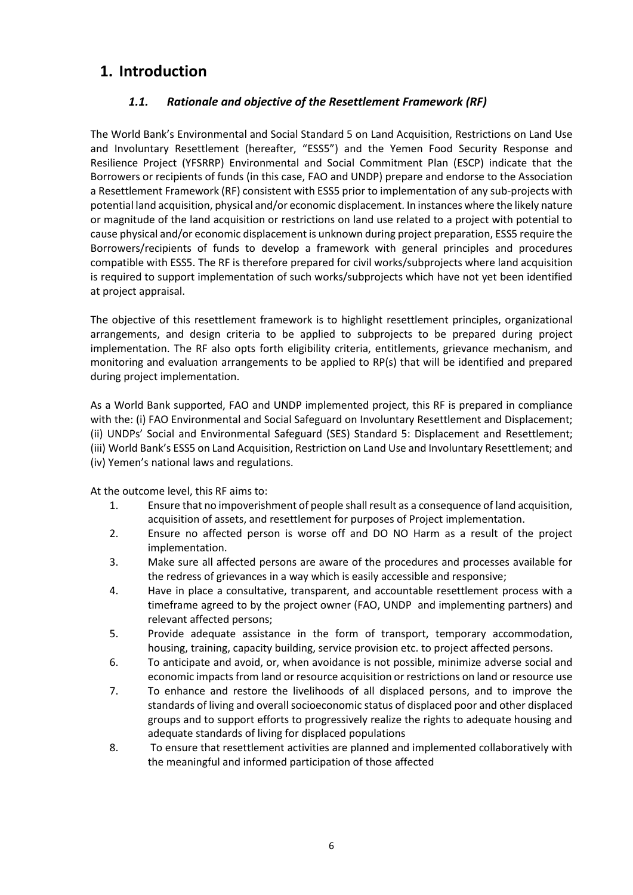# 1. Introduction

## *1.1. Rationale and objective of the Resettlement Framework (RF)*

The World Bank's Environmental and Social Standard 5 on Land Acquisition, Restrictions on Land Use and Involuntary Resettlement (hereafter, "ESS5") and the Yemen Food Security Response and Resilience Project (YFSRRP) Environmental and Social Commitment Plan (ESCP) indicate that the Borrowers or recipients of funds (in this case, FAO and UNDP) prepare and endorse to the Association a Resettlement Framework (RF) consistent with ESS5 prior to implementation of any sub-projects with potential land acquisition, physical and/or economic displacement. In instances where the likely nature or magnitude of the land acquisition or restrictions on land use related to a project with potential to cause physical and/or economic displacement is unknown during project preparation, ESS5 require the Borrowers/recipients of funds to develop a framework with general principles and procedures compatible with ESS5. The RF is therefore prepared for civil works/subprojects where land acquisition is required to support implementation of such works/subprojects which have not yet been identified at project appraisal.

The objective of this resettlement framework is to highlight resettlement principles, organizational arrangements, and design criteria to be applied to subprojects to be prepared during project implementation. The RF also opts forth eligibility criteria, entitlements, grievance mechanism, and monitoring and evaluation arrangements to be applied to RP(s) that will be identified and prepared during project implementation.

As a World Bank supported, FAO and UNDP implemented project, this RF is prepared in compliance with the: (i) FAO Environmental and Social Safeguard on Involuntary Resettlement and Displacement; (ii) UNDPs' Social and Environmental Safeguard (SES) Standard 5: Displacement and Resettlement; (iii) World Bank's ESS5 on Land Acquisition, Restriction on Land Use and Involuntary Resettlement; and (iv) Yemen's national laws and regulations.

At the outcome level, this RF aims to:

1. Ensure that no impoverishment of people shall result as a consequence of land acquisition, acquisition of assets, and resettlement for purposes of Project implementation.
2. Ensure no affected person is worse off and DO NO Harm as a result of the project implementation.
3. Make sure all affected persons are aware of the procedures and processes available for the redress of grievances in a way which is easily accessible and responsive;
4. Have in place a consultative, transparent, and accountable resettlement process with a timeframe agreed to by the project owner (FAO, UNDP and implementing partners) and relevant affected persons;
5. Provide adequate assistance in the form of transport, temporary accommodation, housing, training, capacity building, service provision etc. to project affected persons.
6. To anticipate and avoid, or, when avoidance is not possible, minimize adverse social and economic impacts from land or resource acquisition or restrictions on land or resource use
7. To enhance and restore the livelihoods of all displaced persons, and to improve the standards of living and overall socioeconomic status of displaced poor and other displaced groups and to support efforts to progressively realize the rights to adequate housing and adequate standards of living for displaced populations
8. To ensure that resettlement activities are planned and implemented collaboratively with the meaningful and informed participation of those affected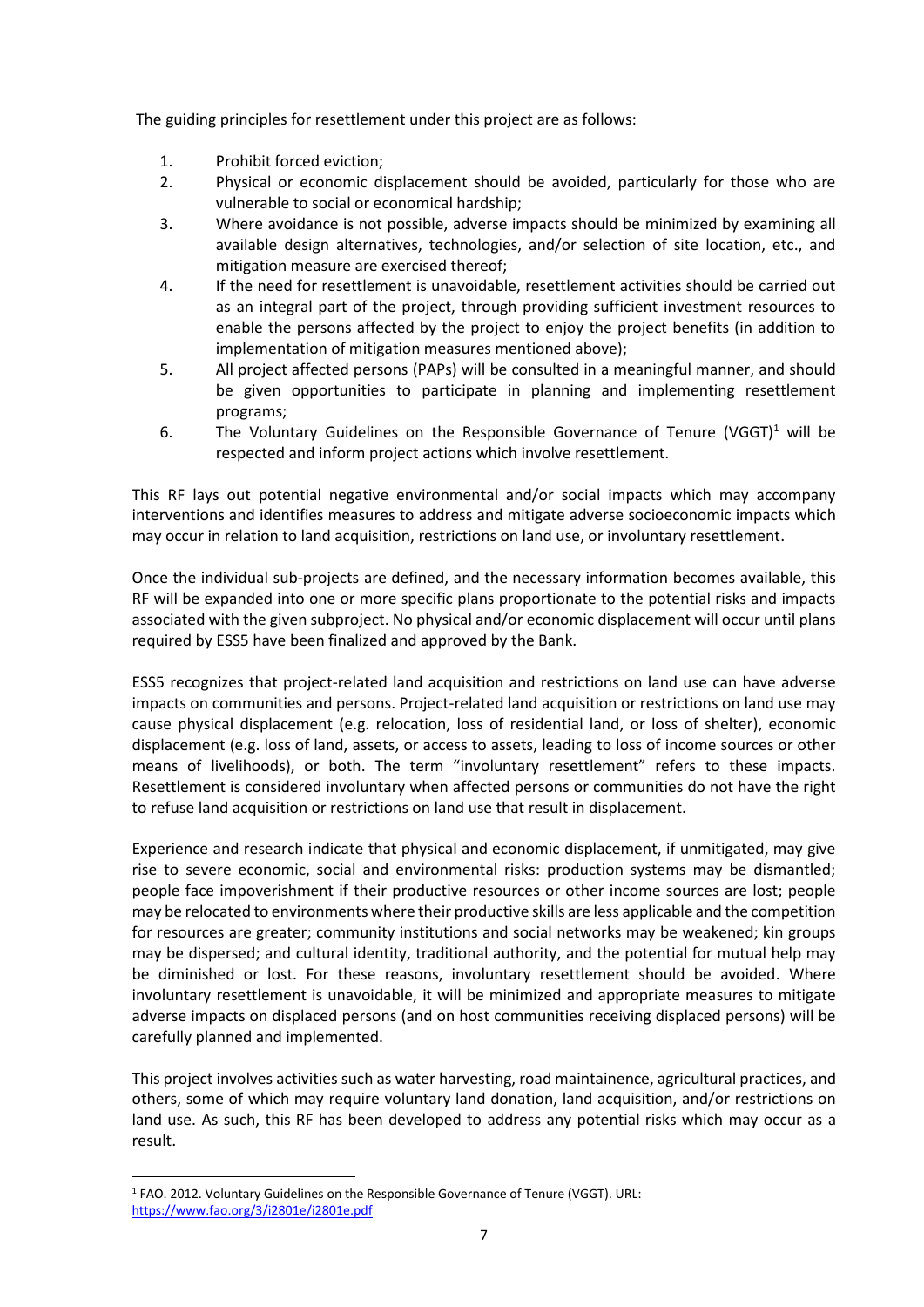The guiding principles for resettlement under this project are as follows:

1. Prohibit forced eviction;
2. Physical or economic displacement should be avoided, particularly for those who are vulnerable to social or economical hardship;
3. Where avoidance is not possible, adverse impacts should be minimized by examining all available design alternatives, technologies, and/or selection of site location, etc., and mitigation measure are exercised thereof;
4. If the need for resettlement is unavoidable, resettlement activities should be carried out as an integral part of the project, through providing sufficient investment resources to enable the persons affected by the project to enjoy the project benefits (in addition to implementation of mitigation measures mentioned above);
5. All project affected persons (PAPs) will be consulted in a meaningful manner, and should be given opportunities to participate in planning and implementing resettlement programs;
6. The Voluntary Guidelines on the Responsible Governance of Tenure (VGGT)[1] will be respected and inform project actions which involve resettlement.

This RF lays out potential negative environmental and/or social impacts which may accompany interventions and identifies measures to address and mitigate adverse socioeconomic impacts which may occur in relation to land acquisition, restrictions on land use, or involuntary resettlement.

Once the individual sub-projects are defined, and the necessary information becomes available, this RF will be expanded into one or more specific plans proportionate to the potential risks and impacts associated with the given subproject. No physical and/or economic displacement will occur until plans required by ESS5 have been finalized and approved by the Bank.

ESS5 recognizes that project-related land acquisition and restrictions on land use can have adverse impacts on communities and persons. Project-related land acquisition or restrictions on land use may cause physical displacement (e.g. relocation, loss of residential land, or loss of shelter), economic displacement (e.g. loss of land, assets, or access to assets, leading to loss of income sources or other means of livelihoods), or both. The term "involuntary resettlement" refers to these impacts. Resettlement is considered involuntary when affected persons or communities do not have the right to refuse land acquisition or restrictions on land use that result in displacement.

Experience and research indicate that physical and economic displacement, if unmitigated, may give rise to severe economic, social and environmental risks: production systems may be dismantled; people face impoverishment if their productive resources or other income sources are lost; people may be relocated to environments where their productive skills are less applicable and the competition for resources are greater; community institutions and social networks may be weakened; kin groups may be dispersed; and cultural identity, traditional authority, and the potential for mutual help may be diminished or lost. For these reasons, involuntary resettlement should be avoided. Where involuntary resettlement is unavoidable, it will be minimized and appropriate measures to mitigate adverse impacts on displaced persons (and on host communities receiving displaced persons) will be carefully planned and implemented.

This project involves activities such as water harvesting, road maintainence, agricultural practices, and others, some of which may require voluntary land donation, land acquisition, and/or restrictions on land use. As such, this RF has been developed to address any potential risks which may occur as a result.

[1] FAO. 2012. Voluntary Guidelines on the Responsible Governance of Tenure (VGGT). URL: https://www.fao.org/3/i2801e/i2801e.pdf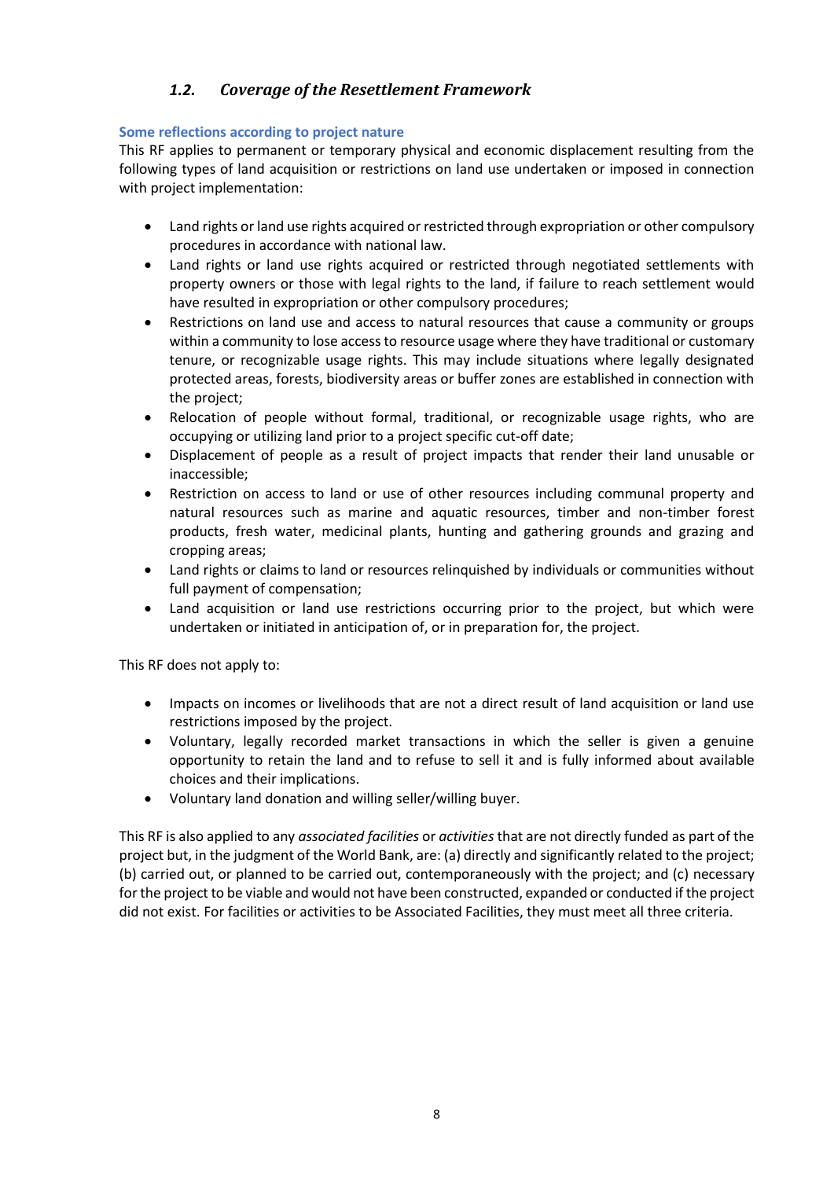### *1.2. Coverage of the Resettlement Framework*

**Some reflections according to project nature**

This RF applies to permanent or temporary physical and economic displacement resulting from the following types of land acquisition or restrictions on land use undertaken or imposed in connection with project implementation:

- Land rights or land use rights acquired or restricted through expropriation or other compulsory procedures in accordance with national law.
- Land rights or land use rights acquired or restricted through negotiated settlements with property owners or those with legal rights to the land, if failure to reach settlement would have resulted in expropriation or other compulsory procedures;
- Restrictions on land use and access to natural resources that cause a community or groups within a community to lose access to resource usage where they have traditional or customary tenure, or recognizable usage rights. This may include situations where legally designated protected areas, forests, biodiversity areas or buffer zones are established in connection with the project;
- Relocation of people without formal, traditional, or recognizable usage rights, who are occupying or utilizing land prior to a project specific cut-off date;
- Displacement of people as a result of project impacts that render their land unusable or inaccessible;
- Restriction on access to land or use of other resources including communal property and natural resources such as marine and aquatic resources, timber and non-timber forest products, fresh water, medicinal plants, hunting and gathering grounds and grazing and cropping areas;
- Land rights or claims to land or resources relinquished by individuals or communities without full payment of compensation;
- Land acquisition or land use restrictions occurring prior to the project, but which were undertaken or initiated in anticipation of, or in preparation for, the project.

This RF does not apply to:

- Impacts on incomes or livelihoods that are not a direct result of land acquisition or land use restrictions imposed by the project.
- Voluntary, legally recorded market transactions in which the seller is given a genuine opportunity to retain the land and to refuse to sell it and is fully informed about available choices and their implications.
- Voluntary land donation and willing seller/willing buyer.

This RF is also applied to any *associated facilities* or *activities* that are not directly funded as part of the project but, in the judgment of the World Bank, are: (a) directly and significantly related to the project; (b) carried out, or planned to be carried out, contemporaneously with the project; and (c) necessary for the project to be viable and would not have been constructed, expanded or conducted if the project did not exist. For facilities or activities to be Associated Facilities, they must meet all three criteria.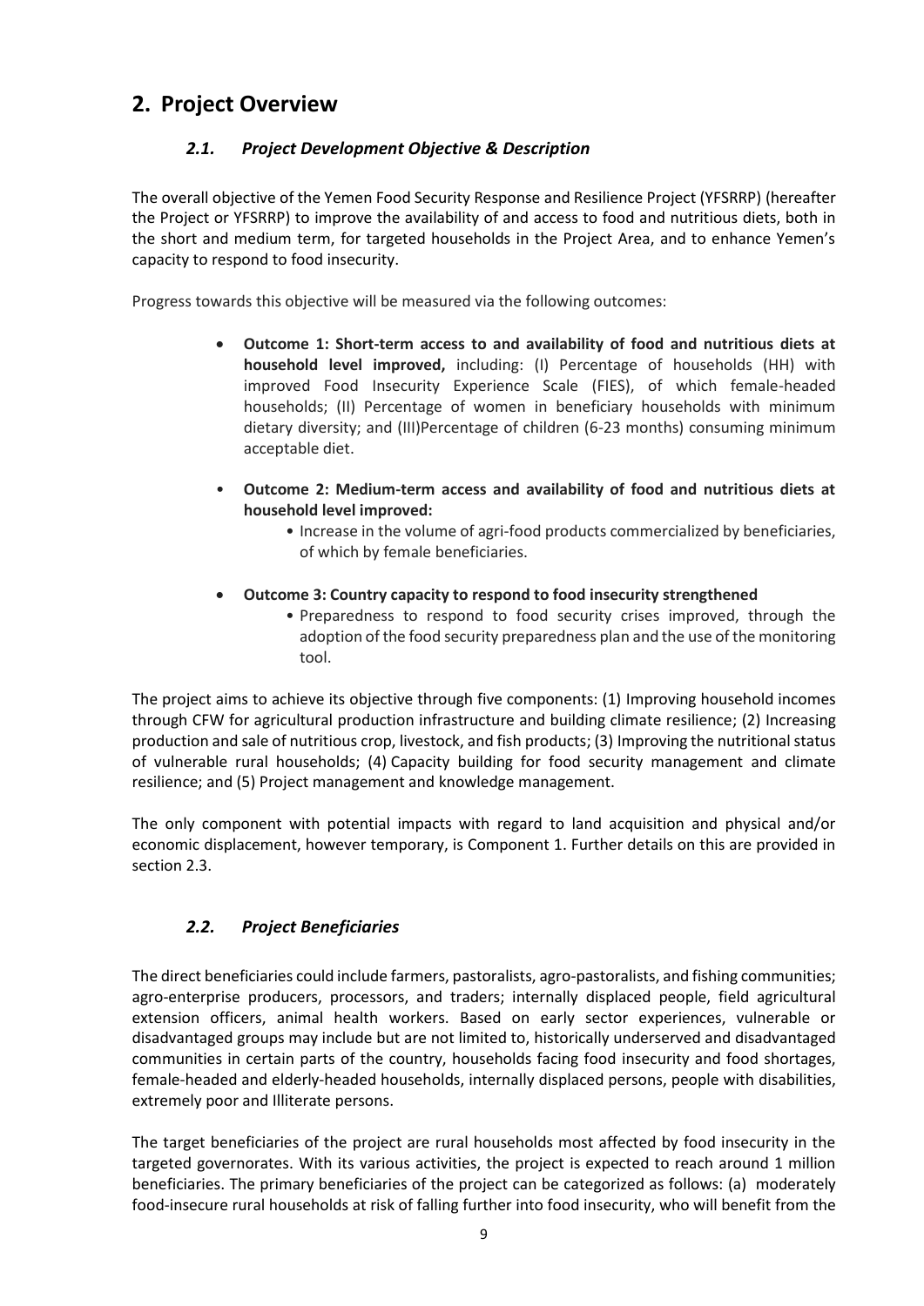## 2. Project Overview

### *2.1. Project Development Objective & Description*

The overall objective of the Yemen Food Security Response and Resilience Project (YFSRRP) (hereafter the Project or YFSRRP) to improve the availability of and access to food and nutritious diets, both in the short and medium term, for targeted households in the Project Area, and to enhance Yemen's capacity to respond to food insecurity.

Progress towards this objective will be measured via the following outcomes:

- **Outcome 1: Short-term access to and availability of food and nutritious diets at household level improved,** including: (I) Percentage of households (HH) with improved Food Insecurity Experience Scale (FIES), of which female-headed households; (II) Percentage of women in beneficiary households with minimum dietary diversity; and (III)Percentage of children (6-23 months) consuming minimum acceptable diet.
- **Outcome 2: Medium-term access and availability of food and nutritious diets at household level improved:**
  - Increase in the volume of agri-food products commercialized by beneficiaries, of which by female beneficiaries.
- **Outcome 3: Country capacity to respond to food insecurity strengthened**
  - Preparedness to respond to food security crises improved, through the adoption of the food security preparedness plan and the use of the monitoring tool.

The project aims to achieve its objective through five components: (1) Improving household incomes through CFW for agricultural production infrastructure and building climate resilience; (2) Increasing production and sale of nutritious crop, livestock, and fish products; (3) Improving the nutritional status of vulnerable rural households; (4) Capacity building for food security management and climate resilience; and (5) Project management and knowledge management.

The only component with potential impacts with regard to land acquisition and physical and/or economic displacement, however temporary, is Component 1. Further details on this are provided in section 2.3.

### *2.2. Project Beneficiaries*

The direct beneficiaries could include farmers, pastoralists, agro-pastoralists, and fishing communities; agro-enterprise producers, processors, and traders; internally displaced people, field agricultural extension officers, animal health workers. Based on early sector experiences, vulnerable or disadvantaged groups may include but are not limited to, historically underserved and disadvantaged communities in certain parts of the country, households facing food insecurity and food shortages, female-headed and elderly-headed households, internally displaced persons, people with disabilities, extremely poor and Illiterate persons.

The target beneficiaries of the project are rural households most affected by food insecurity in the targeted governorates. With its various activities, the project is expected to reach around 1 million beneficiaries. The primary beneficiaries of the project can be categorized as follows: (a) moderately food-insecure rural households at risk of falling further into food insecurity, who will benefit from the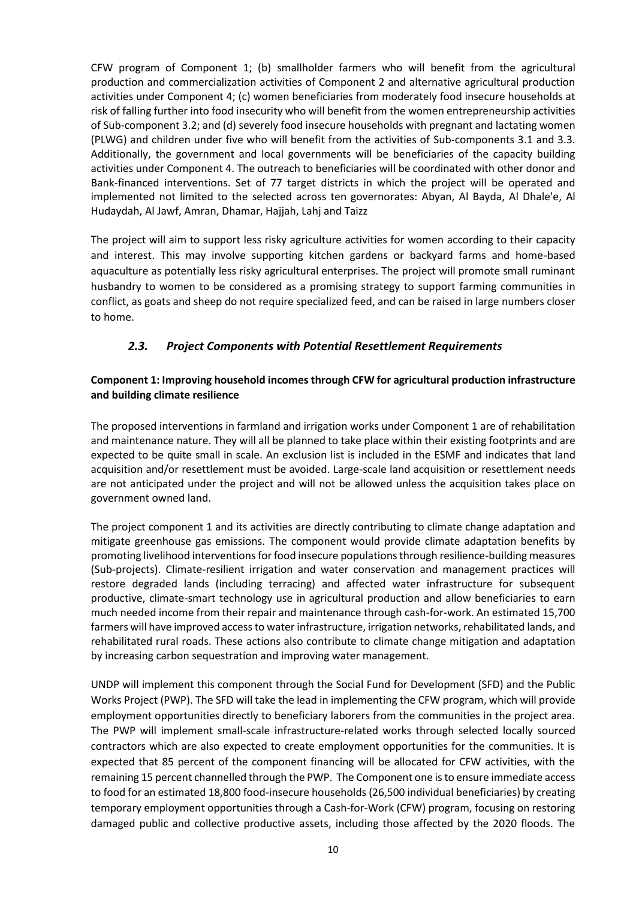CFW program of Component 1; (b) smallholder farmers who will benefit from the agricultural production and commercialization activities of Component 2 and alternative agricultural production activities under Component 4; (c) women beneficiaries from moderately food insecure households at risk of falling further into food insecurity who will benefit from the women entrepreneurship activities of Sub-component 3.2; and (d) severely food insecure households with pregnant and lactating women (PLWG) and children under five who will benefit from the activities of Sub-components 3.1 and 3.3. Additionally, the government and local governments will be beneficiaries of the capacity building activities under Component 4. The outreach to beneficiaries will be coordinated with other donor and Bank-financed interventions. Set of 77 target districts in which the project will be operated and implemented not limited to the selected across ten governorates: Abyan, Al Bayda, Al Dhale'e, Al Hudaydah, Al Jawf, Amran, Dhamar, Hajjah, Lahj and Taizz

The project will aim to support less risky agriculture activities for women according to their capacity and interest. This may involve supporting kitchen gardens or backyard farms and home-based aquaculture as potentially less risky agricultural enterprises. The project will promote small ruminant husbandry to women to be considered as a promising strategy to support farming communities in conflict, as goats and sheep do not require specialized feed, and can be raised in large numbers closer to home.

### *2.3. Project Components with Potential Resettlement Requirements*

**Component 1: Improving household incomes through CFW for agricultural production infrastructure and building climate resilience**

The proposed interventions in farmland and irrigation works under Component 1 are of rehabilitation and maintenance nature. They will all be planned to take place within their existing footprints and are expected to be quite small in scale. An exclusion list is included in the ESMF and indicates that land acquisition and/or resettlement must be avoided. Large-scale land acquisition or resettlement needs are not anticipated under the project and will not be allowed unless the acquisition takes place on government owned land.

The project component 1 and its activities are directly contributing to climate change adaptation and mitigate greenhouse gas emissions. The component would provide climate adaptation benefits by promoting livelihood interventions for food insecure populations through resilience-building measures (Sub-projects). Climate-resilient irrigation and water conservation and management practices will restore degraded lands (including terracing) and affected water infrastructure for subsequent productive, climate-smart technology use in agricultural production and allow beneficiaries to earn much needed income from their repair and maintenance through cash-for-work. An estimated 15,700 farmers will have improved access to water infrastructure, irrigation networks, rehabilitated lands, and rehabilitated rural roads. These actions also contribute to climate change mitigation and adaptation by increasing carbon sequestration and improving water management.

UNDP will implement this component through the Social Fund for Development (SFD) and the Public Works Project (PWP). The SFD will take the lead in implementing the CFW program, which will provide employment opportunities directly to beneficiary laborers from the communities in the project area. The PWP will implement small-scale infrastructure-related works through selected locally sourced contractors which are also expected to create employment opportunities for the communities. It is expected that 85 percent of the component financing will be allocated for CFW activities, with the remaining 15 percent channelled through the PWP. The Component one is to ensure immediate access to food for an estimated 18,800 food-insecure households (26,500 individual beneficiaries) by creating temporary employment opportunities through a Cash-for-Work (CFW) program, focusing on restoring damaged public and collective productive assets, including those affected by the 2020 floods. The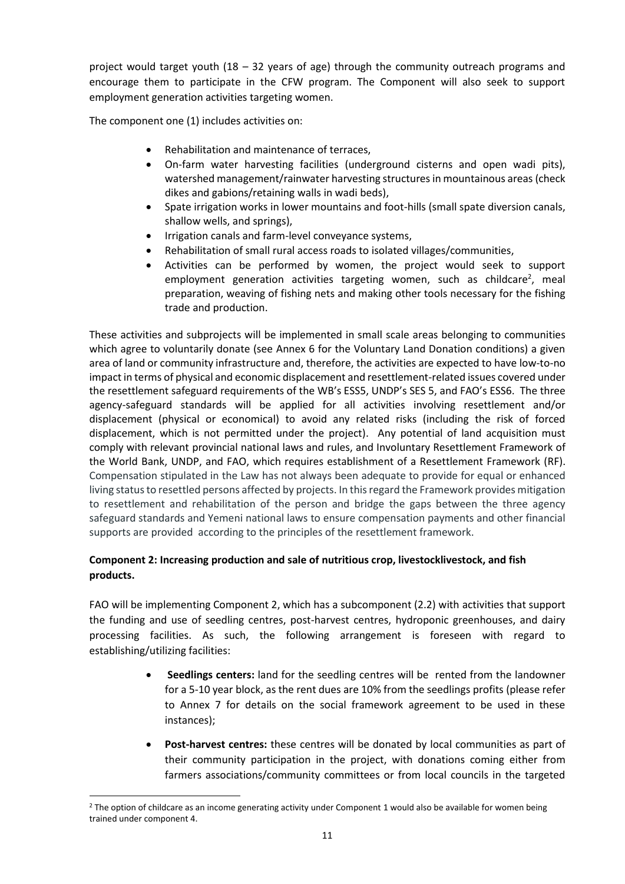project would target youth (18 – 32 years of age) through the community outreach programs and encourage them to participate in the CFW program. The Component will also seek to support employment generation activities targeting women.

The component one (1) includes activities on:

- Rehabilitation and maintenance of terraces,
- On-farm water harvesting facilities (underground cisterns and open wadi pits), watershed management/rainwater harvesting structures in mountainous areas (check dikes and gabions/retaining walls in wadi beds),
- Spate irrigation works in lower mountains and foot-hills (small spate diversion canals, shallow wells, and springs),
- Irrigation canals and farm-level conveyance systems,
- Rehabilitation of small rural access roads to isolated villages/communities,
- Activities can be performed by women, the project would seek to support employment generation activities targeting women, such as childcare[2], meal preparation, weaving of fishing nets and making other tools necessary for the fishing trade and production.

These activities and subprojects will be implemented in small scale areas belonging to communities which agree to voluntarily donate (see Annex 6 for the Voluntary Land Donation conditions) a given area of land or community infrastructure and, therefore, the activities are expected to have low-to-no impact in terms of physical and economic displacement and resettlement-related issues covered under the resettlement safeguard requirements of the WB's ESS5, UNDP's SES 5, and FAO's ESS6. The three agency-safeguard standards will be applied for all activities involving resettlement and/or displacement (physical or economical) to avoid any related risks (including the risk of forced displacement, which is not permitted under the project). Any potential of land acquisition must comply with relevant provincial national laws and rules, and Involuntary Resettlement Framework of the World Bank, UNDP, and FAO, which requires establishment of a Resettlement Framework (RF). Compensation stipulated in the Law has not always been adequate to provide for equal or enhanced living status to resettled persons affected by projects. In this regard the Framework provides mitigation to resettlement and rehabilitation of the person and bridge the gaps between the three agency safeguard standards and Yemeni national laws to ensure compensation payments and other financial supports are provided according to the principles of the resettlement framework.

**Component 2: Increasing production and sale of nutritious crop, livestocklivestock, and fish products.**

FAO will be implementing Component 2, which has a subcomponent (2.2) with activities that support the funding and use of seedling centres, post-harvest centres, hydroponic greenhouses, and dairy processing facilities. As such, the following arrangement is foreseen with regard to establishing/utilizing facilities:

- **Seedlings centers:** land for the seedling centres will be rented from the landowner for a 5-10 year block, as the rent dues are 10% from the seedlings profits (please refer to Annex 7 for details on the social framework agreement to be used in these instances);
- **Post-harvest centres:** these centres will be donated by local communities as part of their community participation in the project, with donations coming either from farmers associations/community committees or from local councils in the targeted

[2] The option of childcare as an income generating activity under Component 1 would also be available for women being trained under component 4.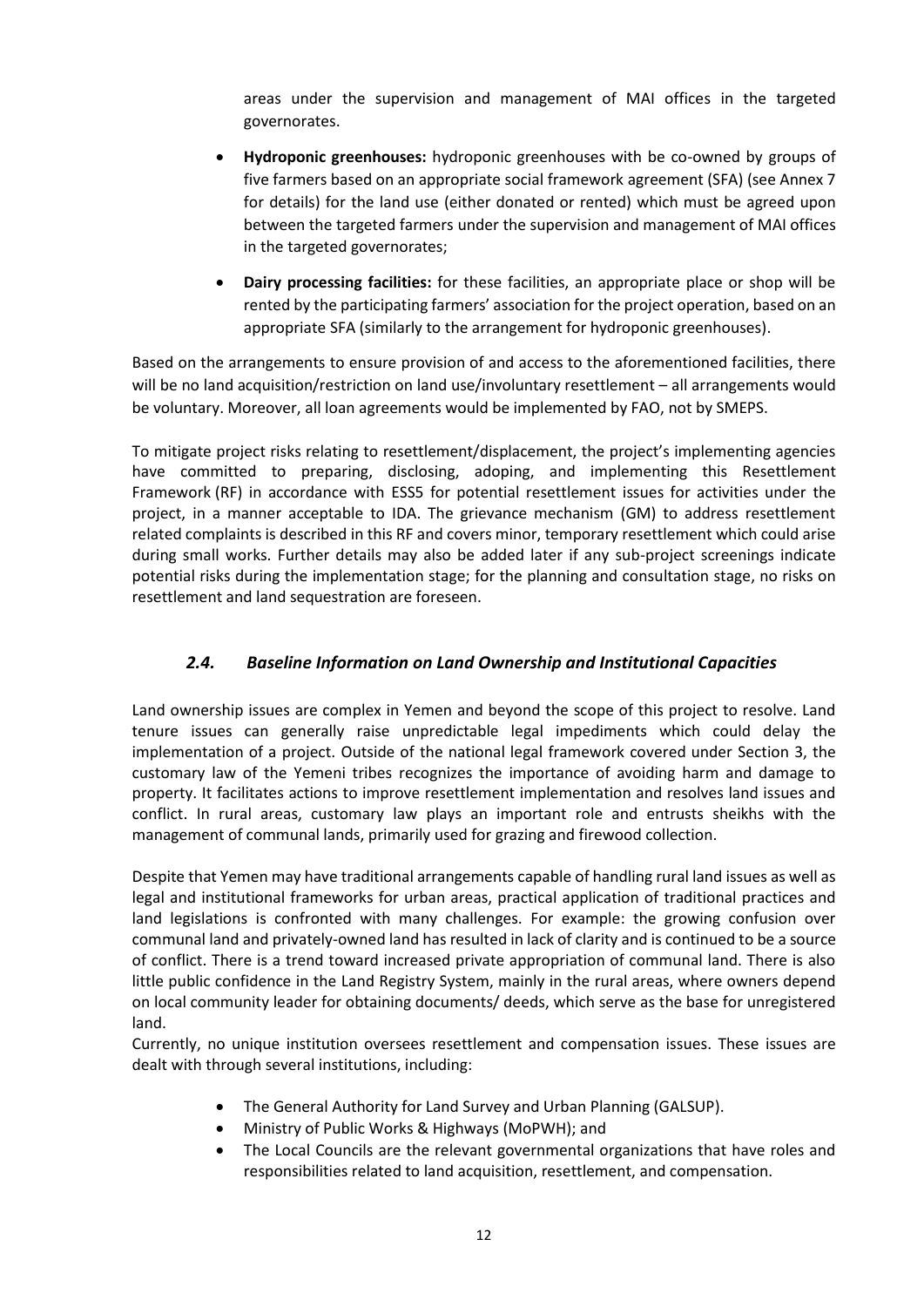areas under the supervision and management of MAI offices in the targeted governorates.

- **Hydroponic greenhouses:** hydroponic greenhouses with be co-owned by groups of five farmers based on an appropriate social framework agreement (SFA) (see Annex 7 for details) for the land use (either donated or rented) which must be agreed upon between the targeted farmers under the supervision and management of MAI offices in the targeted governorates;
- **Dairy processing facilities:** for these facilities, an appropriate place or shop will be rented by the participating farmers' association for the project operation, based on an appropriate SFA (similarly to the arrangement for hydroponic greenhouses).

Based on the arrangements to ensure provision of and access to the aforementioned facilities, there will be no land acquisition/restriction on land use/involuntary resettlement – all arrangements would be voluntary. Moreover, all loan agreements would be implemented by FAO, not by SMEPS.

To mitigate project risks relating to resettlement/displacement, the project's implementing agencies have committed to preparing, disclosing, adoping, and implementing this Resettlement Framework (RF) in accordance with ESS5 for potential resettlement issues for activities under the project, in a manner acceptable to IDA. The grievance mechanism (GM) to address resettlement related complaints is described in this RF and covers minor, temporary resettlement which could arise during small works. Further details may also be added later if any sub-project screenings indicate potential risks during the implementation stage; for the planning and consultation stage, no risks on resettlement and land sequestration are foreseen.

### *2.4. Baseline Information on Land Ownership and Institutional Capacities*

Land ownership issues are complex in Yemen and beyond the scope of this project to resolve. Land tenure issues can generally raise unpredictable legal impediments which could delay the implementation of a project. Outside of the national legal framework covered under Section 3, the customary law of the Yemeni tribes recognizes the importance of avoiding harm and damage to property. It facilitates actions to improve resettlement implementation and resolves land issues and conflict. In rural areas, customary law plays an important role and entrusts sheikhs with the management of communal lands, primarily used for grazing and firewood collection.

Despite that Yemen may have traditional arrangements capable of handling rural land issues as well as legal and institutional frameworks for urban areas, practical application of traditional practices and land legislations is confronted with many challenges. For example: the growing confusion over communal land and privately-owned land has resulted in lack of clarity and is continued to be a source of conflict. There is a trend toward increased private appropriation of communal land. There is also little public confidence in the Land Registry System, mainly in the rural areas, where owners depend on local community leader for obtaining documents/ deeds, which serve as the base for unregistered land.

Currently, no unique institution oversees resettlement and compensation issues. These issues are dealt with through several institutions, including:

- The General Authority for Land Survey and Urban Planning (GALSUP).
- Ministry of Public Works & Highways (MoPWH); and
- The Local Councils are the relevant governmental organizations that have roles and responsibilities related to land acquisition, resettlement, and compensation.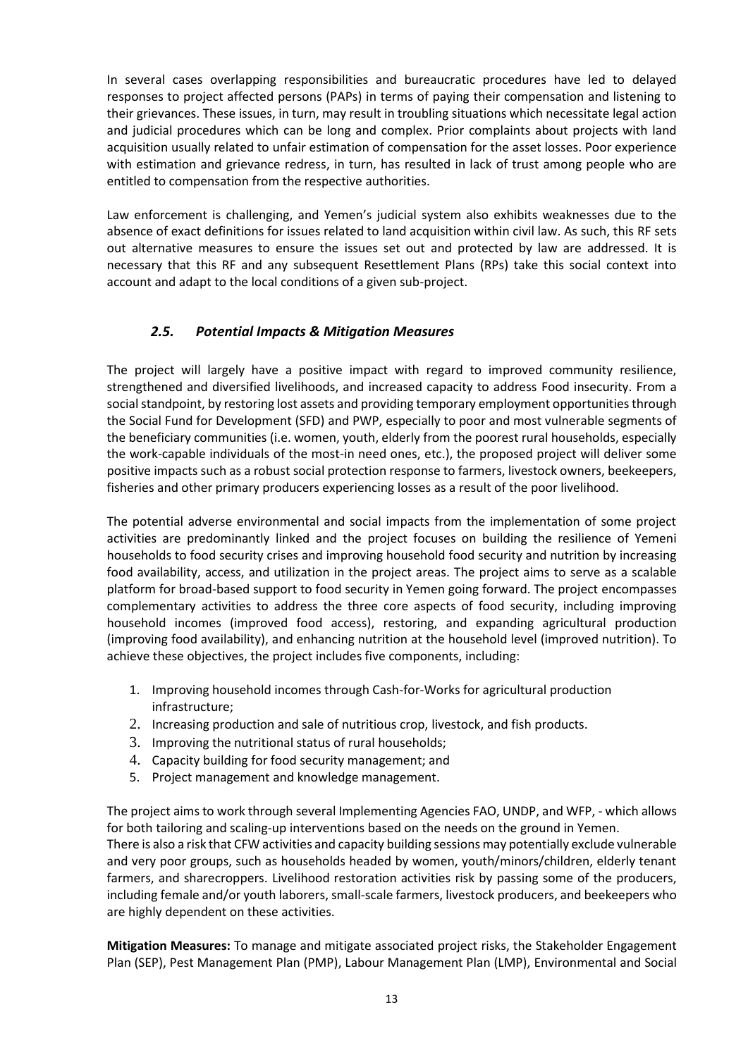In several cases overlapping responsibilities and bureaucratic procedures have led to delayed responses to project affected persons (PAPs) in terms of paying their compensation and listening to their grievances. These issues, in turn, may result in troubling situations which necessitate legal action and judicial procedures which can be long and complex. Prior complaints about projects with land acquisition usually related to unfair estimation of compensation for the asset losses. Poor experience with estimation and grievance redress, in turn, has resulted in lack of trust among people who are entitled to compensation from the respective authorities.

Law enforcement is challenging, and Yemen's judicial system also exhibits weaknesses due to the absence of exact definitions for issues related to land acquisition within civil law. As such, this RF sets out alternative measures to ensure the issues set out and protected by law are addressed. It is necessary that this RF and any subsequent Resettlement Plans (RPs) take this social context into account and adapt to the local conditions of a given sub-project.

### *2.5. Potential Impacts & Mitigation Measures*

The project will largely have a positive impact with regard to improved community resilience, strengthened and diversified livelihoods, and increased capacity to address Food insecurity. From a social standpoint, by restoring lost assets and providing temporary employment opportunities through the Social Fund for Development (SFD) and PWP, especially to poor and most vulnerable segments of the beneficiary communities (i.e. women, youth, elderly from the poorest rural households, especially the work-capable individuals of the most-in need ones, etc.), the proposed project will deliver some positive impacts such as a robust social protection response to farmers, livestock owners, beekeepers, fisheries and other primary producers experiencing losses as a result of the poor livelihood.

The potential adverse environmental and social impacts from the implementation of some project activities are predominantly linked and the project focuses on building the resilience of Yemeni households to food security crises and improving household food security and nutrition by increasing food availability, access, and utilization in the project areas. The project aims to serve as a scalable platform for broad-based support to food security in Yemen going forward. The project encompasses complementary activities to address the three core aspects of food security, including improving household incomes (improved food access), restoring, and expanding agricultural production (improving food availability), and enhancing nutrition at the household level (improved nutrition). To achieve these objectives, the project includes five components, including:

1. Improving household incomes through Cash-for-Works for agricultural production infrastructure;
2. Increasing production and sale of nutritious crop, livestock, and fish products.
3. Improving the nutritional status of rural households;
4. Capacity building for food security management; and
5. Project management and knowledge management.

The project aims to work through several Implementing Agencies FAO, UNDP, and WFP, - which allows for both tailoring and scaling-up interventions based on the needs on the ground in Yemen.
There is also a risk that CFW activities and capacity building sessions may potentially exclude vulnerable and very poor groups, such as households headed by women, youth/minors/children, elderly tenant farmers, and sharecroppers. Livelihood restoration activities risk by passing some of the producers, including female and/or youth laborers, small-scale farmers, livestock producers, and beekeepers who are highly dependent on these activities.

**Mitigation Measures:** To manage and mitigate associated project risks, the Stakeholder Engagement Plan (SEP), Pest Management Plan (PMP), Labour Management Plan (LMP), Environmental and Social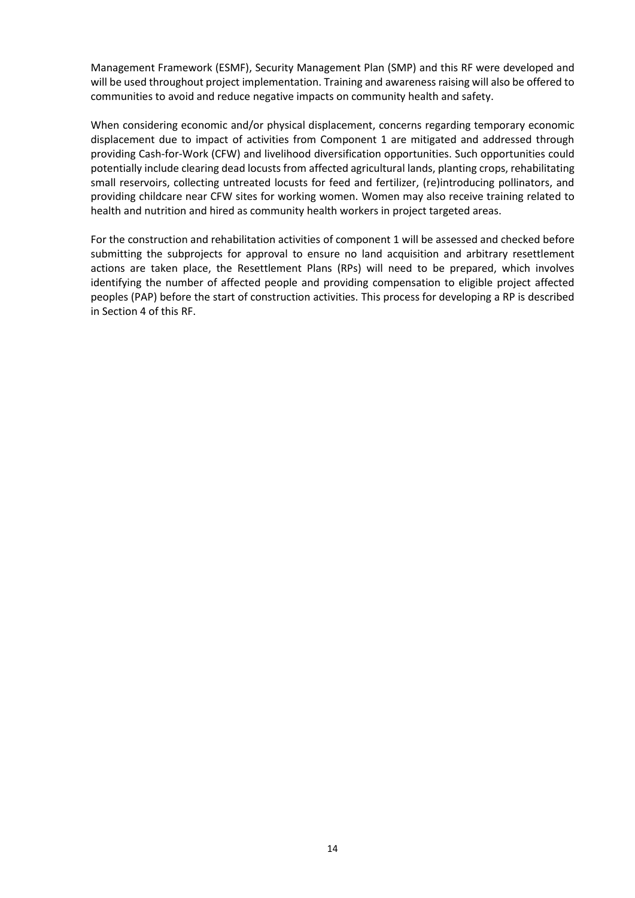Management Framework (ESMF), Security Management Plan (SMP) and this RF were developed and will be used throughout project implementation. Training and awareness raising will also be offered to communities to avoid and reduce negative impacts on community health and safety.

When considering economic and/or physical displacement, concerns regarding temporary economic displacement due to impact of activities from Component 1 are mitigated and addressed through providing Cash-for-Work (CFW) and livelihood diversification opportunities. Such opportunities could potentially include clearing dead locusts from affected agricultural lands, planting crops, rehabilitating small reservoirs, collecting untreated locusts for feed and fertilizer, (re)introducing pollinators, and providing childcare near CFW sites for working women. Women may also receive training related to health and nutrition and hired as community health workers in project targeted areas.

For the construction and rehabilitation activities of component 1 will be assessed and checked before submitting the subprojects for approval to ensure no land acquisition and arbitrary resettlement actions are taken place, the Resettlement Plans (RPs) will need to be prepared, which involves identifying the number of affected people and providing compensation to eligible project affected peoples (PAP) before the start of construction activities. This process for developing a RP is described in Section 4 of this RF.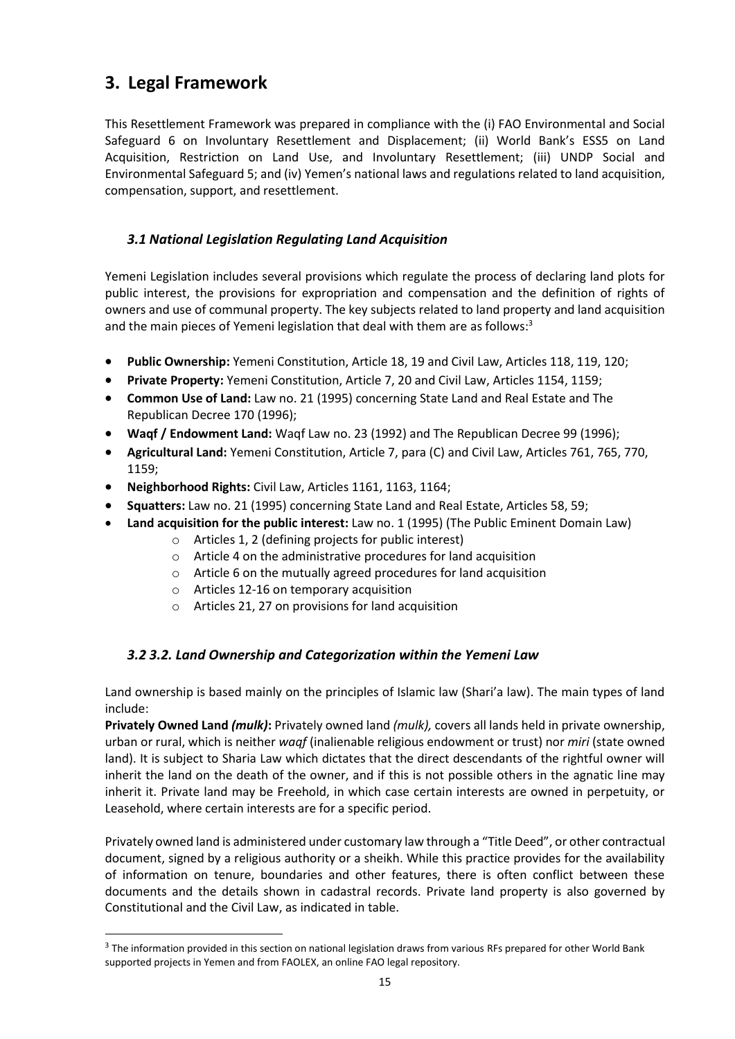# 3. Legal Framework

This Resettlement Framework was prepared in compliance with the (i) FAO Environmental and Social Safeguard 6 on Involuntary Resettlement and Displacement; (ii) World Bank's ESS5 on Land Acquisition, Restriction on Land Use, and Involuntary Resettlement; (iii) UNDP Social and Environmental Safeguard 5; and (iv) Yemen's national laws and regulations related to land acquisition, compensation, support, and resettlement.

### *3.1 National Legislation Regulating Land Acquisition*

Yemeni Legislation includes several provisions which regulate the process of declaring land plots for public interest, the provisions for expropriation and compensation and the definition of rights of owners and use of communal property. The key subjects related to land property and land acquisition and the main pieces of Yemeni legislation that deal with them are as follows:[3]

- **Public Ownership:** Yemeni Constitution, Article 18, 19 and Civil Law, Articles 118, 119, 120;
- **Private Property:** Yemeni Constitution, Article 7, 20 and Civil Law, Articles 1154, 1159;
- **Common Use of Land:** Law no. 21 (1995) concerning State Land and Real Estate and The Republican Decree 170 (1996);
- **Waqf / Endowment Land:** Waqf Law no. 23 (1992) and The Republican Decree 99 (1996);
- **Agricultural Land:** Yemeni Constitution, Article 7, para (C) and Civil Law, Articles 761, 765, 770, 1159;
- **Neighborhood Rights:** Civil Law, Articles 1161, 1163, 1164;
- **Squatters:** Law no. 21 (1995) concerning State Land and Real Estate, Articles 58, 59;
- **Land acquisition for the public interest:** Law no. 1 (1995) (The Public Eminent Domain Law)
  - Articles 1, 2 (defining projects for public interest)
  - Article 4 on the administrative procedures for land acquisition
  - Article 6 on the mutually agreed procedures for land acquisition
  - Articles 12-16 on temporary acquisition
  - Articles 21, 27 on provisions for land acquisition

### *3.2 3.2. Land Ownership and Categorization within the Yemeni Law*

Land ownership is based mainly on the principles of Islamic law (Shari'a law). The main types of land include:

**Privately Owned Land *(mulk)*:** Privately owned land *(mulk),* covers all lands held in private ownership, urban or rural, which is neither *waqf* (inalienable religious endowment or trust) nor *miri* (state owned land). It is subject to Sharia Law which dictates that the direct descendants of the rightful owner will inherit the land on the death of the owner, and if this is not possible others in the agnatic line may inherit it. Private land may be Freehold, in which case certain interests are owned in perpetuity, or Leasehold, where certain interests are for a specific period.

Privately owned land is administered under customary law through a "Title Deed", or other contractual document, signed by a religious authority or a sheikh. While this practice provides for the availability of information on tenure, boundaries and other features, there is often conflict between these documents and the details shown in cadastral records. Private land property is also governed by Constitutional and the Civil Law, as indicated in table.

---

[3] The information provided in this section on national legislation draws from various RFs prepared for other World Bank supported projects in Yemen and from FAOLEX, an online FAO legal repository.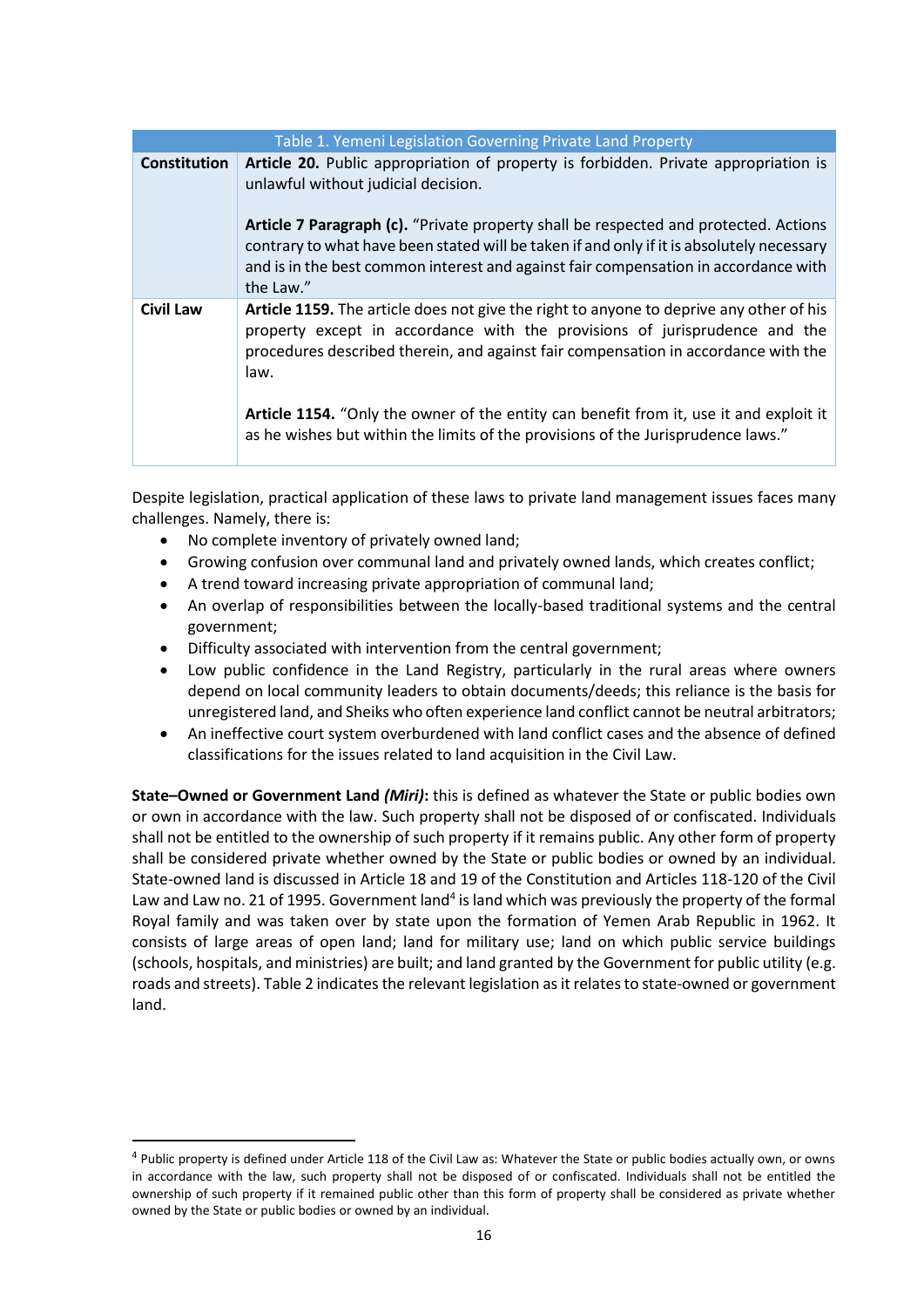| Table 1. Yemeni Legislation Governing Private Land Property | |
|---|---|
| **Constitution** | **Article 20.** Public appropriation of property is forbidden. Private appropriation is unlawful without judicial decision.<br><br>**Article 7 Paragraph (c).** "Private property shall be respected and protected. Actions contrary to what have been stated will be taken if and only if it is absolutely necessary and is in the best common interest and against fair compensation in accordance with the Law." |
| **Civil Law** | **Article 1159.** The article does not give the right to anyone to deprive any other of his property except in accordance with the provisions of jurisprudence and the procedures described therein, and against fair compensation in accordance with the law.<br><br>**Article 1154.** "Only the owner of the entity can benefit from it, use it and exploit it as he wishes but within the limits of the provisions of the Jurisprudence laws." |

Despite legislation, practical application of these laws to private land management issues faces many challenges. Namely, there is:

- No complete inventory of privately owned land;
- Growing confusion over communal land and privately owned lands, which creates conflict;
- A trend toward increasing private appropriation of communal land;
- An overlap of responsibilities between the locally-based traditional systems and the central government;
- Difficulty associated with intervention from the central government;
- Low public confidence in the Land Registry, particularly in the rural areas where owners depend on local community leaders to obtain documents/deeds; this reliance is the basis for unregistered land, and Sheiks who often experience land conflict cannot be neutral arbitrators;
- An ineffective court system overburdened with land conflict cases and the absence of defined classifications for the issues related to land acquisition in the Civil Law.

**State–Owned or Government Land *(Miri)*:** this is defined as whatever the State or public bodies own or own in accordance with the law. Such property shall not be disposed of or confiscated. Individuals shall not be entitled to the ownership of such property if it remains public. Any other form of property shall be considered private whether owned by the State or public bodies or owned by an individual. State-owned land is discussed in Article 18 and 19 of the Constitution and Articles 118-120 of the Civil Law and Law no. 21 of 1995. Government land[4] is land which was previously the property of the formal Royal family and was taken over by state upon the formation of Yemen Arab Republic in 1962. It consists of large areas of open land; land for military use; land on which public service buildings (schools, hospitals, and ministries) are built; and land granted by the Government for public utility (e.g. roads and streets). Table 2 indicates the relevant legislation as it relates to state-owned or government land.

[4] Public property is defined under Article 118 of the Civil Law as: Whatever the State or public bodies actually own, or owns in accordance with the law, such property shall not be disposed of or confiscated. Individuals shall not be entitled the ownership of such property if it remained public other than this form of property shall be considered as private whether owned by the State or public bodies or owned by an individual.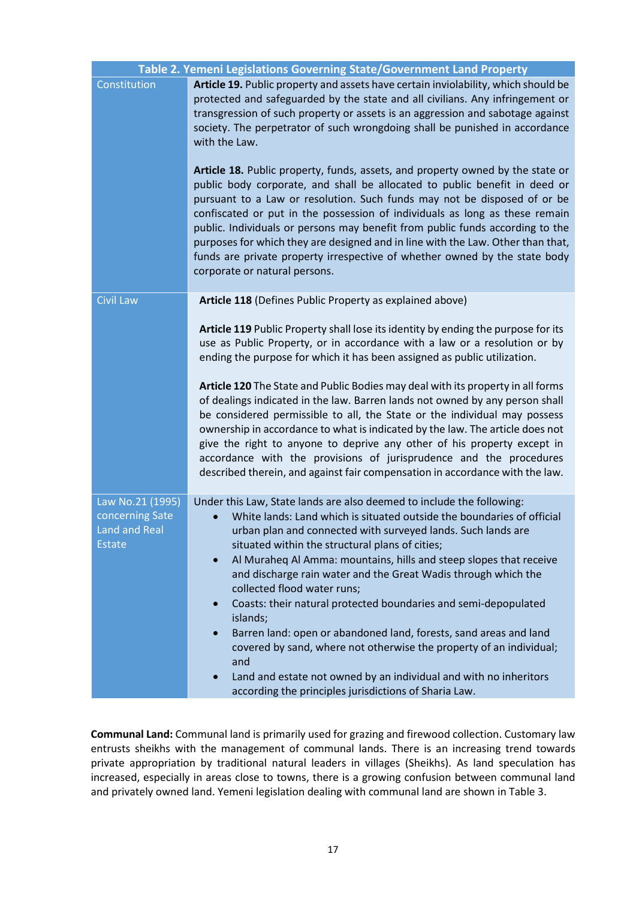| Table 2. Yemeni Legislations Governing State/Government Land Property | |
|---|---|
| Constitution | **Article 19.** Public property and assets have certain inviolability, which should be protected and safeguarded by the state and all civilians. Any infringement or transgression of such property or assets is an aggression and sabotage against society. The perpetrator of such wrongdoing shall be punished in accordance with the Law.<br><br>**Article 18.** Public property, funds, assets, and property owned by the state or public body corporate, and shall be allocated to public benefit in deed or pursuant to a Law or resolution. Such funds may not be disposed of or be confiscated or put in the possession of individuals as long as these remain public. Individuals or persons may benefit from public funds according to the purposes for which they are designed and in line with the Law. Other than that, funds are private property irrespective of whether owned by the state body corporate or natural persons. |
| Civil Law | **Article 118** (Defines Public Property as explained above)<br><br>**Article 119** Public Property shall lose its identity by ending the purpose for its use as Public Property, or in accordance with a law or a resolution or by ending the purpose for which it has been assigned as public utilization.<br><br>**Article 120** The State and Public Bodies may deal with its property in all forms of dealings indicated in the law. Barren lands not owned by any person shall be considered permissible to all, the State or the individual may possess ownership in accordance to what is indicated by the law. The article does not give the right to anyone to deprive any other of his property except in accordance with the provisions of jurisprudence and the procedures described therein, and against fair compensation in accordance with the law. |
| Law No.21 (1995) concerning Sate Land and Real Estate | Under this Law, State lands are also deemed to include the following:<br>• White lands: Land which is situated outside the boundaries of official urban plan and connected with surveyed lands. Such lands are situated within the structural plans of cities;<br>• Al Muraheq Al Amma: mountains, hills and steep slopes that receive and discharge rain water and the Great Wadis through which the collected flood water runs;<br>• Coasts: their natural protected boundaries and semi-depopulated islands;<br>• Barren land: open or abandoned land, forests, sand areas and land covered by sand, where not otherwise the property of an individual; and<br>• Land and estate not owned by an individual and with no inheritors according the principles jurisdictions of Sharia Law. |

**Communal Land:** Communal land is primarily used for grazing and firewood collection. Customary law entrusts sheikhs with the management of communal lands. There is an increasing trend towards private appropriation by traditional natural leaders in villages (Sheikhs). As land speculation has increased, especially in areas close to towns, there is a growing confusion between communal land and privately owned land. Yemeni legislation dealing with communal land are shown in Table 3.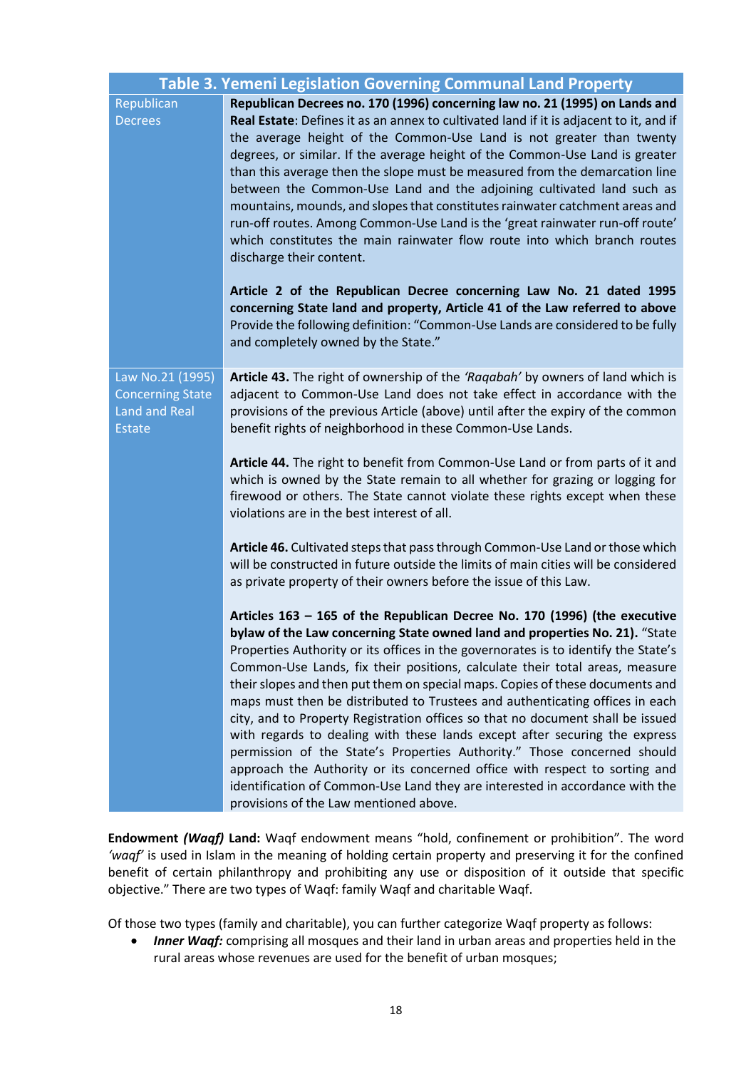| Table 3. Yemeni Legislation Governing Communal Land Property | |
|---|---|
| Republican Decrees | **Republican Decrees no. 170 (1996) concerning law no. 21 (1995) on Lands and Real Estate**: Defines it as an annex to cultivated land if it is adjacent to it, and if the average height of the Common-Use Land is not greater than twenty degrees, or similar. If the average height of the Common-Use Land is greater than this average then the slope must be measured from the demarcation line between the Common-Use Land and the adjoining cultivated land such as mountains, mounds, and slopes that constitutes rainwater catchment areas and run-off routes. Among Common-Use Land is the 'great rainwater run-off route' which constitutes the main rainwater flow route into which branch routes discharge their content. <br><br> **Article 2 of the Republican Decree concerning Law No. 21 dated 1995 concerning State land and property, Article 41 of the Law referred to above** Provide the following definition: "Common-Use Lands are considered to be fully and completely owned by the State." |
| Law No.21 (1995) Concerning State Land and Real Estate | **Article 43.** The right of ownership of the *'Raqabah'* by owners of land which is adjacent to Common-Use Land does not take effect in accordance with the provisions of the previous Article (above) until after the expiry of the common benefit rights of neighborhood in these Common-Use Lands. <br><br> **Article 44.** The right to benefit from Common-Use Land or from parts of it and which is owned by the State remain to all whether for grazing or logging for firewood or others. The State cannot violate these rights except when these violations are in the best interest of all. <br><br> **Article 46.** Cultivated steps that pass through Common-Use Land or those which will be constructed in future outside the limits of main cities will be considered as private property of their owners before the issue of this Law. <br><br> **Articles 163 – 165 of the Republican Decree No. 170 (1996) (the executive bylaw of the Law concerning State owned land and properties No. 21).** "State Properties Authority or its offices in the governorates is to identify the State's Common-Use Lands, fix their positions, calculate their total areas, measure their slopes and then put them on special maps. Copies of these documents and maps must then be distributed to Trustees and authenticating offices in each city, and to Property Registration offices so that no document shall be issued with regards to dealing with these lands except after securing the express permission of the State's Properties Authority." Those concerned should approach the Authority or its concerned office with respect to sorting and identification of Common-Use Land they are interested in accordance with the provisions of the Law mentioned above. |

**Endowment *(Waqf)* Land:** Waqf endowment means "hold, confinement or prohibition". The word *'waqf'* is used in Islam in the meaning of holding certain property and preserving it for the confined benefit of certain philanthropy and prohibiting any use or disposition of it outside that specific objective." There are two types of Waqf: family Waqf and charitable Waqf.

Of those two types (family and charitable), you can further categorize Waqf property as follows:

- ***Inner Waqf:*** comprising all mosques and their land in urban areas and properties held in the rural areas whose revenues are used for the benefit of urban mosques;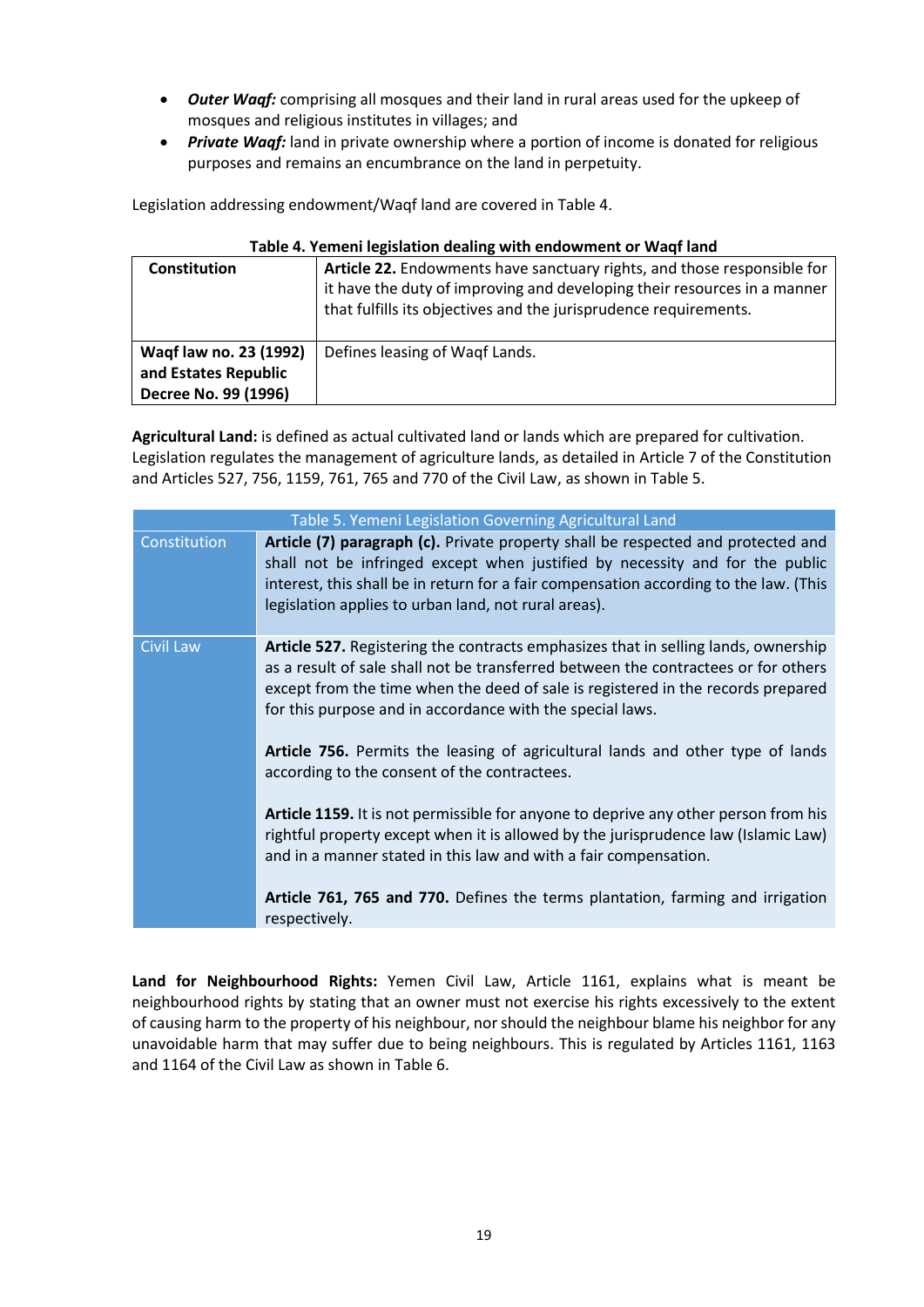- ***Outer Waqf:*** comprising all mosques and their land in rural areas used for the upkeep of mosques and religious institutes in villages; and
- ***Private Waqf:*** land in private ownership where a portion of income is donated for religious purposes and remains an encumbrance on the land in perpetuity.

Legislation addressing endowment/Waqf land are covered in Table 4.

**Table 4. Yemeni legislation dealing with endowment or Waqf land**

| | |
|---|---|
| **Constitution** | **Article 22.** Endowments have sanctuary rights, and those responsible for it have the duty of improving and developing their resources in a manner that fulfills its objectives and the jurisprudence requirements. |
| **Waqf law no. 23 (1992) and Estates Republic Decree No. 99 (1996)** | Defines leasing of Waqf Lands. |

**Agricultural Land:** is defined as actual cultivated land or lands which are prepared for cultivation. Legislation regulates the management of agriculture lands, as detailed in Article 7 of the Constitution and Articles 527, 756, 1159, 761, 765 and 770 of the Civil Law, as shown in Table 5.

**Table 5. Yemeni Legislation Governing Agricultural Land**

| | |
|---|---|
| Constitution | **Article (7) paragraph (c).** Private property shall be respected and protected and shall not be infringed except when justified by necessity and for the public interest, this shall be in return for a fair compensation according to the law. (This legislation applies to urban land, not rural areas). |
| Civil Law | **Article 527.** Registering the contracts emphasizes that in selling lands, ownership as a result of sale shall not be transferred between the contractees or for others except from the time when the deed of sale is registered in the records prepared for this purpose and in accordance with the special laws.<br><br>**Article 756.** Permits the leasing of agricultural lands and other type of lands according to the consent of the contractees.<br><br>**Article 1159.** It is not permissible for anyone to deprive any other person from his rightful property except when it is allowed by the jurisprudence law (Islamic Law) and in a manner stated in this law and with a fair compensation.<br><br>**Article 761, 765 and 770.** Defines the terms plantation, farming and irrigation respectively. |

**Land for Neighbourhood Rights:** Yemen Civil Law, Article 1161, explains what is meant be neighbourhood rights by stating that an owner must not exercise his rights excessively to the extent of causing harm to the property of his neighbour, nor should the neighbour blame his neighbor for any unavoidable harm that may suffer due to being neighbours. This is regulated by Articles 1161, 1163 and 1164 of the Civil Law as shown in Table 6.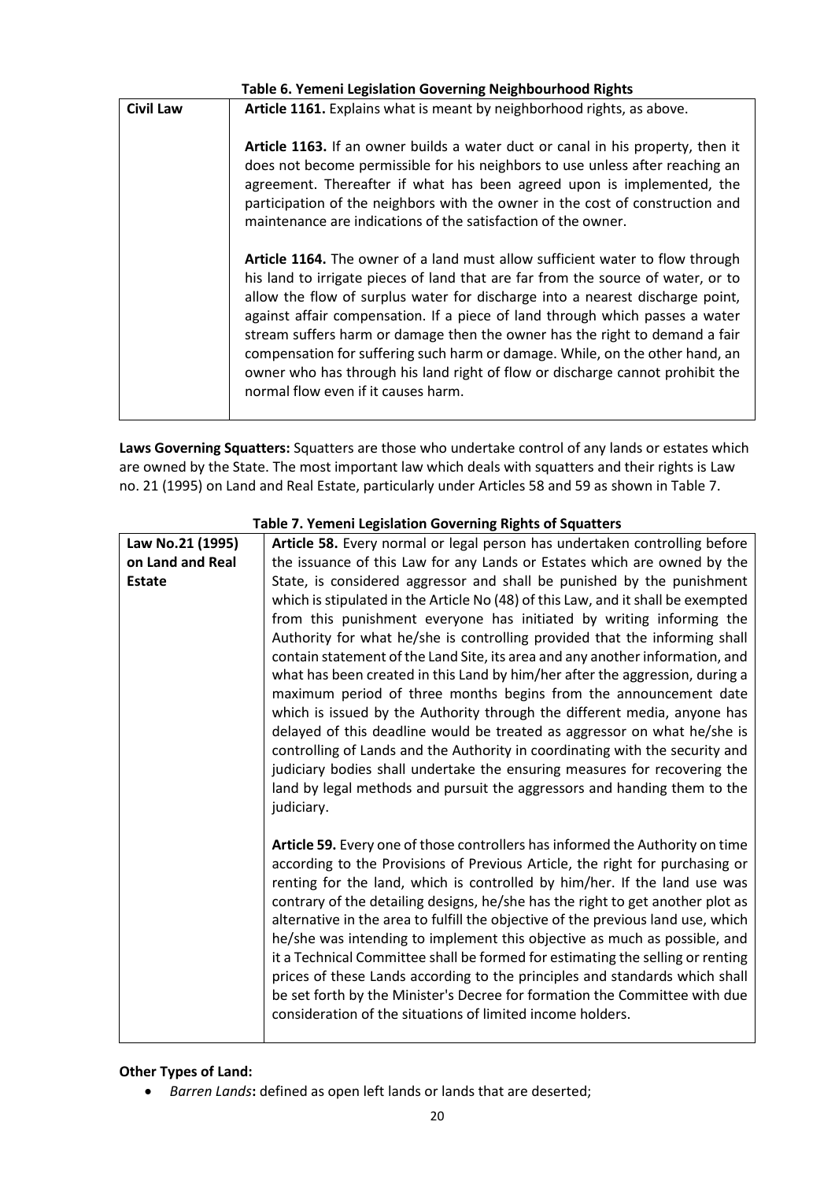**Table 6. Yemeni Legislation Governing Neighbourhood Rights**

| Civil Law | Article 1161. Explains what is meant by neighborhood rights, as above.<br><br>**Article 1163.** If an owner builds a water duct or canal in his property, then it does not become permissible for his neighbors to use unless after reaching an agreement. Thereafter if what has been agreed upon is implemented, the participation of the neighbors with the owner in the cost of construction and maintenance are indications of the satisfaction of the owner.<br><br>**Article 1164.** The owner of a land must allow sufficient water to flow through his land to irrigate pieces of land that are far from the source of water, or to allow the flow of surplus water for discharge into a nearest discharge point, against affair compensation. If a piece of land through which passes a water stream suffers harm or damage then the owner has the right to demand a fair compensation for suffering such harm or damage. While, on the other hand, an owner who has through his land right of flow or discharge cannot prohibit the normal flow even if it causes harm. |
|---|---|

**Laws Governing Squatters:** Squatters are those who undertake control of any lands or estates which are owned by the State. The most important law which deals with squatters and their rights is Law no. 21 (1995) on Land and Real Estate, particularly under Articles 58 and 59 as shown in Table 7.

**Table 7. Yemeni Legislation Governing Rights of Squatters**

| Law No.21 (1995) on Land and Real Estate | **Article 58.** Every normal or legal person has undertaken controlling before the issuance of this Law for any Lands or Estates which are owned by the State, is considered aggressor and shall be punished by the punishment which is stipulated in the Article No (48) of this Law, and it shall be exempted from this punishment everyone has initiated by writing informing the Authority for what he/she is controlling provided that the informing shall contain statement of the Land Site, its area and any another information, and what has been created in this Land by him/her after the aggression, during a maximum period of three months begins from the announcement date which is issued by the Authority through the different media, anyone has delayed of this deadline would be treated as aggressor on what he/she is controlling of Lands and the Authority in coordinating with the security and judiciary bodies shall undertake the ensuring measures for recovering the land by legal methods and pursuit the aggressors and handing them to the judiciary.<br><br>**Article 59.** Every one of those controllers has informed the Authority on time according to the Provisions of Previous Article, the right for purchasing or renting for the land, which is controlled by him/her. If the land use was contrary of the detailing designs, he/she has the right to get another plot as alternative in the area to fulfill the objective of the previous land use, which he/she was intending to implement this objective as much as possible, and it a Technical Committee shall be formed for estimating the selling or renting prices of these Lands according to the principles and standards which shall be set forth by the Minister's Decree for formation the Committee with due consideration of the situations of limited income holders. |
|---|---|

**Other Types of Land:**

- *Barren Lands***:** defined as open left lands or lands that are deserted;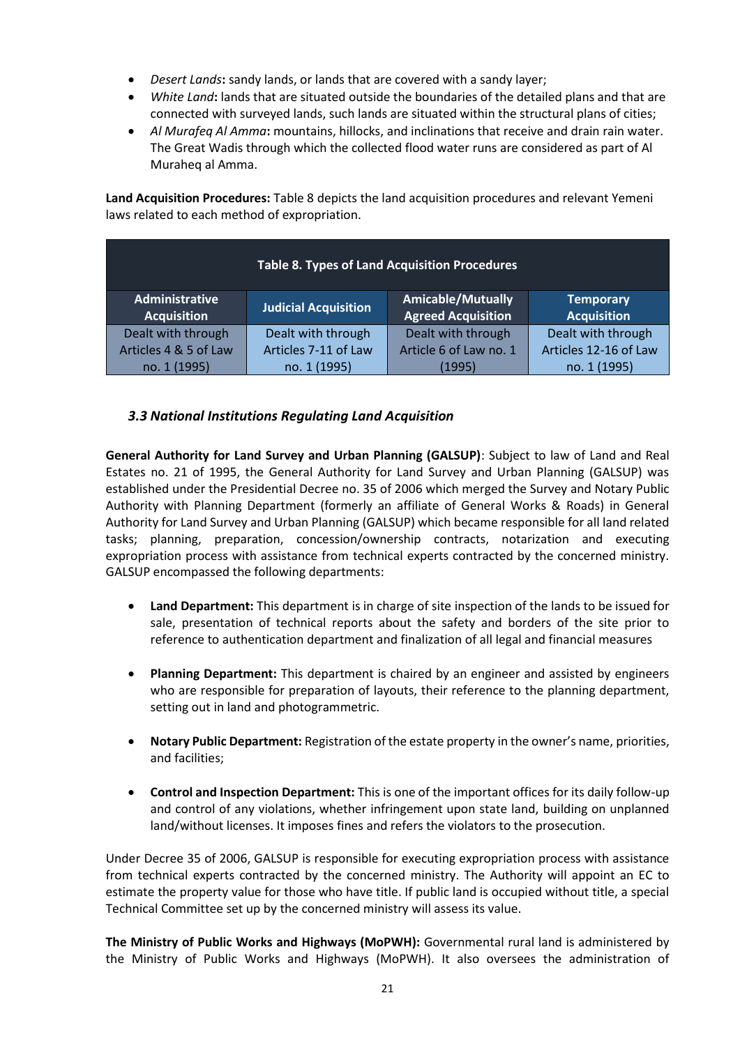- *Desert Lands*: sandy lands, or lands that are covered with a sandy layer;
- *White Land*: lands that are situated outside the boundaries of the detailed plans and that are connected with surveyed lands, such lands are situated within the structural plans of cities;
- *Al Murafeq Al Amma*: mountains, hillocks, and inclinations that receive and drain rain water. The Great Wadis through which the collected flood water runs are considered as part of Al Muraheq al Amma.

**Land Acquisition Procedures:** Table 8 depicts the land acquisition procedures and relevant Yemeni laws related to each method of expropriation.

**Table 8. Types of Land Acquisition Procedures**

| Administrative Acquisition | Judicial Acquisition | Amicable/Mutually Agreed Acquisition | Temporary Acquisition |
|---|---|---|---|
| Dealt with through Articles 4 & 5 of Law no. 1 (1995) | Dealt with through Articles 7-11 of Law no. 1 (1995) | Dealt with through Article 6 of Law no. 1 (1995) | Dealt with through Articles 12-16 of Law no. 1 (1995) |

### *3.3 National Institutions Regulating Land Acquisition*

**General Authority for Land Survey and Urban Planning (GALSUP)**: Subject to law of Land and Real Estates no. 21 of 1995, the General Authority for Land Survey and Urban Planning (GALSUP) was established under the Presidential Decree no. 35 of 2006 which merged the Survey and Notary Public Authority with Planning Department (formerly an affiliate of General Works & Roads) in General Authority for Land Survey and Urban Planning (GALSUP) which became responsible for all land related tasks; planning, preparation, concession/ownership contracts, notarization and executing expropriation process with assistance from technical experts contracted by the concerned ministry. GALSUP encompassed the following departments:

- **Land Department:** This department is in charge of site inspection of the lands to be issued for sale, presentation of technical reports about the safety and borders of the site prior to reference to authentication department and finalization of all legal and financial measures

- **Planning Department:** This department is chaired by an engineer and assisted by engineers who are responsible for preparation of layouts, their reference to the planning department, setting out in land and photogrammetric.

- **Notary Public Department:** Registration of the estate property in the owner's name, priorities, and facilities;

- **Control and Inspection Department:** This is one of the important offices for its daily follow-up and control of any violations, whether infringement upon state land, building on unplanned land/without licenses. It imposes fines and refers the violators to the prosecution.

Under Decree 35 of 2006, GALSUP is responsible for executing expropriation process with assistance from technical experts contracted by the concerned ministry. The Authority will appoint an EC to estimate the property value for those who have title. If public land is occupied without title, a special Technical Committee set up by the concerned ministry will assess its value.

**The Ministry of Public Works and Highways (MoPWH):** Governmental rural land is administered by the Ministry of Public Works and Highways (MoPWH). It also oversees the administration of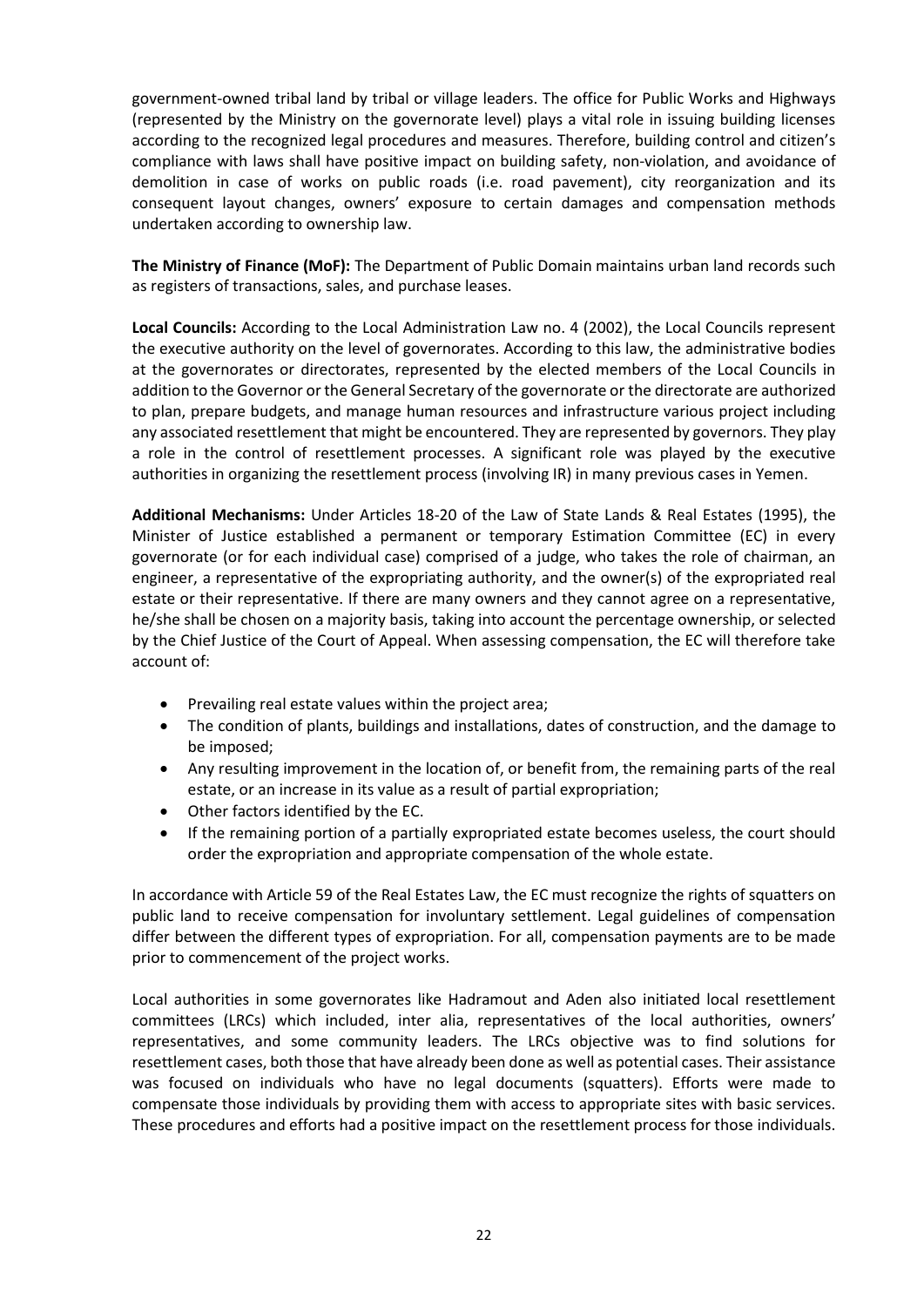government-owned tribal land by tribal or village leaders. The office for Public Works and Highways (represented by the Ministry on the governorate level) plays a vital role in issuing building licenses according to the recognized legal procedures and measures. Therefore, building control and citizen's compliance with laws shall have positive impact on building safety, non-violation, and avoidance of demolition in case of works on public roads (i.e. road pavement), city reorganization and its consequent layout changes, owners' exposure to certain damages and compensation methods undertaken according to ownership law.

**The Ministry of Finance (MoF):** The Department of Public Domain maintains urban land records such as registers of transactions, sales, and purchase leases.

**Local Councils:** According to the Local Administration Law no. 4 (2002), the Local Councils represent the executive authority on the level of governorates. According to this law, the administrative bodies at the governorates or directorates, represented by the elected members of the Local Councils in addition to the Governor or the General Secretary of the governorate or the directorate are authorized to plan, prepare budgets, and manage human resources and infrastructure various project including any associated resettlement that might be encountered. They are represented by governors. They play a role in the control of resettlement processes. A significant role was played by the executive authorities in organizing the resettlement process (involving IR) in many previous cases in Yemen.

**Additional Mechanisms:** Under Articles 18-20 of the Law of State Lands & Real Estates (1995), the Minister of Justice established a permanent or temporary Estimation Committee (EC) in every governorate (or for each individual case) comprised of a judge, who takes the role of chairman, an engineer, a representative of the expropriating authority, and the owner(s) of the expropriated real estate or their representative. If there are many owners and they cannot agree on a representative, he/she shall be chosen on a majority basis, taking into account the percentage ownership, or selected by the Chief Justice of the Court of Appeal. When assessing compensation, the EC will therefore take account of:

- Prevailing real estate values within the project area;
- The condition of plants, buildings and installations, dates of construction, and the damage to be imposed;
- Any resulting improvement in the location of, or benefit from, the remaining parts of the real estate, or an increase in its value as a result of partial expropriation;
- Other factors identified by the EC.
- If the remaining portion of a partially expropriated estate becomes useless, the court should order the expropriation and appropriate compensation of the whole estate.

In accordance with Article 59 of the Real Estates Law, the EC must recognize the rights of squatters on public land to receive compensation for involuntary settlement. Legal guidelines of compensation differ between the different types of expropriation. For all, compensation payments are to be made prior to commencement of the project works.

Local authorities in some governorates like Hadramout and Aden also initiated local resettlement committees (LRCs) which included, inter alia, representatives of the local authorities, owners' representatives, and some community leaders. The LRCs objective was to find solutions for resettlement cases, both those that have already been done as well as potential cases. Their assistance was focused on individuals who have no legal documents (squatters). Efforts were made to compensate those individuals by providing them with access to appropriate sites with basic services. These procedures and efforts had a positive impact on the resettlement process for those individuals.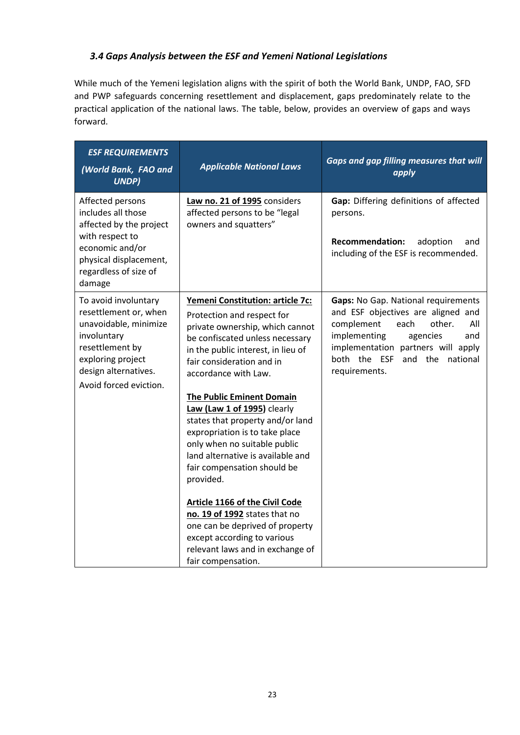### *3.4 Gaps Analysis between the ESF and Yemeni National Legislations*

While much of the Yemeni legislation aligns with the spirit of both the World Bank, UNDP, FAO, SFD and PWP safeguards concerning resettlement and displacement, gaps predominately relate to the practical application of the national laws. The table, below, provides an overview of gaps and ways forward.

| ***ESF REQUIREMENTS*** ***(World Bank, FAO and UNDP)*** | ***Applicable National Laws*** | ***Gaps and gap filling measures that will apply*** |
|---|---|---|
| Affected persons includes all those affected by the project with respect to economic and/or physical displacement, regardless of size of damage | **Law no. 21 of 1995** considers affected persons to be "legal owners and squatters" | **Gap:** Differing definitions of affected persons.<br><br>**Recommendation:** adoption and including of the ESF is recommended. |
| To avoid involuntary resettlement or, when unavoidable, minimize involuntary resettlement by exploring project design alternatives.<br>Avoid forced eviction. | **Yemeni Constitution: article 7c:**<br>Protection and respect for private ownership, which cannot be confiscated unless necessary in the public interest, in lieu of fair consideration and in accordance with Law.<br><br>**The Public Eminent Domain Law (Law 1 of 1995)** clearly states that property and/or land expropriation is to take place only when no suitable public land alternative is available and fair compensation should be provided.<br><br>**Article 1166 of the Civil Code no. 19 of 1992** states that no one can be deprived of property except according to various relevant laws and in exchange of fair compensation. | **Gaps:** No Gap. National requirements and ESF objectives are aligned and complement each other. All implementing agencies and implementation partners will apply both the ESF and the national requirements. |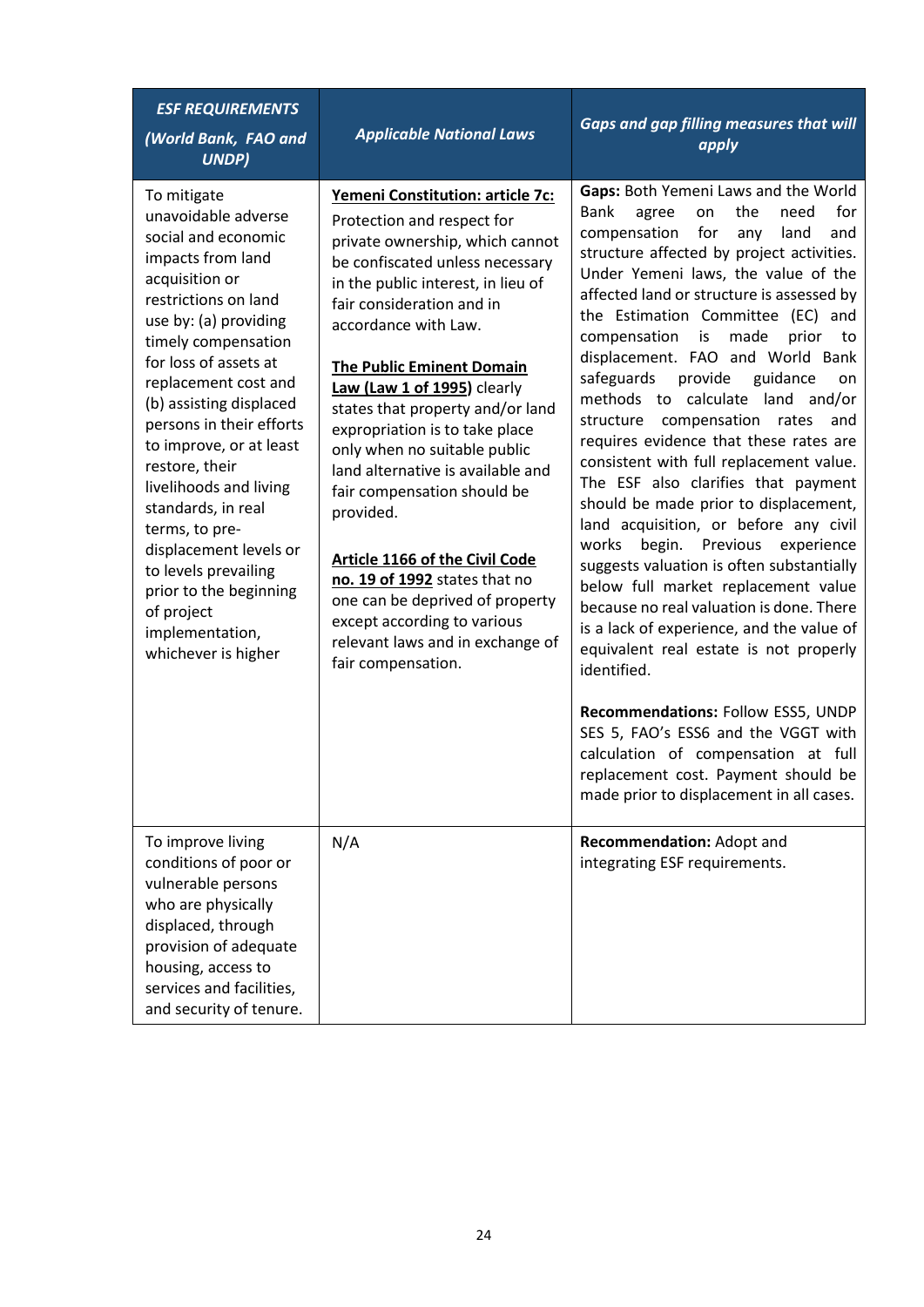| *ESF REQUIREMENTS (World Bank, FAO and UNDP)* | *Applicable National Laws* | *Gaps and gap filling measures that will apply* |
|---|---|---|
| To mitigate unavoidable adverse social and economic impacts from land acquisition or restrictions on land use by: (a) providing timely compensation for loss of assets at replacement cost and (b) assisting displaced persons in their efforts to improve, or at least restore, their livelihoods and living standards, in real terms, to pre-displacement levels or to levels prevailing prior to the beginning of project implementation, whichever is higher | **Yemeni Constitution: article 7c:** Protection and respect for private ownership, which cannot be confiscated unless necessary in the public interest, in lieu of fair consideration and in accordance with Law.<br><br>**The Public Eminent Domain Law (Law 1 of 1995)** clearly states that property and/or land expropriation is to take place only when no suitable public land alternative is available and fair compensation should be provided.<br><br>**Article 1166 of the Civil Code no. 19 of 1992** states that no one can be deprived of property except according to various relevant laws and in exchange of fair compensation. | **Gaps:** Both Yemeni Laws and the World Bank agree on the need for compensation for any land and structure affected by project activities. Under Yemeni laws, the value of the affected land or structure is assessed by the Estimation Committee (EC) and compensation is made prior to displacement. FAO and World Bank safeguards provide guidance on methods to calculate land and/or structure compensation rates and requires evidence that these rates are consistent with full replacement value. The ESF also clarifies that payment should be made prior to displacement, land acquisition, or before any civil works begin. Previous experience suggests valuation is often substantially below full market replacement value because no real valuation is done. There is a lack of experience, and the value of equivalent real estate is not properly identified.<br><br>**Recommendations:** Follow ESS5, UNDP SES 5, FAO's ESS6 and the VGGT with calculation of compensation at full replacement cost. Payment should be made prior to displacement in all cases. |
| To improve living conditions of poor or vulnerable persons who are physically displaced, through provision of adequate housing, access to services and facilities, and security of tenure. | N/A | **Recommendation:** Adopt and integrating ESF requirements. |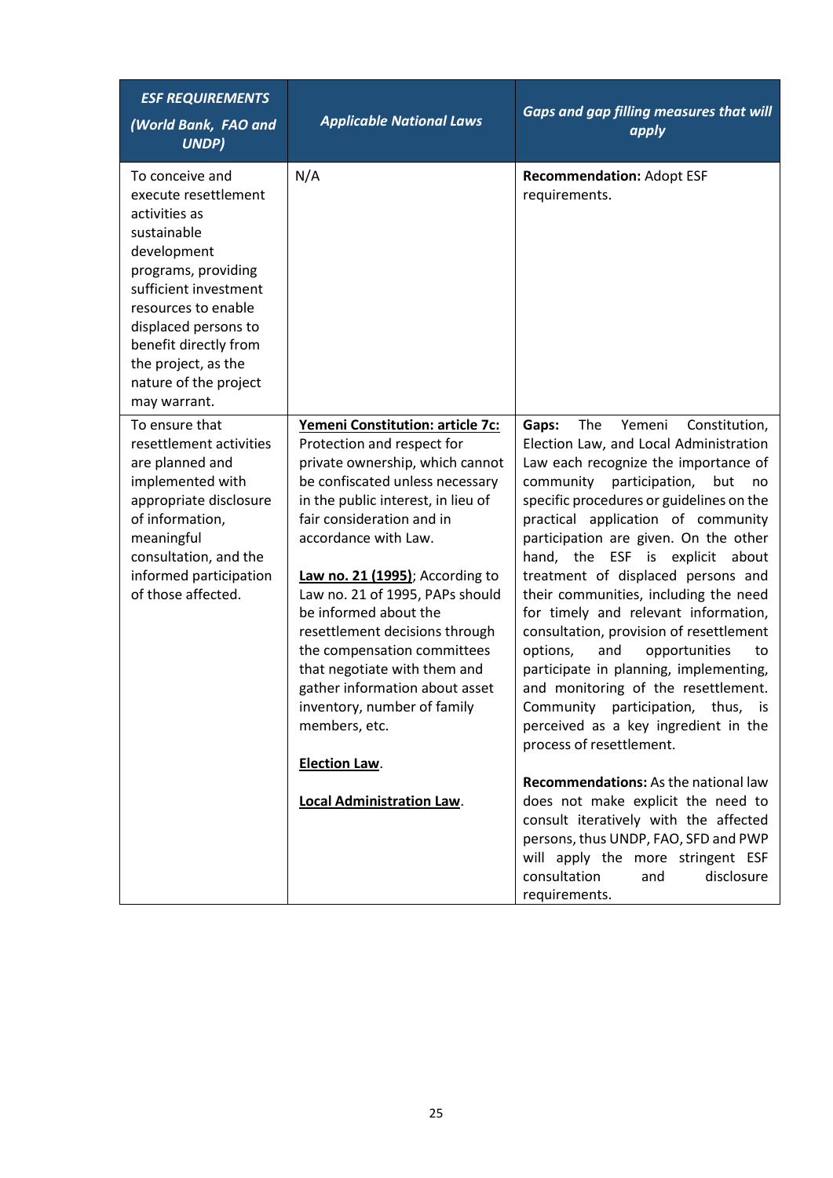| *ESF REQUIREMENTS (World Bank, FAO and UNDP)* | *Applicable National Laws* | *Gaps and gap filling measures that will apply* |
|---|---|---|
| To conceive and execute resettlement activities as sustainable development programs, providing sufficient investment resources to enable displaced persons to benefit directly from the project, as the nature of the project may warrant. | N/A | **Recommendation:** Adopt ESF requirements. |
| To ensure that resettlement activities are planned and implemented with appropriate disclosure of information, meaningful consultation, and the informed participation of those affected. | **Yemeni Constitution: article 7c:** Protection and respect for private ownership, which cannot be confiscated unless necessary in the public interest, in lieu of fair consideration and in accordance with Law.<br><br>**Law no. 21 (1995)**; According to Law no. 21 of 1995, PAPs should be informed about the resettlement decisions through the compensation committees that negotiate with them and gather information about asset inventory, number of family members, etc.<br><br>**Election Law**.<br><br>**Local Administration Law**. | **Gaps:** The Yemeni Constitution, Election Law, and Local Administration Law each recognize the importance of community participation, but no specific procedures or guidelines on the practical application of community participation are given. On the other hand, the ESF is explicit about treatment of displaced persons and their communities, including the need for timely and relevant information, consultation, provision of resettlement options, and opportunities to participate in planning, implementing, and monitoring of the resettlement. Community participation, thus, is perceived as a key ingredient in the process of resettlement.<br><br>**Recommendations:** As the national law does not make explicit the need to consult iteratively with the affected persons, thus UNDP, FAO, SFD and PWP will apply the more stringent ESF consultation and disclosure requirements. |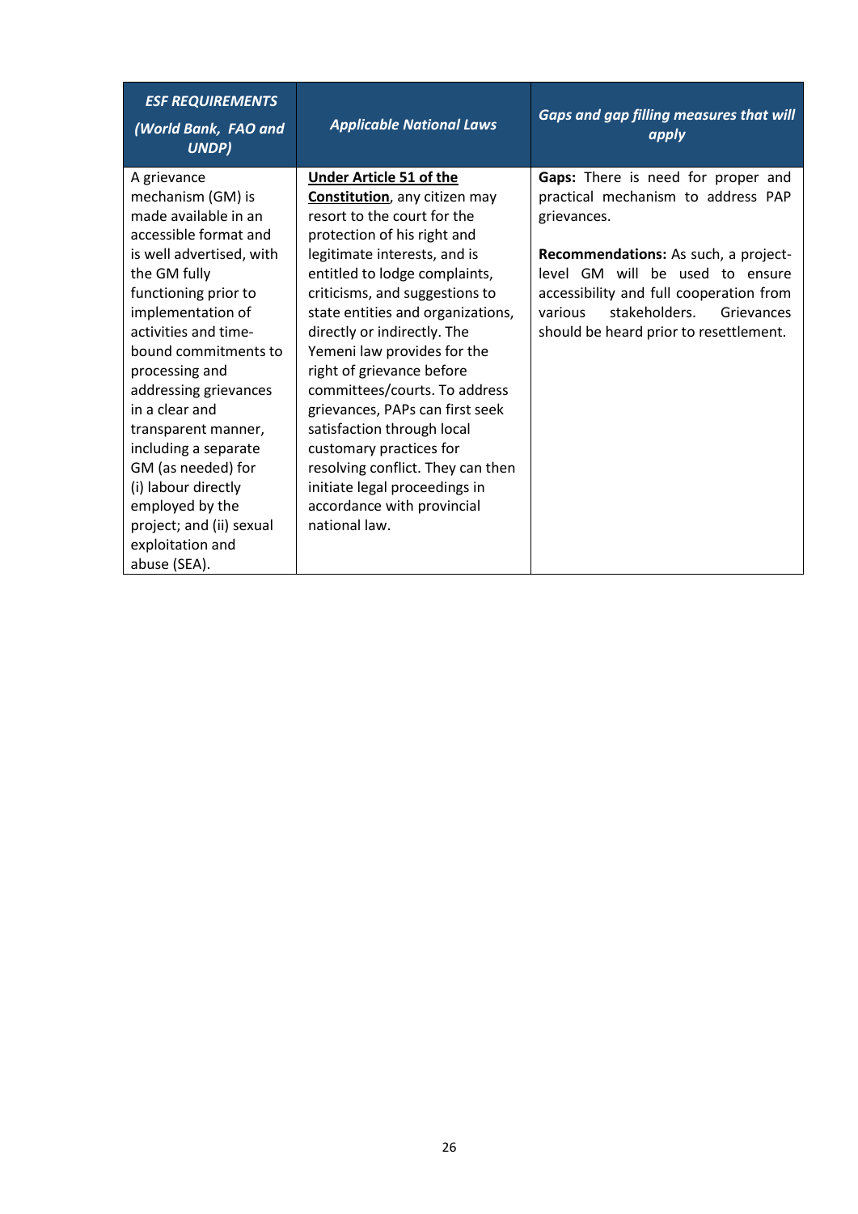| *ESF REQUIREMENTS (World Bank, FAO and UNDP)* | *Applicable National Laws* | *Gaps and gap filling measures that will apply* |
|---|---|---|
| A grievance mechanism (GM) is made available in an accessible format and is well advertised, with the GM fully functioning prior to implementation of activities and time-bound commitments to processing and addressing grievances in a clear and transparent manner, including a separate GM (as needed) for (i) labour directly employed by the project; and (ii) sexual exploitation and abuse (SEA). | **Under Article 51 of the Constitution**, any citizen may resort to the court for the protection of his right and legitimate interests, and is entitled to lodge complaints, criticisms, and suggestions to state entities and organizations, directly or indirectly. The Yemeni law provides for the right of grievance before committees/courts. To address grievances, PAPs can first seek satisfaction through local customary practices for resolving conflict. They can then initiate legal proceedings in accordance with provincial national law. | **Gaps:** There is need for proper and practical mechanism to address PAP grievances.<br><br>**Recommendations:** As such, a project-level GM will be used to ensure accessibility and full cooperation from various stakeholders. Grievances should be heard prior to resettlement. |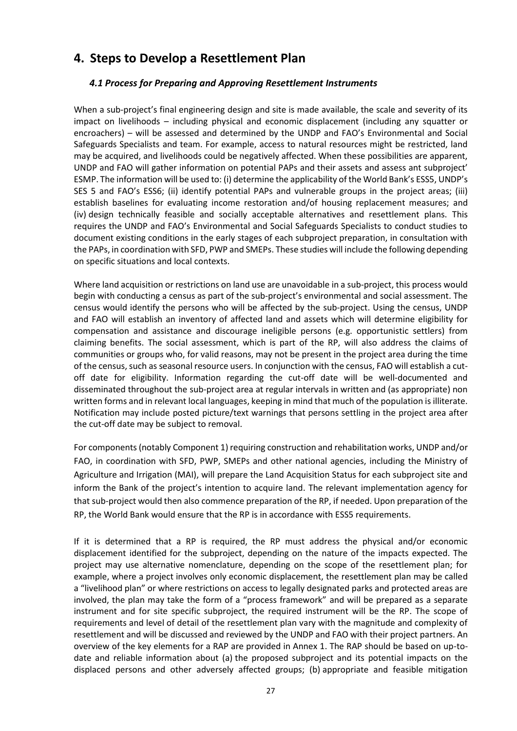# 4. Steps to Develop a Resettlement Plan

### *4.1 Process for Preparing and Approving Resettlement Instruments*

When a sub-project's final engineering design and site is made available, the scale and severity of its impact on livelihoods – including physical and economic displacement (including any squatter or encroachers) – will be assessed and determined by the UNDP and FAO's Environmental and Social Safeguards Specialists and team. For example, access to natural resources might be restricted, land may be acquired, and livelihoods could be negatively affected. When these possibilities are apparent, UNDP and FAO will gather information on potential PAPs and their assets and assess ant subproject' ESMP. The information will be used to: (i) determine the applicability of the World Bank's ESS5, UNDP's SES 5 and FAO's ESS6; (ii) identify potential PAPs and vulnerable groups in the project areas; (iii) establish baselines for evaluating income restoration and/of housing replacement measures; and (iv) design technically feasible and socially acceptable alternatives and resettlement plans. This requires the UNDP and FAO's Environmental and Social Safeguards Specialists to conduct studies to document existing conditions in the early stages of each subproject preparation, in consultation with the PAPs, in coordination with SFD, PWP and SMEPs. These studies will include the following depending on specific situations and local contexts.

Where land acquisition or restrictions on land use are unavoidable in a sub-project, this process would begin with conducting a census as part of the sub-project's environmental and social assessment. The census would identify the persons who will be affected by the sub-project. Using the census, UNDP and FAO will establish an inventory of affected land and assets which will determine eligibility for compensation and assistance and discourage ineligible persons (e.g. opportunistic settlers) from claiming benefits. The social assessment, which is part of the RP, will also address the claims of communities or groups who, for valid reasons, may not be present in the project area during the time of the census, such as seasonal resource users. In conjunction with the census, FAO will establish a cut-off date for eligibility. Information regarding the cut-off date will be well-documented and disseminated throughout the sub-project area at regular intervals in written and (as appropriate) non written forms and in relevant local languages, keeping in mind that much of the population is illiterate. Notification may include posted picture/text warnings that persons settling in the project area after the cut-off date may be subject to removal.

For components (notably Component 1) requiring construction and rehabilitation works, UNDP and/or FAO, in coordination with SFD, PWP, SMEPs and other national agencies, including the Ministry of Agriculture and Irrigation (MAI), will prepare the Land Acquisition Status for each subproject site and inform the Bank of the project's intention to acquire land. The relevant implementation agency for that sub-project would then also commence preparation of the RP, if needed. Upon preparation of the RP, the World Bank would ensure that the RP is in accordance with ESS5 requirements.

If it is determined that a RP is required, the RP must address the physical and/or economic displacement identified for the subproject, depending on the nature of the impacts expected. The project may use alternative nomenclature, depending on the scope of the resettlement plan; for example, where a project involves only economic displacement, the resettlement plan may be called a "livelihood plan" or where restrictions on access to legally designated parks and protected areas are involved, the plan may take the form of a "process framework" and will be prepared as a separate instrument and for site specific subproject, the required instrument will be the RP. The scope of requirements and level of detail of the resettlement plan vary with the magnitude and complexity of resettlement and will be discussed and reviewed by the UNDP and FAO with their project partners. An overview of the key elements for a RAP are provided in Annex 1. The RAP should be based on up-to-date and reliable information about (a) the proposed subproject and its potential impacts on the displaced persons and other adversely affected groups; (b) appropriate and feasible mitigation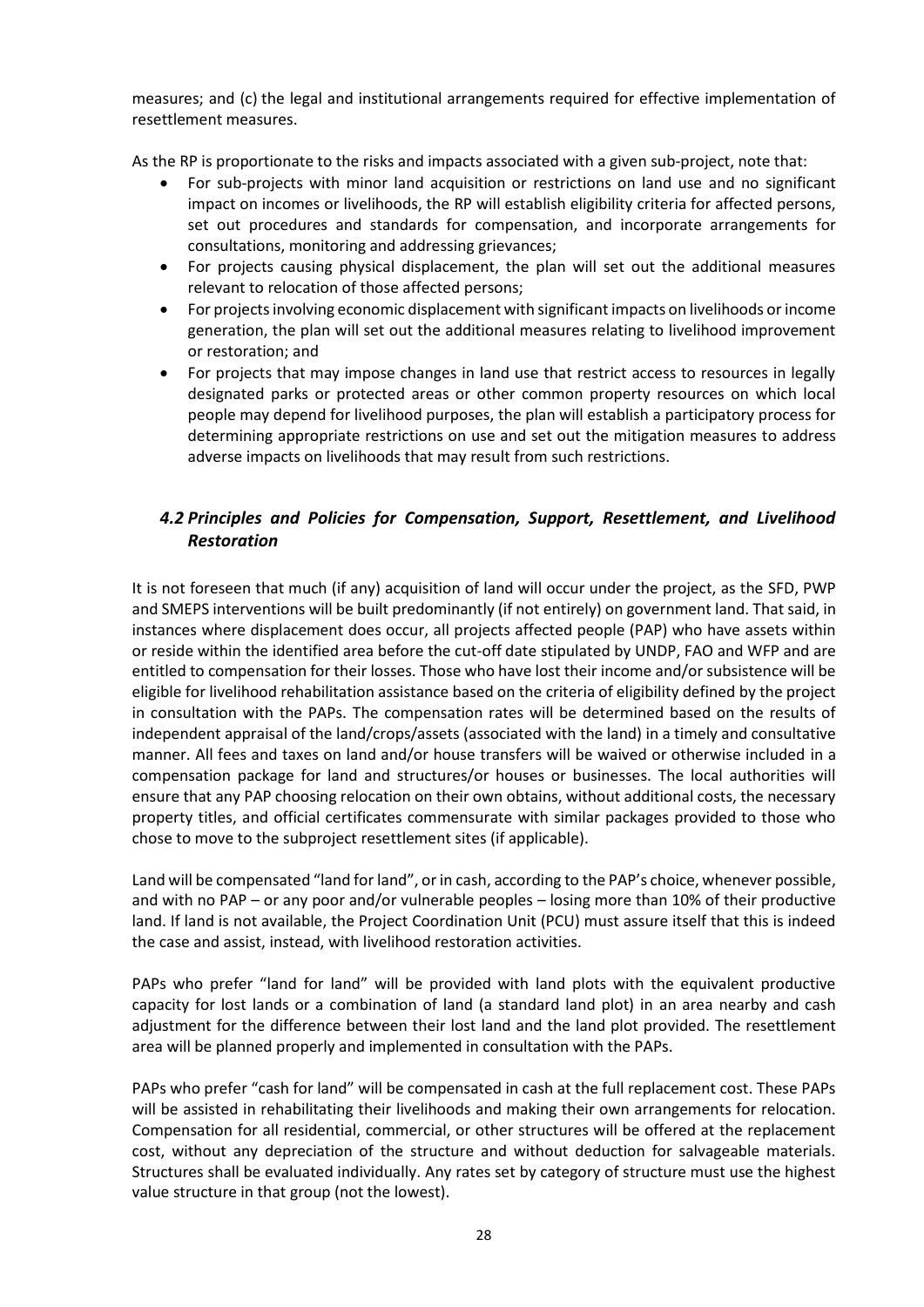measures; and (c) the legal and institutional arrangements required for effective implementation of resettlement measures.

As the RP is proportionate to the risks and impacts associated with a given sub-project, note that:

- For sub-projects with minor land acquisition or restrictions on land use and no significant impact on incomes or livelihoods, the RP will establish eligibility criteria for affected persons, set out procedures and standards for compensation, and incorporate arrangements for consultations, monitoring and addressing grievances;
- For projects causing physical displacement, the plan will set out the additional measures relevant to relocation of those affected persons;
- For projects involving economic displacement with significant impacts on livelihoods or income generation, the plan will set out the additional measures relating to livelihood improvement or restoration; and
- For projects that may impose changes in land use that restrict access to resources in legally designated parks or protected areas or other common property resources on which local people may depend for livelihood purposes, the plan will establish a participatory process for determining appropriate restrictions on use and set out the mitigation measures to address adverse impacts on livelihoods that may result from such restrictions.

## *4.2 Principles and Policies for Compensation, Support, Resettlement, and Livelihood Restoration*

It is not foreseen that much (if any) acquisition of land will occur under the project, as the SFD, PWP and SMEPS interventions will be built predominantly (if not entirely) on government land. That said, in instances where displacement does occur, all projects affected people (PAP) who have assets within or reside within the identified area before the cut-off date stipulated by UNDP, FAO and WFP and are entitled to compensation for their losses. Those who have lost their income and/or subsistence will be eligible for livelihood rehabilitation assistance based on the criteria of eligibility defined by the project in consultation with the PAPs. The compensation rates will be determined based on the results of independent appraisal of the land/crops/assets (associated with the land) in a timely and consultative manner. All fees and taxes on land and/or house transfers will be waived or otherwise included in a compensation package for land and structures/or houses or businesses. The local authorities will ensure that any PAP choosing relocation on their own obtains, without additional costs, the necessary property titles, and official certificates commensurate with similar packages provided to those who chose to move to the subproject resettlement sites (if applicable).

Land will be compensated "land for land", or in cash, according to the PAP's choice, whenever possible, and with no PAP – or any poor and/or vulnerable peoples – losing more than 10% of their productive land. If land is not available, the Project Coordination Unit (PCU) must assure itself that this is indeed the case and assist, instead, with livelihood restoration activities.

PAPs who prefer "land for land" will be provided with land plots with the equivalent productive capacity for lost lands or a combination of land (a standard land plot) in an area nearby and cash adjustment for the difference between their lost land and the land plot provided. The resettlement area will be planned properly and implemented in consultation with the PAPs.

PAPs who prefer "cash for land" will be compensated in cash at the full replacement cost. These PAPs will be assisted in rehabilitating their livelihoods and making their own arrangements for relocation. Compensation for all residential, commercial, or other structures will be offered at the replacement cost, without any depreciation of the structure and without deduction for salvageable materials. Structures shall be evaluated individually. Any rates set by category of structure must use the highest value structure in that group (not the lowest).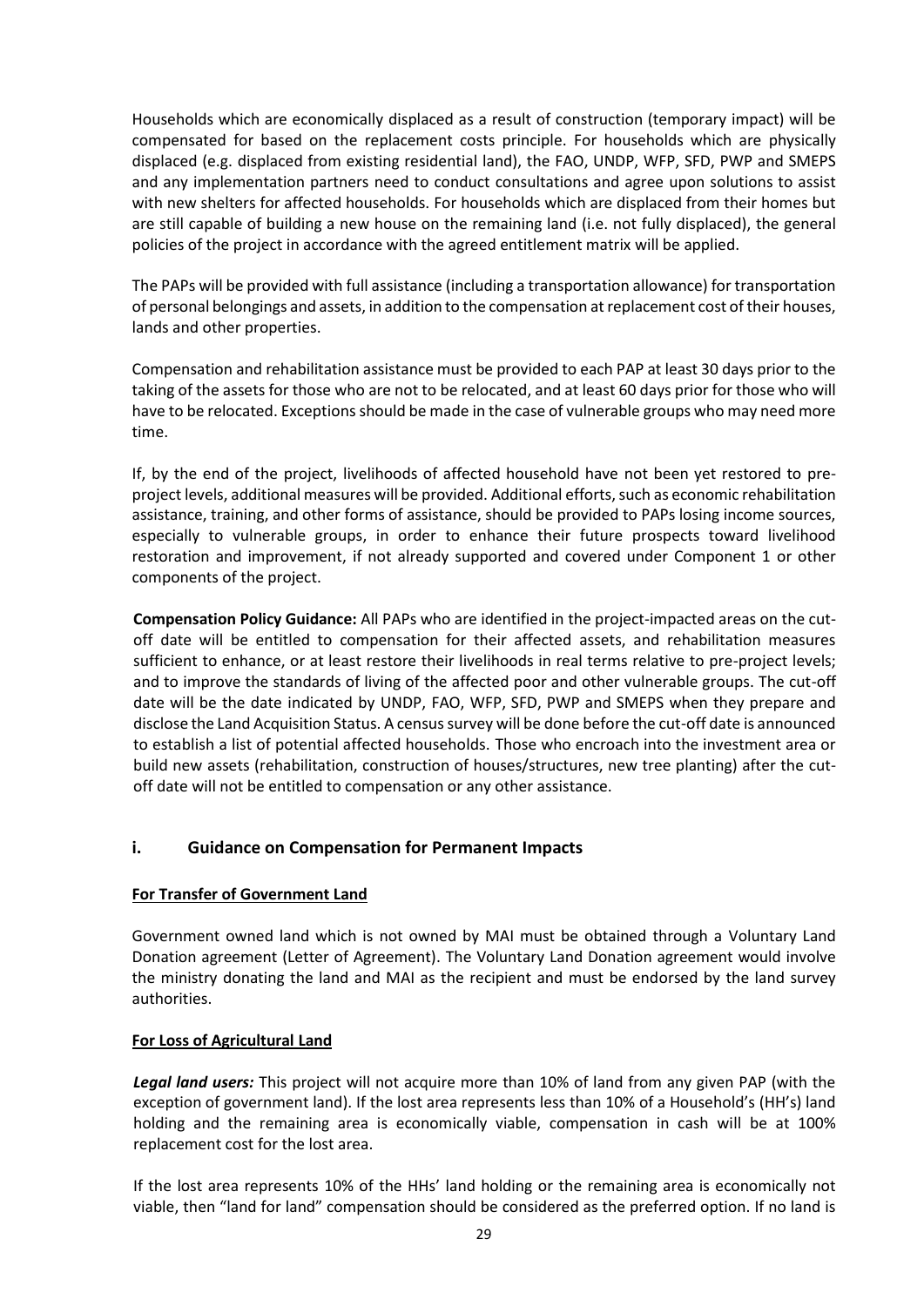Households which are economically displaced as a result of construction (temporary impact) will be compensated for based on the replacement costs principle. For households which are physically displaced (e.g. displaced from existing residential land), the FAO, UNDP, WFP, SFD, PWP and SMEPS and any implementation partners need to conduct consultations and agree upon solutions to assist with new shelters for affected households. For households which are displaced from their homes but are still capable of building a new house on the remaining land (i.e. not fully displaced), the general policies of the project in accordance with the agreed entitlement matrix will be applied.

The PAPs will be provided with full assistance (including a transportation allowance) for transportation of personal belongings and assets, in addition to the compensation at replacement cost of their houses, lands and other properties.

Compensation and rehabilitation assistance must be provided to each PAP at least 30 days prior to the taking of the assets for those who are not to be relocated, and at least 60 days prior for those who will have to be relocated. Exceptions should be made in the case of vulnerable groups who may need more time.

If, by the end of the project, livelihoods of affected household have not been yet restored to pre-project levels, additional measures will be provided. Additional efforts, such as economic rehabilitation assistance, training, and other forms of assistance, should be provided to PAPs losing income sources, especially to vulnerable groups, in order to enhance their future prospects toward livelihood restoration and improvement, if not already supported and covered under Component 1 or other components of the project.

**Compensation Policy Guidance:** All PAPs who are identified in the project-impacted areas on the cut-off date will be entitled to compensation for their affected assets, and rehabilitation measures sufficient to enhance, or at least restore their livelihoods in real terms relative to pre-project levels; and to improve the standards of living of the affected poor and other vulnerable groups. The cut-off date will be the date indicated by UNDP, FAO, WFP, SFD, PWP and SMEPS when they prepare and disclose the Land Acquisition Status. A census survey will be done before the cut-off date is announced to establish a list of potential affected households. Those who encroach into the investment area or build new assets (rehabilitation, construction of houses/structures, new tree planting) after the cut-off date will not be entitled to compensation or any other assistance.

### i. Guidance on Compensation for Permanent Impacts

**For Transfer of Government Land**

Government owned land which is not owned by MAI must be obtained through a Voluntary Land Donation agreement (Letter of Agreement). The Voluntary Land Donation agreement would involve the ministry donating the land and MAI as the recipient and must be endorsed by the land survey authorities.

**For Loss of Agricultural Land**

***Legal land users:*** This project will not acquire more than 10% of land from any given PAP (with the exception of government land). If the lost area represents less than 10% of a Household's (HH's) land holding and the remaining area is economically viable, compensation in cash will be at 100% replacement cost for the lost area.

If the lost area represents 10% of the HHs' land holding or the remaining area is economically not viable, then "land for land" compensation should be considered as the preferred option. If no land is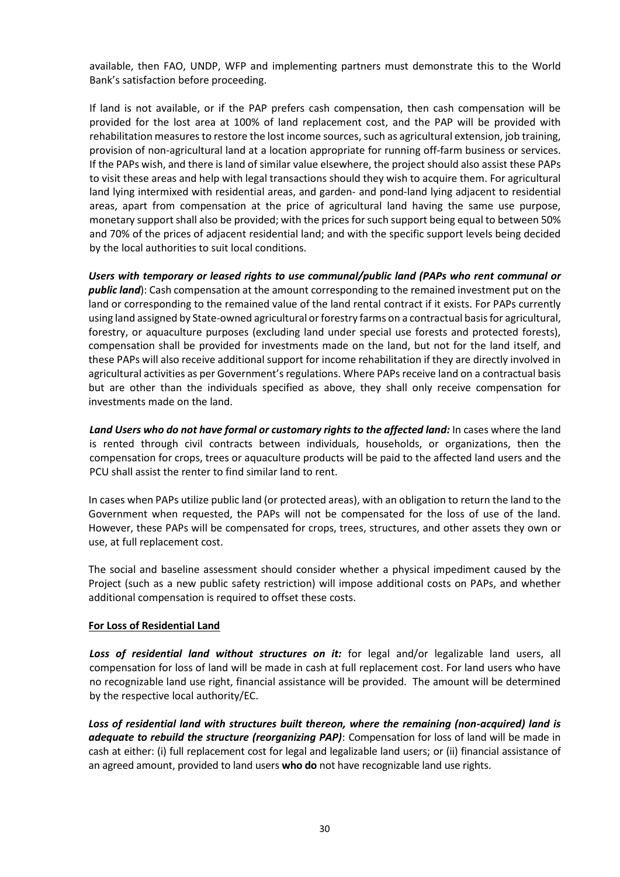available, then FAO, UNDP, WFP and implementing partners must demonstrate this to the World Bank's satisfaction before proceeding.

If land is not available, or if the PAP prefers cash compensation, then cash compensation will be provided for the lost area at 100% of land replacement cost, and the PAP will be provided with rehabilitation measures to restore the lost income sources, such as agricultural extension, job training, provision of non-agricultural land at a location appropriate for running off-farm business or services. If the PAPs wish, and there is land of similar value elsewhere, the project should also assist these PAPs to visit these areas and help with legal transactions should they wish to acquire them. For agricultural land lying intermixed with residential areas, and garden- and pond-land lying adjacent to residential areas, apart from compensation at the price of agricultural land having the same use purpose, monetary support shall also be provided; with the prices for such support being equal to between 50% and 70% of the prices of adjacent residential land; and with the specific support levels being decided by the local authorities to suit local conditions.

***Users with temporary or leased rights to use communal/public land (PAPs who rent communal or public land)***: Cash compensation at the amount corresponding to the remained investment put on the land or corresponding to the remained value of the land rental contract if it exists. For PAPs currently using land assigned by State-owned agricultural or forestry farms on a contractual basis for agricultural, forestry, or aquaculture purposes (excluding land under special use forests and protected forests), compensation shall be provided for investments made on the land, but not for the land itself, and these PAPs will also receive additional support for income rehabilitation if they are directly involved in agricultural activities as per Government's regulations. Where PAPs receive land on a contractual basis but are other than the individuals specified as above, they shall only receive compensation for investments made on the land.

***Land Users who do not have formal or customary rights to the affected land:*** In cases where the land is rented through civil contracts between individuals, households, or organizations, then the compensation for crops, trees or aquaculture products will be paid to the affected land users and the PCU shall assist the renter to find similar land to rent.

In cases when PAPs utilize public land (or protected areas), with an obligation to return the land to the Government when requested, the PAPs will not be compensated for the loss of use of the land. However, these PAPs will be compensated for crops, trees, structures, and other assets they own or use, at full replacement cost.

The social and baseline assessment should consider whether a physical impediment caused by the Project (such as a new public safety restriction) will impose additional costs on PAPs, and whether additional compensation is required to offset these costs.

**For Loss of Residential Land**

***Loss of residential land without structures on it:*** for legal and/or legalizable land users, all compensation for loss of land will be made in cash at full replacement cost. For land users who have no recognizable land use right, financial assistance will be provided. The amount will be determined by the respective local authority/EC.

***Loss of residential land with structures built thereon, where the remaining (non-acquired) land is adequate to rebuild the structure (reorganizing PAP)***: Compensation for loss of land will be made in cash at either: (i) full replacement cost for legal and legalizable land users; or (ii) financial assistance of an agreed amount, provided to land users **who do** not have recognizable land use rights.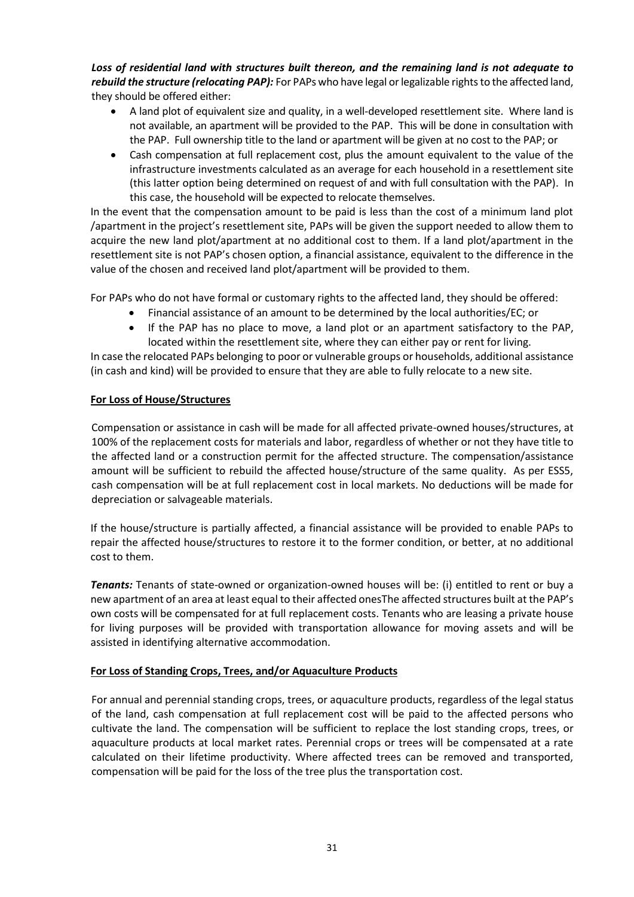***Loss of residential land with structures built thereon, and the remaining land is not adequate to rebuild the structure (relocating PAP):*** For PAPs who have legal or legalizable rights to the affected land, they should be offered either:

- A land plot of equivalent size and quality, in a well-developed resettlement site. Where land is not available, an apartment will be provided to the PAP. This will be done in consultation with the PAP. Full ownership title to the land or apartment will be given at no cost to the PAP; or
- Cash compensation at full replacement cost, plus the amount equivalent to the value of the infrastructure investments calculated as an average for each household in a resettlement site (this latter option being determined on request of and with full consultation with the PAP). In this case, the household will be expected to relocate themselves.

In the event that the compensation amount to be paid is less than the cost of a minimum land plot /apartment in the project's resettlement site, PAPs will be given the support needed to allow them to acquire the new land plot/apartment at no additional cost to them. If a land plot/apartment in the resettlement site is not PAP's chosen option, a financial assistance, equivalent to the difference in the value of the chosen and received land plot/apartment will be provided to them.

For PAPs who do not have formal or customary rights to the affected land, they should be offered:

- Financial assistance of an amount to be determined by the local authorities/EC; or
- If the PAP has no place to move, a land plot or an apartment satisfactory to the PAP, located within the resettlement site, where they can either pay or rent for living.

In case the relocated PAPs belonging to poor or vulnerable groups or households, additional assistance (in cash and kind) will be provided to ensure that they are able to fully relocate to a new site.

**<u>For Loss of House/Structures</u>**

Compensation or assistance in cash will be made for all affected private-owned houses/structures, at 100% of the replacement costs for materials and labor, regardless of whether or not they have title to the affected land or a construction permit for the affected structure. The compensation/assistance amount will be sufficient to rebuild the affected house/structure of the same quality. As per ESS5, cash compensation will be at full replacement cost in local markets. No deductions will be made for depreciation or salvageable materials.

If the house/structure is partially affected, a financial assistance will be provided to enable PAPs to repair the affected house/structures to restore it to the former condition, or better, at no additional cost to them.

***Tenants:*** Tenants of state-owned or organization-owned houses will be: (i) entitled to rent or buy a new apartment of an area at least equal to their affected onesThe affected structures built at the PAP's own costs will be compensated for at full replacement costs. Tenants who are leasing a private house for living purposes will be provided with transportation allowance for moving assets and will be assisted in identifying alternative accommodation.

**<u>For Loss of Standing Crops, Trees, and/or Aquaculture Products</u>**

For annual and perennial standing crops, trees, or aquaculture products, regardless of the legal status of the land, cash compensation at full replacement cost will be paid to the affected persons who cultivate the land. The compensation will be sufficient to replace the lost standing crops, trees, or aquaculture products at local market rates. Perennial crops or trees will be compensated at a rate calculated on their lifetime productivity. Where affected trees can be removed and transported, compensation will be paid for the loss of the tree plus the transportation cost.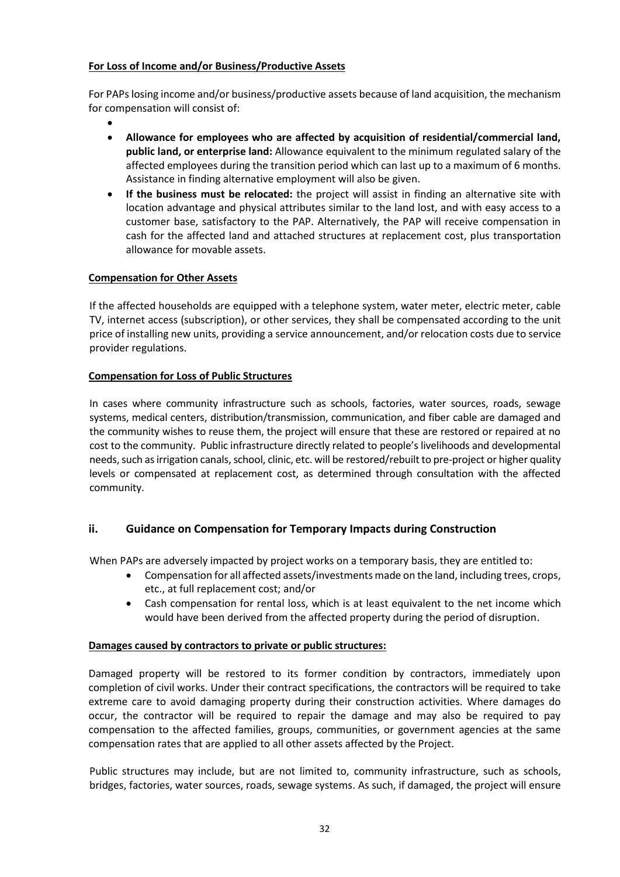**For Loss of Income and/or Business/Productive Assets**

For PAPs losing income and/or business/productive assets because of land acquisition, the mechanism for compensation will consist of:

- 
- **Allowance for employees who are affected by acquisition of residential/commercial land, public land, or enterprise land:** Allowance equivalent to the minimum regulated salary of the affected employees during the transition period which can last up to a maximum of 6 months. Assistance in finding alternative employment will also be given.
- **If the business must be relocated:** the project will assist in finding an alternative site with location advantage and physical attributes similar to the land lost, and with easy access to a customer base, satisfactory to the PAP. Alternatively, the PAP will receive compensation in cash for the affected land and attached structures at replacement cost, plus transportation allowance for movable assets.

**Compensation for Other Assets**

If the affected households are equipped with a telephone system, water meter, electric meter, cable TV, internet access (subscription), or other services, they shall be compensated according to the unit price of installing new units, providing a service announcement, and/or relocation costs due to service provider regulations.

**Compensation for Loss of Public Structures**

In cases where community infrastructure such as schools, factories, water sources, roads, sewage systems, medical centers, distribution/transmission, communication, and fiber cable are damaged and the community wishes to reuse them, the project will ensure that these are restored or repaired at no cost to the community. Public infrastructure directly related to people's livelihoods and developmental needs, such as irrigation canals, school, clinic, etc. will be restored/rebuilt to pre-project or higher quality levels or compensated at replacement cost, as determined through consultation with the affected community.

## ii. Guidance on Compensation for Temporary Impacts during Construction

When PAPs are adversely impacted by project works on a temporary basis, they are entitled to:

- Compensation for all affected assets/investments made on the land, including trees, crops, etc., at full replacement cost; and/or
- Cash compensation for rental loss, which is at least equivalent to the net income which would have been derived from the affected property during the period of disruption.

**Damages caused by contractors to private or public structures:**

Damaged property will be restored to its former condition by contractors, immediately upon completion of civil works. Under their contract specifications, the contractors will be required to take extreme care to avoid damaging property during their construction activities. Where damages do occur, the contractor will be required to repair the damage and may also be required to pay compensation to the affected families, groups, communities, or government agencies at the same compensation rates that are applied to all other assets affected by the Project.

Public structures may include, but are not limited to, community infrastructure, such as schools, bridges, factories, water sources, roads, sewage systems. As such, if damaged, the project will ensure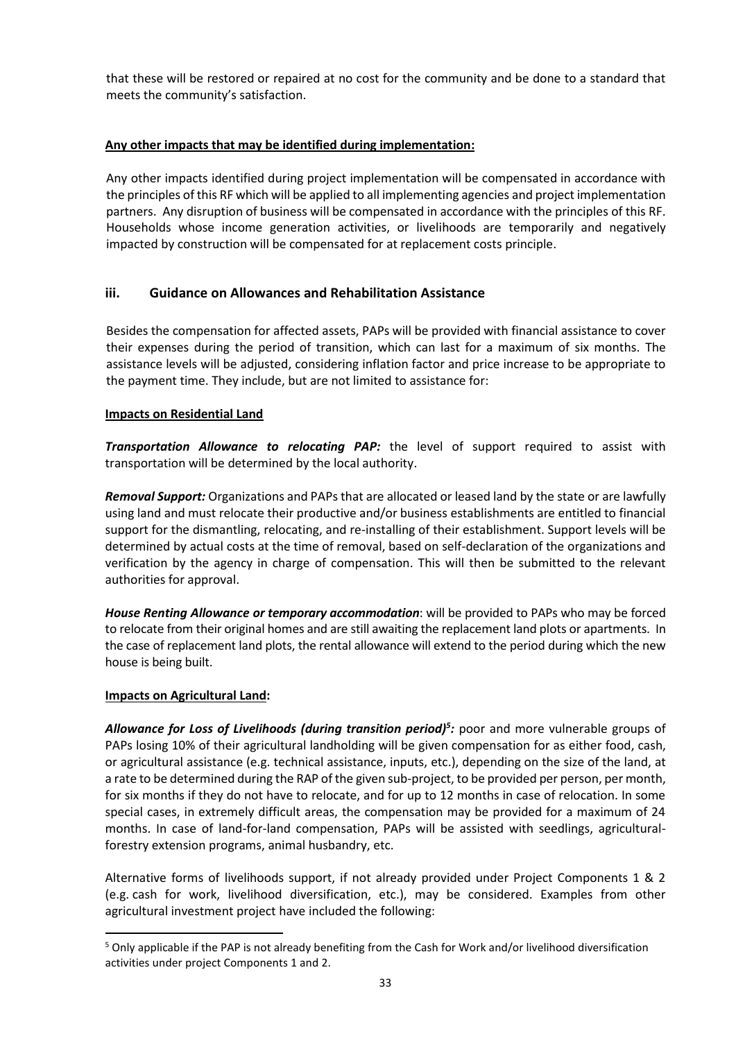that these will be restored or repaired at no cost for the community and be done to a standard that meets the community's satisfaction.

**Any other impacts that may be identified during implementation:**

Any other impacts identified during project implementation will be compensated in accordance with the principles of this RF which will be applied to all implementing agencies and project implementation partners. Any disruption of business will be compensated in accordance with the principles of this RF. Households whose income generation activities, or livelihoods are temporarily and negatively impacted by construction will be compensated for at replacement costs principle.

### iii. Guidance on Allowances and Rehabilitation Assistance

Besides the compensation for affected assets, PAPs will be provided with financial assistance to cover their expenses during the period of transition, which can last for a maximum of six months. The assistance levels will be adjusted, considering inflation factor and price increase to be appropriate to the payment time. They include, but are not limited to assistance for:

**Impacts on Residential Land**

***Transportation Allowance to relocating PAP:*** the level of support required to assist with transportation will be determined by the local authority.

***Removal Support:*** Organizations and PAPs that are allocated or leased land by the state or are lawfully using land and must relocate their productive and/or business establishments are entitled to financial support for the dismantling, relocating, and re-installing of their establishment. Support levels will be determined by actual costs at the time of removal, based on self-declaration of the organizations and verification by the agency in charge of compensation. This will then be submitted to the relevant authorities for approval.

***House Renting Allowance or temporary accommodation***: will be provided to PAPs who may be forced to relocate from their original homes and are still awaiting the replacement land plots or apartments. In the case of replacement land plots, the rental allowance will extend to the period during which the new house is being built.

**Impacts on Agricultural Land:**

***Allowance for Loss of Livelihoods (during transition period)[5]:*** poor and more vulnerable groups of PAPs losing 10% of their agricultural landholding will be given compensation for as either food, cash, or agricultural assistance (e.g. technical assistance, inputs, etc.), depending on the size of the land, at a rate to be determined during the RAP of the given sub-project, to be provided per person, per month, for six months if they do not have to relocate, and for up to 12 months in case of relocation. In some special cases, in extremely difficult areas, the compensation may be provided for a maximum of 24 months. In case of land-for-land compensation, PAPs will be assisted with seedlings, agricultural-forestry extension programs, animal husbandry, etc.

Alternative forms of livelihoods support, if not already provided under Project Components 1 & 2 (e.g. cash for work, livelihood diversification, etc.), may be considered. Examples from other agricultural investment project have included the following:

[5] Only applicable if the PAP is not already benefiting from the Cash for Work and/or livelihood diversification activities under project Components 1 and 2.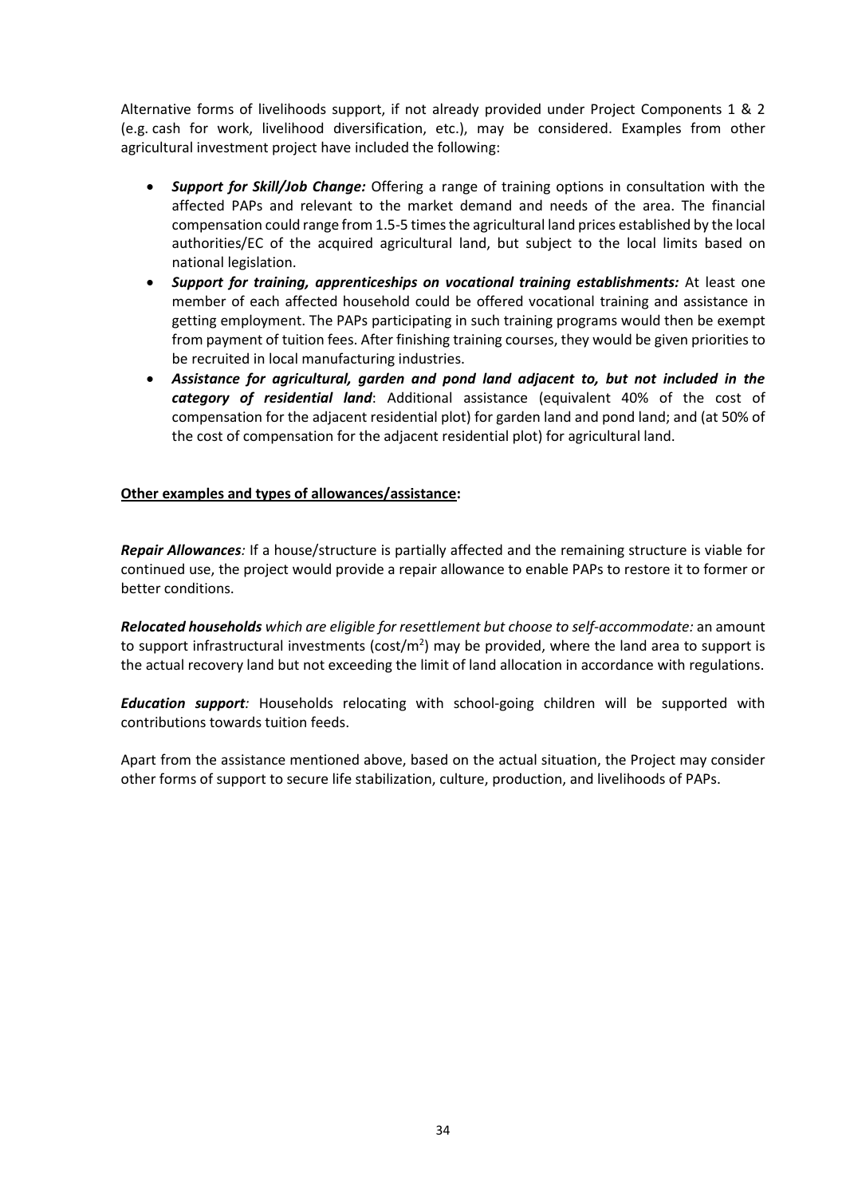Alternative forms of livelihoods support, if not already provided under Project Components 1 & 2 (e.g. cash for work, livelihood diversification, etc.), may be considered. Examples from other agricultural investment project have included the following:

- ***Support for Skill/Job Change:*** Offering a range of training options in consultation with the affected PAPs and relevant to the market demand and needs of the area. The financial compensation could range from 1.5-5 times the agricultural land prices established by the local authorities/EC of the acquired agricultural land, but subject to the local limits based on national legislation.
- ***Support for training, apprenticeships on vocational training establishments:*** At least one member of each affected household could be offered vocational training and assistance in getting employment. The PAPs participating in such training programs would then be exempt from payment of tuition fees. After finishing training courses, they would be given priorities to be recruited in local manufacturing industries.
- ***Assistance for agricultural, garden and pond land adjacent to, but not included in the category of residential land***: Additional assistance (equivalent 40% of the cost of compensation for the adjacent residential plot) for garden land and pond land; and (at 50% of the cost of compensation for the adjacent residential plot) for agricultural land.

**Other examples and types of allowances/assistance:**

***Repair Allowances****:* If a house/structure is partially affected and the remaining structure is viable for continued use, the project would provide a repair allowance to enable PAPs to restore it to former or better conditions.

***Relocated households*** *which are eligible for resettlement but choose to self-accommodate:* an amount to support infrastructural investments (cost/m$^2$) may be provided, where the land area to support is the actual recovery land but not exceeding the limit of land allocation in accordance with regulations.

***Education support****:* Households relocating with school-going children will be supported with contributions towards tuition feeds.

Apart from the assistance mentioned above, based on the actual situation, the Project may consider other forms of support to secure life stabilization, culture, production, and livelihoods of PAPs.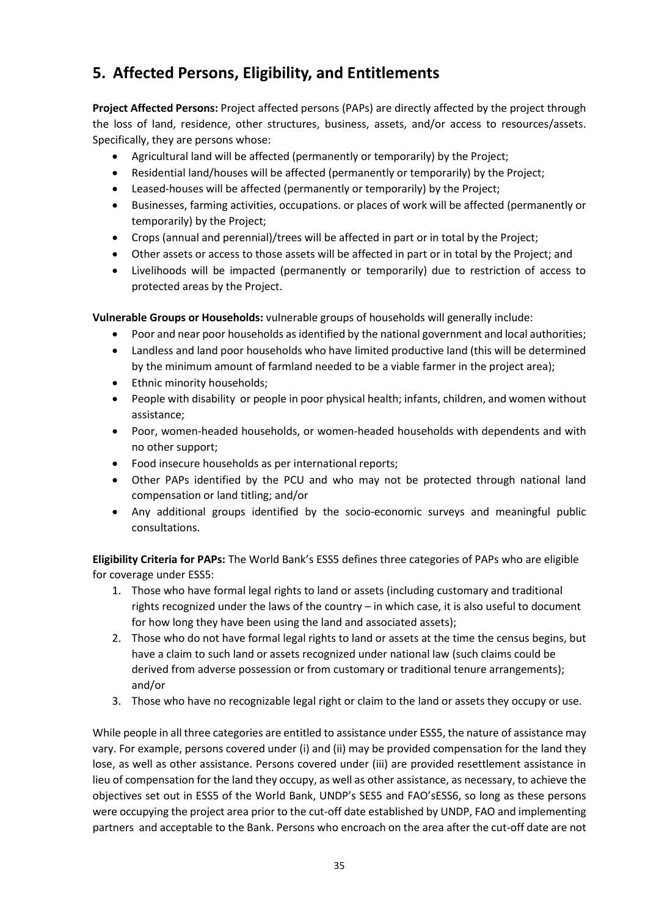## 5. Affected Persons, Eligibility, and Entitlements

**Project Affected Persons:** Project affected persons (PAPs) are directly affected by the project through the loss of land, residence, other structures, business, assets, and/or access to resources/assets. Specifically, they are persons whose:

- Agricultural land will be affected (permanently or temporarily) by the Project;
- Residential land/houses will be affected (permanently or temporarily) by the Project;
- Leased-houses will be affected (permanently or temporarily) by the Project;
- Businesses, farming activities, occupations. or places of work will be affected (permanently or temporarily) by the Project;
- Crops (annual and perennial)/trees will be affected in part or in total by the Project;
- Other assets or access to those assets will be affected in part or in total by the Project; and
- Livelihoods will be impacted (permanently or temporarily) due to restriction of access to protected areas by the Project.

**Vulnerable Groups or Households:** vulnerable groups of households will generally include:

- Poor and near poor households as identified by the national government and local authorities;
- Landless and land poor households who have limited productive land (this will be determined by the minimum amount of farmland needed to be a viable farmer in the project area);
- Ethnic minority households;
- People with disability or people in poor physical health; infants, children, and women without assistance;
- Poor, women-headed households, or women-headed households with dependents and with no other support;
- Food insecure households as per international reports;
- Other PAPs identified by the PCU and who may not be protected through national land compensation or land titling; and/or
- Any additional groups identified by the socio-economic surveys and meaningful public consultations.

**Eligibility Criteria for PAPs:** The World Bank's ESS5 defines three categories of PAPs who are eligible for coverage under ESS5:

1. Those who have formal legal rights to land or assets (including customary and traditional rights recognized under the laws of the country – in which case, it is also useful to document for how long they have been using the land and associated assets);
2. Those who do not have formal legal rights to land or assets at the time the census begins, but have a claim to such land or assets recognized under national law (such claims could be derived from adverse possession or from customary or traditional tenure arrangements); and/or
3. Those who have no recognizable legal right or claim to the land or assets they occupy or use.

While people in all three categories are entitled to assistance under ESS5, the nature of assistance may vary. For example, persons covered under (i) and (ii) may be provided compensation for the land they lose, as well as other assistance. Persons covered under (iii) are provided resettlement assistance in lieu of compensation for the land they occupy, as well as other assistance, as necessary, to achieve the objectives set out in ESS5 of the World Bank, UNDP's SES5 and FAO'sESS6, so long as these persons were occupying the project area prior to the cut-off date established by UNDP, FAO and implementing partners and acceptable to the Bank. Persons who encroach on the area after the cut-off date are not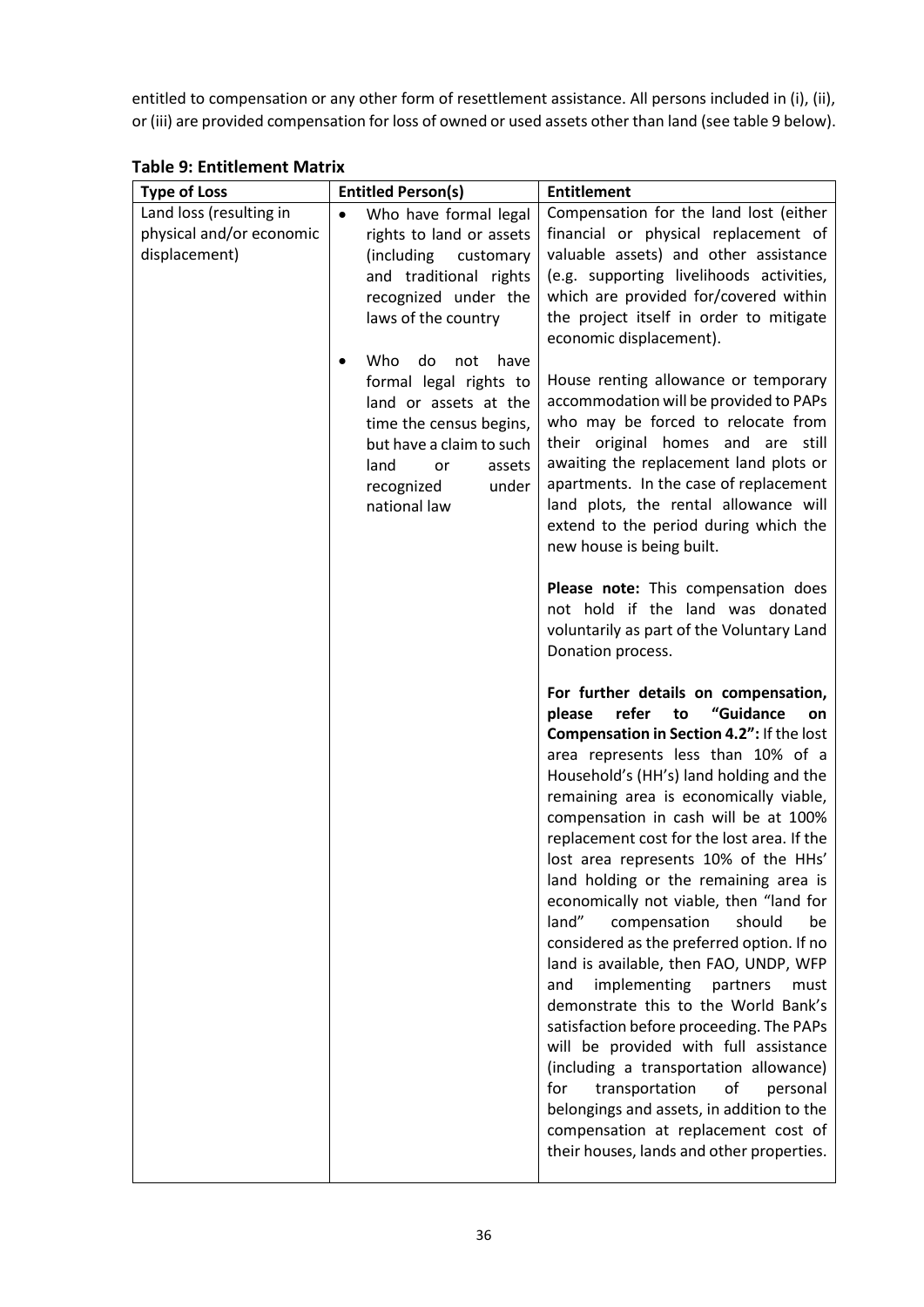entitled to compensation or any other form of resettlement assistance. All persons included in (i), (ii), or (iii) are provided compensation for loss of owned or used assets other than land (see table 9 below).

**Table 9: Entitlement Matrix**

| Type of Loss | Entitled Person(s) | Entitlement |
|---|---|---|
| Land loss (resulting in physical and/or economic displacement) | • Who have formal legal rights to land or assets (including customary and traditional rights recognized under the laws of the country<br><br>• Who do not have formal legal rights to land or assets at the time the census begins, but have a claim to such land or assets recognized under national law | Compensation for the land lost (either financial or physical replacement of valuable assets) and other assistance (e.g. supporting livelihoods activities, which are provided for/covered within the project itself in order to mitigate economic displacement).<br><br>House renting allowance or temporary accommodation will be provided to PAPs who may be forced to relocate from their original homes and are still awaiting the replacement land plots or apartments. In the case of replacement land plots, the rental allowance will extend to the period during which the new house is being built.<br><br>**Please note:** This compensation does not hold if the land was donated voluntarily as part of the Voluntary Land Donation process.<br><br>**For further details on compensation, please refer to "Guidance on Compensation in Section 4.2":** If the lost area represents less than 10% of a Household's (HH's) land holding and the remaining area is economically viable, compensation in cash will be at 100% replacement cost for the lost area. If the lost area represents 10% of the HHs' land holding or the remaining area is economically not viable, then "land for land" compensation should be considered as the preferred option. If no land is available, then FAO, UNDP, WFP and implementing partners must demonstrate this to the World Bank's satisfaction before proceeding. The PAPs will be provided with full assistance (including a transportation allowance) for transportation of personal belongings and assets, in addition to the compensation at replacement cost of their houses, lands and other properties. |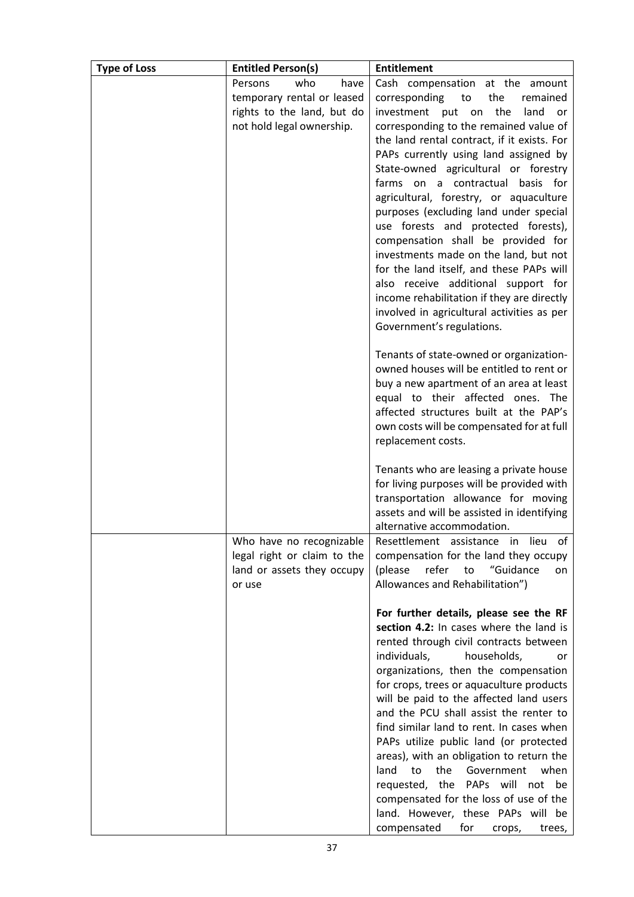| Type of Loss | Entitled Person(s) | Entitlement |
|---|---|---|
| | Persons who have temporary rental or leased rights to the land, but do not hold legal ownership. | Cash compensation at the amount corresponding to the remained investment put on the land or corresponding to the remained value of the land rental contract, if it exists. For PAPs currently using land assigned by State-owned agricultural or forestry farms on a contractual basis for agricultural, forestry, or aquaculture purposes (excluding land under special use forests and protected forests), compensation shall be provided for investments made on the land, but not for the land itself, and these PAPs will also receive additional support for income rehabilitation if they are directly involved in agricultural activities as per Government's regulations.<br><br>Tenants of state-owned or organization-owned houses will be entitled to rent or buy a new apartment of an area at least equal to their affected ones. The affected structures built at the PAP's own costs will be compensated for at full replacement costs.<br><br>Tenants who are leasing a private house for living purposes will be provided with transportation allowance for moving assets and will be assisted in identifying alternative accommodation. |
| | Who have no recognizable legal right or claim to the land or assets they occupy or use | Resettlement assistance in lieu of compensation for the land they occupy (please refer to "Guidance on Allowances and Rehabilitation")<br><br>**For further details, please see the RF section 4.2:** In cases where the land is rented through civil contracts between individuals, households, or organizations, then the compensation for crops, trees or aquaculture products will be paid to the affected land users and the PCU shall assist the renter to find similar land to rent. In cases when PAPs utilize public land (or protected areas), with an obligation to return the land to the Government when requested, the PAPs will not be compensated for the loss of use of the land. However, these PAPs will be compensated for crops, trees, |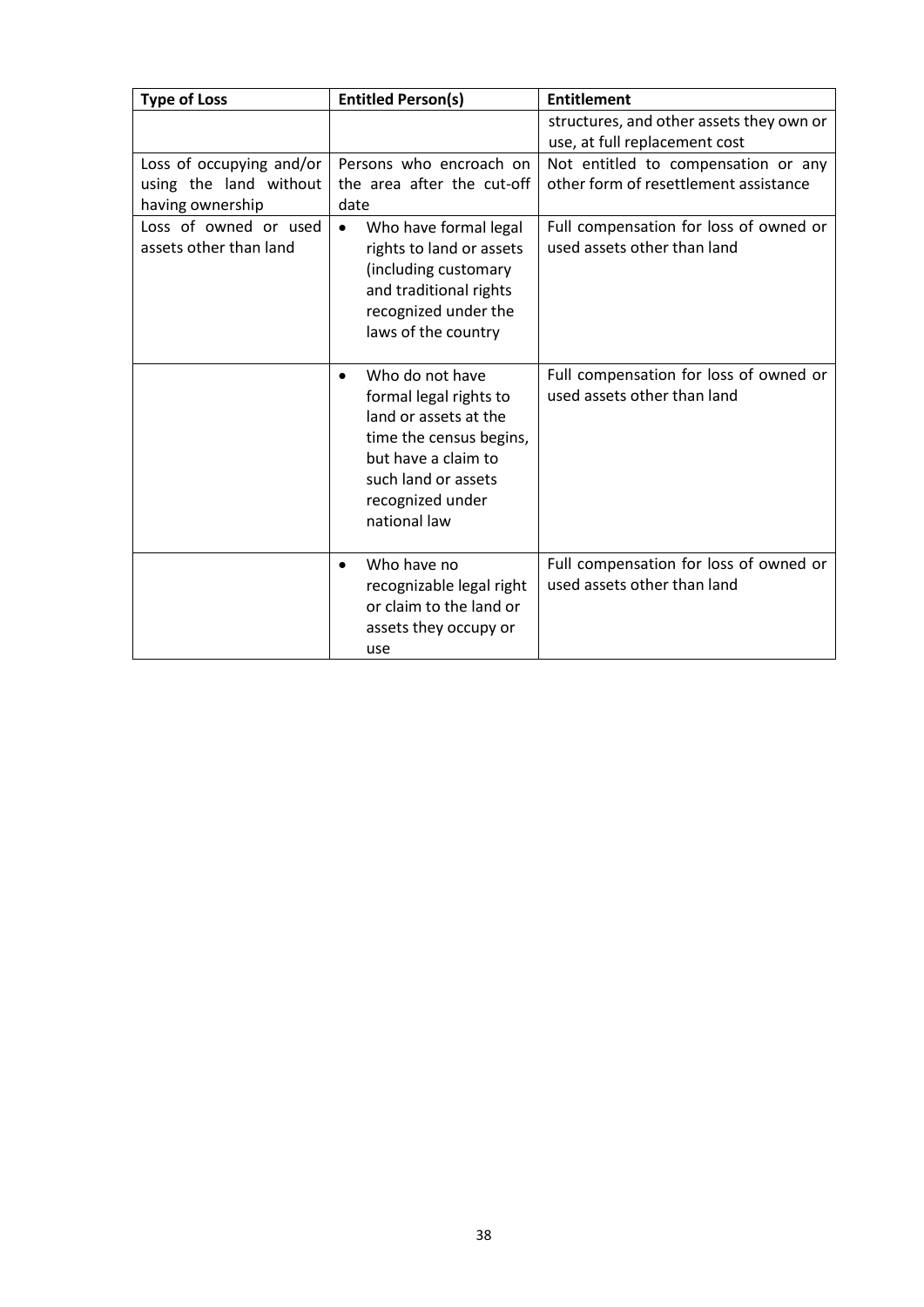| Type of Loss | Entitled Person(s) | Entitlement |
|---|---|---|
| | | structures, and other assets they own or use, at full replacement cost |
| Loss of occupying and/or using the land without having ownership | Persons who encroach on the area after the cut-off date | Not entitled to compensation or any other form of resettlement assistance |
| Loss of owned or used assets other than land | • Who have formal legal rights to land or assets (including customary and traditional rights recognized under the laws of the country | Full compensation for loss of owned or used assets other than land |
| | • Who do not have formal legal rights to land or assets at the time the census begins, but have a claim to such land or assets recognized under national law | Full compensation for loss of owned or used assets other than land |
| | • Who have no recognizable legal right or claim to the land or assets they occupy or use | Full compensation for loss of owned or used assets other than land |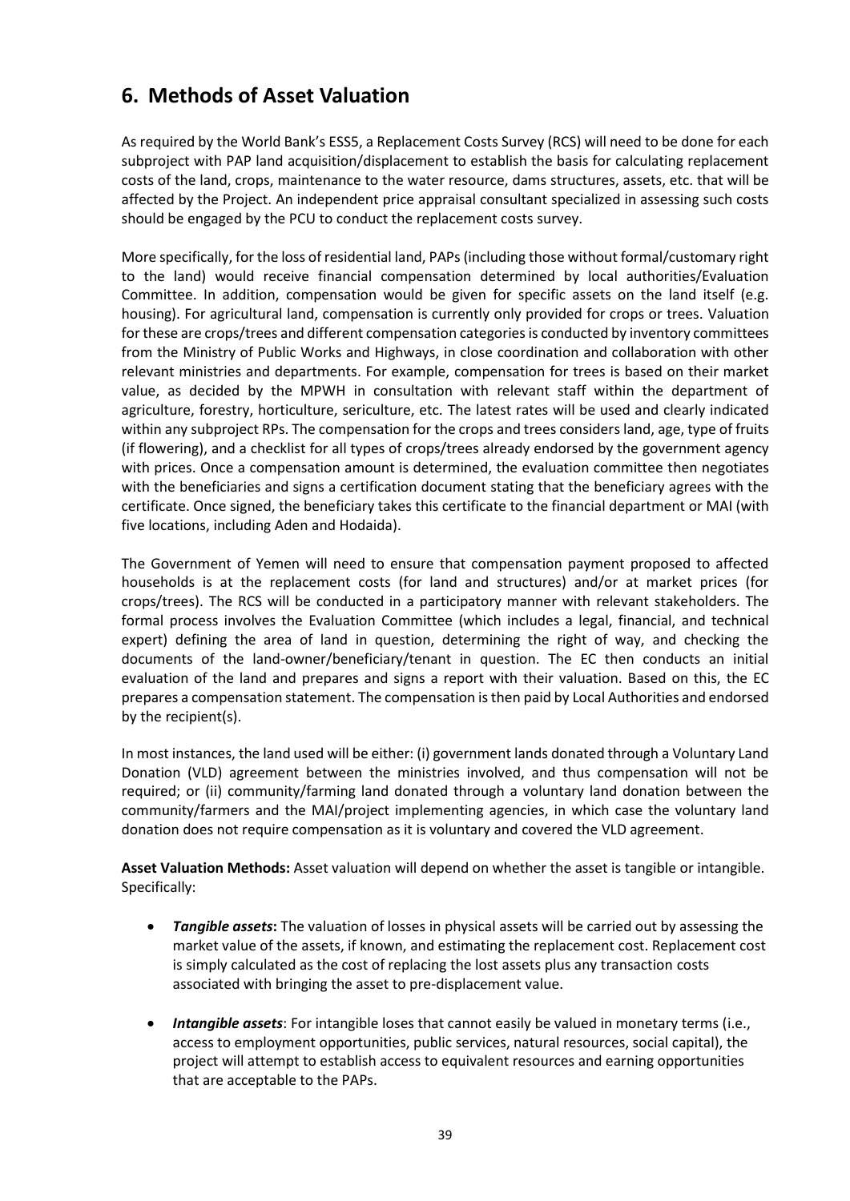## 6. Methods of Asset Valuation

As required by the World Bank's ESS5, a Replacement Costs Survey (RCS) will need to be done for each subproject with PAP land acquisition/displacement to establish the basis for calculating replacement costs of the land, crops, maintenance to the water resource, dams structures, assets, etc. that will be affected by the Project. An independent price appraisal consultant specialized in assessing such costs should be engaged by the PCU to conduct the replacement costs survey.

More specifically, for the loss of residential land, PAPs (including those without formal/customary right to the land) would receive financial compensation determined by local authorities/Evaluation Committee. In addition, compensation would be given for specific assets on the land itself (e.g. housing). For agricultural land, compensation is currently only provided for crops or trees. Valuation for these are crops/trees and different compensation categories is conducted by inventory committees from the Ministry of Public Works and Highways, in close coordination and collaboration with other relevant ministries and departments. For example, compensation for trees is based on their market value, as decided by the MPWH in consultation with relevant staff within the department of agriculture, forestry, horticulture, sericulture, etc. The latest rates will be used and clearly indicated within any subproject RPs. The compensation for the crops and trees considers land, age, type of fruits (if flowering), and a checklist for all types of crops/trees already endorsed by the government agency with prices. Once a compensation amount is determined, the evaluation committee then negotiates with the beneficiaries and signs a certification document stating that the beneficiary agrees with the certificate. Once signed, the beneficiary takes this certificate to the financial department or MAI (with five locations, including Aden and Hodaida).

The Government of Yemen will need to ensure that compensation payment proposed to affected households is at the replacement costs (for land and structures) and/or at market prices (for crops/trees). The RCS will be conducted in a participatory manner with relevant stakeholders. The formal process involves the Evaluation Committee (which includes a legal, financial, and technical expert) defining the area of land in question, determining the right of way, and checking the documents of the land-owner/beneficiary/tenant in question. The EC then conducts an initial evaluation of the land and prepares and signs a report with their valuation. Based on this, the EC prepares a compensation statement. The compensation is then paid by Local Authorities and endorsed by the recipient(s).

In most instances, the land used will be either: (i) government lands donated through a Voluntary Land Donation (VLD) agreement between the ministries involved, and thus compensation will not be required; or (ii) community/farming land donated through a voluntary land donation between the community/farmers and the MAI/project implementing agencies, in which case the voluntary land donation does not require compensation as it is voluntary and covered the VLD agreement.

**Asset Valuation Methods:** Asset valuation will depend on whether the asset is tangible or intangible. Specifically:

- ***Tangible assets*:** The valuation of losses in physical assets will be carried out by assessing the market value of the assets, if known, and estimating the replacement cost. Replacement cost is simply calculated as the cost of replacing the lost assets plus any transaction costs associated with bringing the asset to pre-displacement value.

- ***Intangible assets***: For intangible loses that cannot easily be valued in monetary terms (i.e., access to employment opportunities, public services, natural resources, social capital), the project will attempt to establish access to equivalent resources and earning opportunities that are acceptable to the PAPs.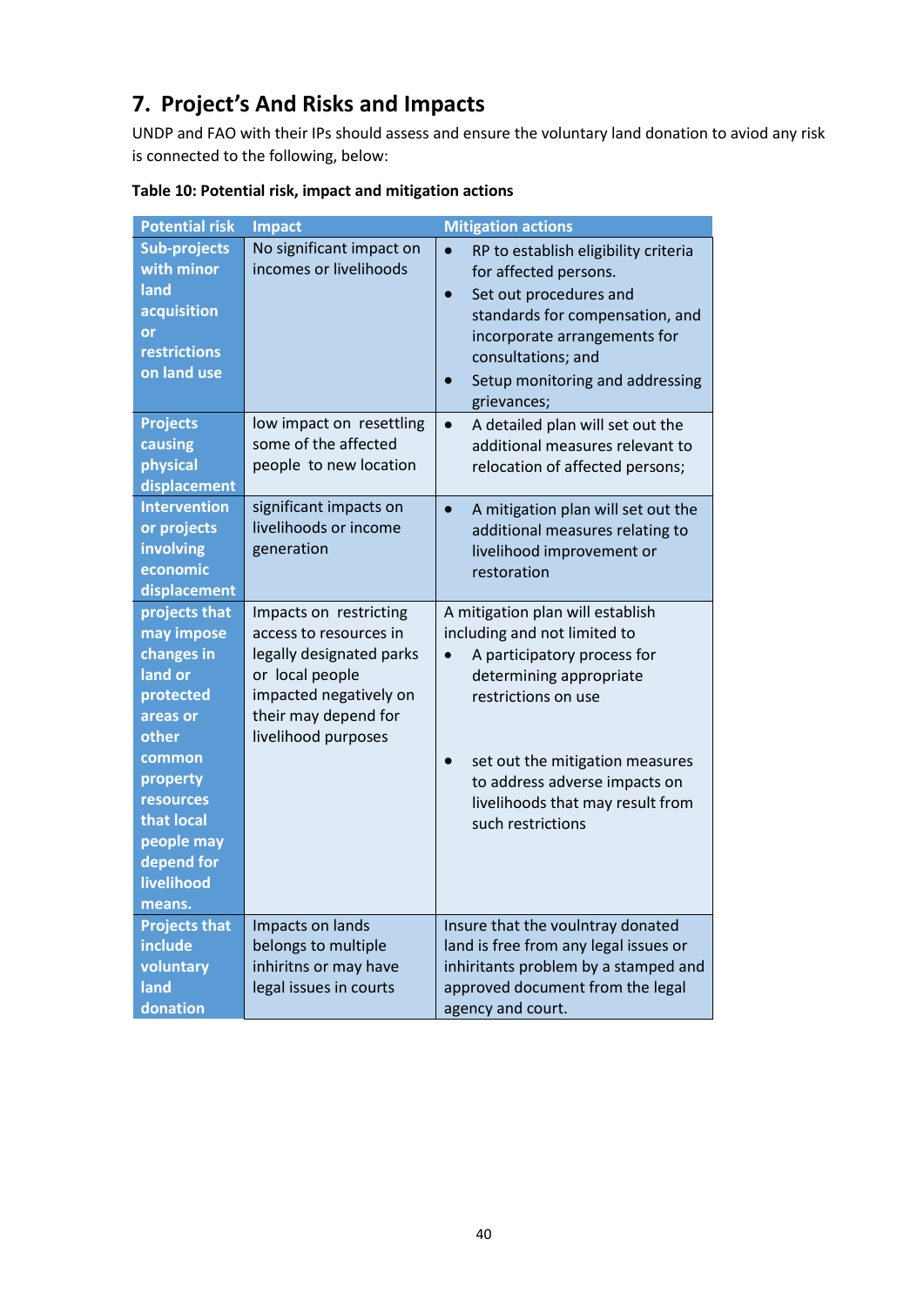## 7. Project's And Risks and Impacts

UNDP and FAO with their IPs should assess and ensure the voluntary land donation to aviod any risk is connected to the following, below:

**Table 10: Potential risk, impact and mitigation actions**

| Potential risk | Impact | Mitigation actions |
|---|---|---|
| **Sub-projects with minor land acquisition or restrictions on land use** | No significant impact on incomes or livelihoods | • RP to establish eligibility criteria for affected persons.<br>• Set out procedures and standards for compensation, and incorporate arrangements for consultations; and<br>• Setup monitoring and addressing grievances; |
| **Projects causing physical displacement** | low impact on resettling some of the affected people to new location | • A detailed plan will set out the additional measures relevant to relocation of affected persons; |
| **Intervention or projects involving economic displacement** | significant impacts on livelihoods or income generation | • A mitigation plan will set out the additional measures relating to livelihood improvement or restoration |
| **projects that may impose changes in land or protected areas or other common property resources that local people may depend for livelihood means.** | Impacts on restricting access to resources in legally designated parks or local people impacted negatively on their may depend for livelihood purposes | A mitigation plan will establish including and not limited to<br>• A participatory process for determining appropriate restrictions on use<br>• set out the mitigation measures to address adverse impacts on livelihoods that may result from such restrictions |
| **Projects that include voluntary land donation** | Impacts on lands belongs to multiple inhiritns or may have legal issues in courts | Insure that the voultray donated land is free from any legal issues or inhiritants problem by a stamped and approved document from the legal agency and court. |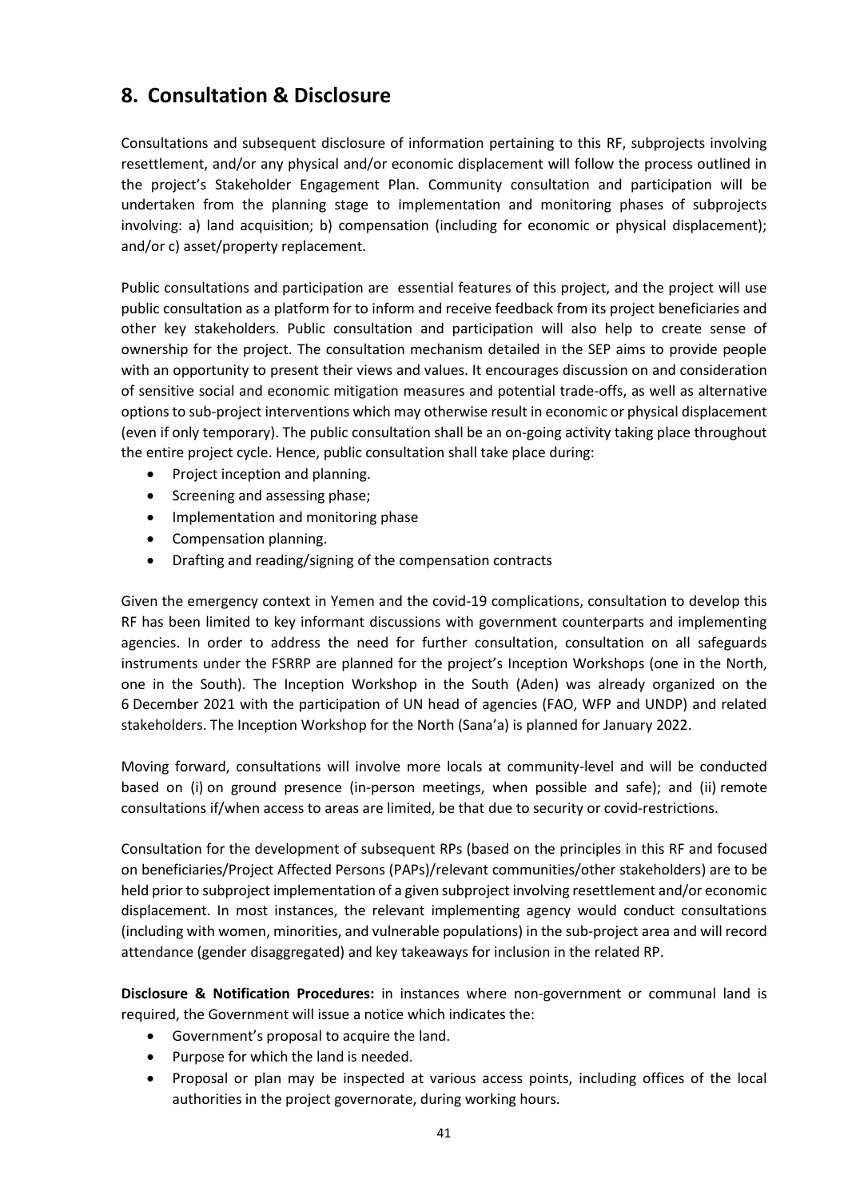## 8. Consultation & Disclosure

Consultations and subsequent disclosure of information pertaining to this RF, subprojects involving resettlement, and/or any physical and/or economic displacement will follow the process outlined in the project's Stakeholder Engagement Plan. Community consultation and participation will be undertaken from the planning stage to implementation and monitoring phases of subprojects involving: a) land acquisition; b) compensation (including for economic or physical displacement); and/or c) asset/property replacement.

Public consultations and participation are essential features of this project, and the project will use public consultation as a platform for to inform and receive feedback from its project beneficiaries and other key stakeholders. Public consultation and participation will also help to create sense of ownership for the project. The consultation mechanism detailed in the SEP aims to provide people with an opportunity to present their views and values. It encourages discussion on and consideration of sensitive social and economic mitigation measures and potential trade-offs, as well as alternative options to sub-project interventions which may otherwise result in economic or physical displacement (even if only temporary). The public consultation shall be an on-going activity taking place throughout the entire project cycle. Hence, public consultation shall take place during:

- Project inception and planning.
- Screening and assessing phase;
- Implementation and monitoring phase
- Compensation planning.
- Drafting and reading/signing of the compensation contracts

Given the emergency context in Yemen and the covid-19 complications, consultation to develop this RF has been limited to key informant discussions with government counterparts and implementing agencies. In order to address the need for further consultation, consultation on all safeguards instruments under the FSRRP are planned for the project's Inception Workshops (one in the North, one in the South). The Inception Workshop in the South (Aden) was already organized on the 6 December 2021 with the participation of UN head of agencies (FAO, WFP and UNDP) and related stakeholders. The Inception Workshop for the North (Sana'a) is planned for January 2022.

Moving forward, consultations will involve more locals at community-level and will be conducted based on (i) on ground presence (in-person meetings, when possible and safe); and (ii) remote consultations if/when access to areas are limited, be that due to security or covid-restrictions.

Consultation for the development of subsequent RPs (based on the principles in this RF and focused on beneficiaries/Project Affected Persons (PAPs)/relevant communities/other stakeholders) are to be held prior to subproject implementation of a given subproject involving resettlement and/or economic displacement. In most instances, the relevant implementing agency would conduct consultations (including with women, minorities, and vulnerable populations) in the sub-project area and will record attendance (gender disaggregated) and key takeaways for inclusion in the related RP.

**Disclosure & Notification Procedures:** in instances where non-government or communal land is required, the Government will issue a notice which indicates the:

- Government's proposal to acquire the land.
- Purpose for which the land is needed.
- Proposal or plan may be inspected at various access points, including offices of the local authorities in the project governorate, during working hours.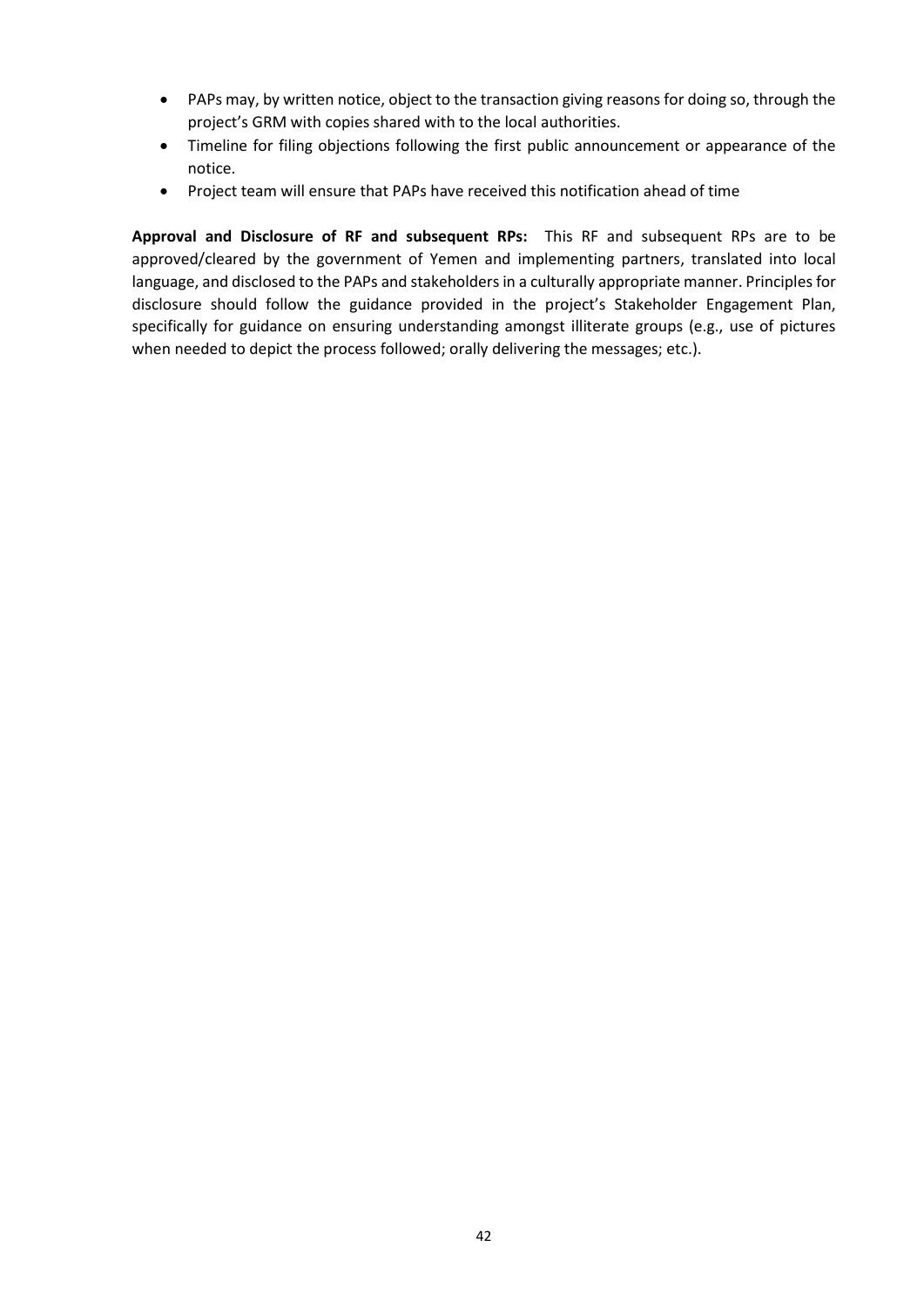- PAPs may, by written notice, object to the transaction giving reasons for doing so, through the project's GRM with copies shared with to the local authorities.
- Timeline for filing objections following the first public announcement or appearance of the notice.
- Project team will ensure that PAPs have received this notification ahead of time

**Approval and Disclosure of RF and subsequent RPs:** This RF and subsequent RPs are to be approved/cleared by the government of Yemen and implementing partners, translated into local language, and disclosed to the PAPs and stakeholders in a culturally appropriate manner. Principles for disclosure should follow the guidance provided in the project's Stakeholder Engagement Plan, specifically for guidance on ensuring understanding amongst illiterate groups (e.g., use of pictures when needed to depict the process followed; orally delivering the messages; etc.).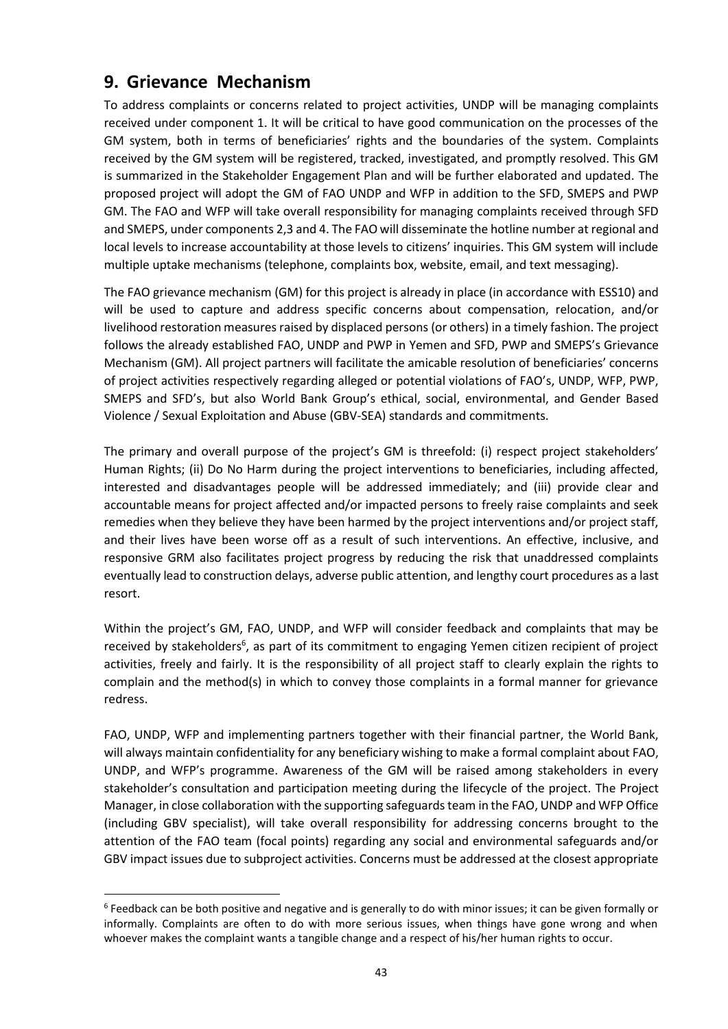## 9. Grievance Mechanism

To address complaints or concerns related to project activities, UNDP will be managing complaints received under component 1. It will be critical to have good communication on the processes of the GM system, both in terms of beneficiaries' rights and the boundaries of the system. Complaints received by the GM system will be registered, tracked, investigated, and promptly resolved. This GM is summarized in the Stakeholder Engagement Plan and will be further elaborated and updated. The proposed project will adopt the GM of FAO UNDP and WFP in addition to the SFD, SMEPS and PWP GM. The FAO and WFP will take overall responsibility for managing complaints received through SFD and SMEPS, under components 2,3 and 4. The FAO will disseminate the hotline number at regional and local levels to increase accountability at those levels to citizens' inquiries. This GM system will include multiple uptake mechanisms (telephone, complaints box, website, email, and text messaging).

The FAO grievance mechanism (GM) for this project is already in place (in accordance with ESS10) and will be used to capture and address specific concerns about compensation, relocation, and/or livelihood restoration measures raised by displaced persons (or others) in a timely fashion. The project follows the already established FAO, UNDP and PWP in Yemen and SFD, PWP and SMEPS's Grievance Mechanism (GM). All project partners will facilitate the amicable resolution of beneficiaries' concerns of project activities respectively regarding alleged or potential violations of FAO's, UNDP, WFP, PWP, SMEPS and SFD's, but also World Bank Group's ethical, social, environmental, and Gender Based Violence / Sexual Exploitation and Abuse (GBV-SEA) standards and commitments.

The primary and overall purpose of the project's GM is threefold: (i) respect project stakeholders' Human Rights; (ii) Do No Harm during the project interventions to beneficiaries, including affected, interested and disadvantages people will be addressed immediately; and (iii) provide clear and accountable means for project affected and/or impacted persons to freely raise complaints and seek remedies when they believe they have been harmed by the project interventions and/or project staff, and their lives have been worse off as a result of such interventions. An effective, inclusive, and responsive GRM also facilitates project progress by reducing the risk that unaddressed complaints eventually lead to construction delays, adverse public attention, and lengthy court procedures as a last resort.

Within the project's GM, FAO, UNDP, and WFP will consider feedback and complaints that may be received by stakeholders[6], as part of its commitment to engaging Yemen citizen recipient of project activities, freely and fairly. It is the responsibility of all project staff to clearly explain the rights to complain and the method(s) in which to convey those complaints in a formal manner for grievance redress.

FAO, UNDP, WFP and implementing partners together with their financial partner, the World Bank, will always maintain confidentiality for any beneficiary wishing to make a formal complaint about FAO, UNDP, and WFP's programme. Awareness of the GM will be raised among stakeholders in every stakeholder's consultation and participation meeting during the lifecycle of the project. The Project Manager, in close collaboration with the supporting safeguards team in the FAO, UNDP and WFP Office (including GBV specialist), will take overall responsibility for addressing concerns brought to the attention of the FAO team (focal points) regarding any social and environmental safeguards and/or GBV impact issues due to subproject activities. Concerns must be addressed at the closest appropriate

[6] Feedback can be both positive and negative and is generally to do with minor issues; it can be given formally or informally. Complaints are often to do with more serious issues, when things have gone wrong and when whoever makes the complaint wants a tangible change and a respect of his/her human rights to occur.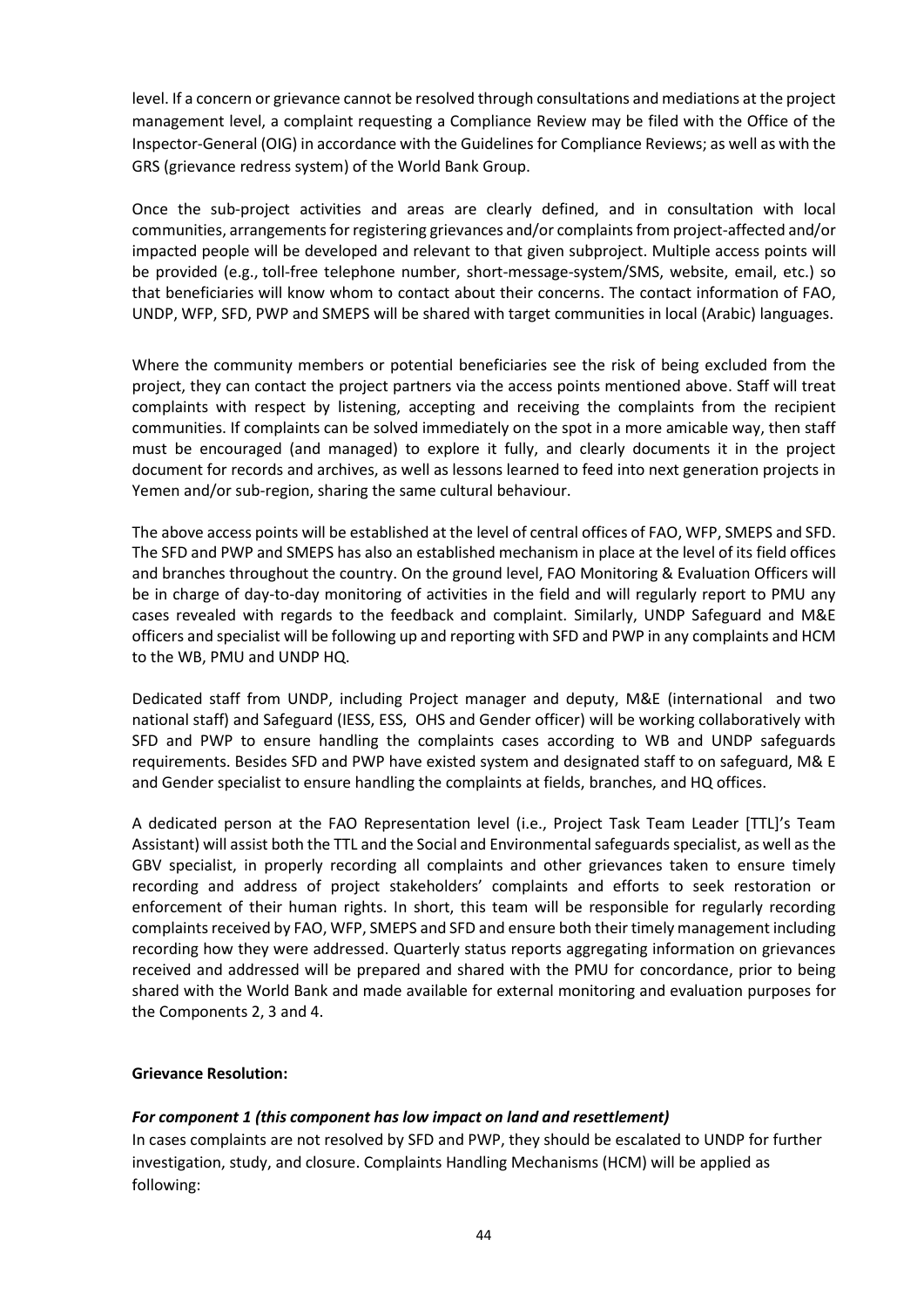level. If a concern or grievance cannot be resolved through consultations and mediations at the project management level, a complaint requesting a Compliance Review may be filed with the Office of the Inspector-General (OIG) in accordance with the Guidelines for Compliance Reviews; as well as with the GRS (grievance redress system) of the World Bank Group.

Once the sub-project activities and areas are clearly defined, and in consultation with local communities, arrangements for registering grievances and/or complaints from project-affected and/or impacted people will be developed and relevant to that given subproject. Multiple access points will be provided (e.g., toll-free telephone number, short-message-system/SMS, website, email, etc.) so that beneficiaries will know whom to contact about their concerns. The contact information of FAO, UNDP, WFP, SFD, PWP and SMEPS will be shared with target communities in local (Arabic) languages.

Where the community members or potential beneficiaries see the risk of being excluded from the project, they can contact the project partners via the access points mentioned above. Staff will treat complaints with respect by listening, accepting and receiving the complaints from the recipient communities. If complaints can be solved immediately on the spot in a more amicable way, then staff must be encouraged (and managed) to explore it fully, and clearly documents it in the project document for records and archives, as well as lessons learned to feed into next generation projects in Yemen and/or sub-region, sharing the same cultural behaviour.

The above access points will be established at the level of central offices of FAO, WFP, SMEPS and SFD. The SFD and PWP and SMEPS has also an established mechanism in place at the level of its field offices and branches throughout the country. On the ground level, FAO Monitoring & Evaluation Officers will be in charge of day-to-day monitoring of activities in the field and will regularly report to PMU any cases revealed with regards to the feedback and complaint. Similarly, UNDP Safeguard and M&E officers and specialist will be following up and reporting with SFD and PWP in any complaints and HCM to the WB, PMU and UNDP HQ.

Dedicated staff from UNDP, including Project manager and deputy, M&E (international and two national staff) and Safeguard (IESS, ESS, OHS and Gender officer) will be working collaboratively with SFD and PWP to ensure handling the complaints cases according to WB and UNDP safeguards requirements. Besides SFD and PWP have existed system and designated staff to on safeguard, M& E and Gender specialist to ensure handling the complaints at fields, branches, and HQ offices.

A dedicated person at the FAO Representation level (i.e., Project Task Team Leader [TTL]'s Team Assistant) will assist both the TTL and the Social and Environmental safeguards specialist, as well as the GBV specialist, in properly recording all complaints and other grievances taken to ensure timely recording and address of project stakeholders' complaints and efforts to seek restoration or enforcement of their human rights. In short, this team will be responsible for regularly recording complaints received by FAO, WFP, SMEPS and SFD and ensure both their timely management including recording how they were addressed. Quarterly status reports aggregating information on grievances received and addressed will be prepared and shared with the PMU for concordance, prior to being shared with the World Bank and made available for external monitoring and evaluation purposes for the Components 2, 3 and 4.

**Grievance Resolution:**

***For component 1 (this component has low impact on land and resettlement)***

In cases complaints are not resolved by SFD and PWP, they should be escalated to UNDP for further investigation, study, and closure. Complaints Handling Mechanisms (HCM) will be applied as following: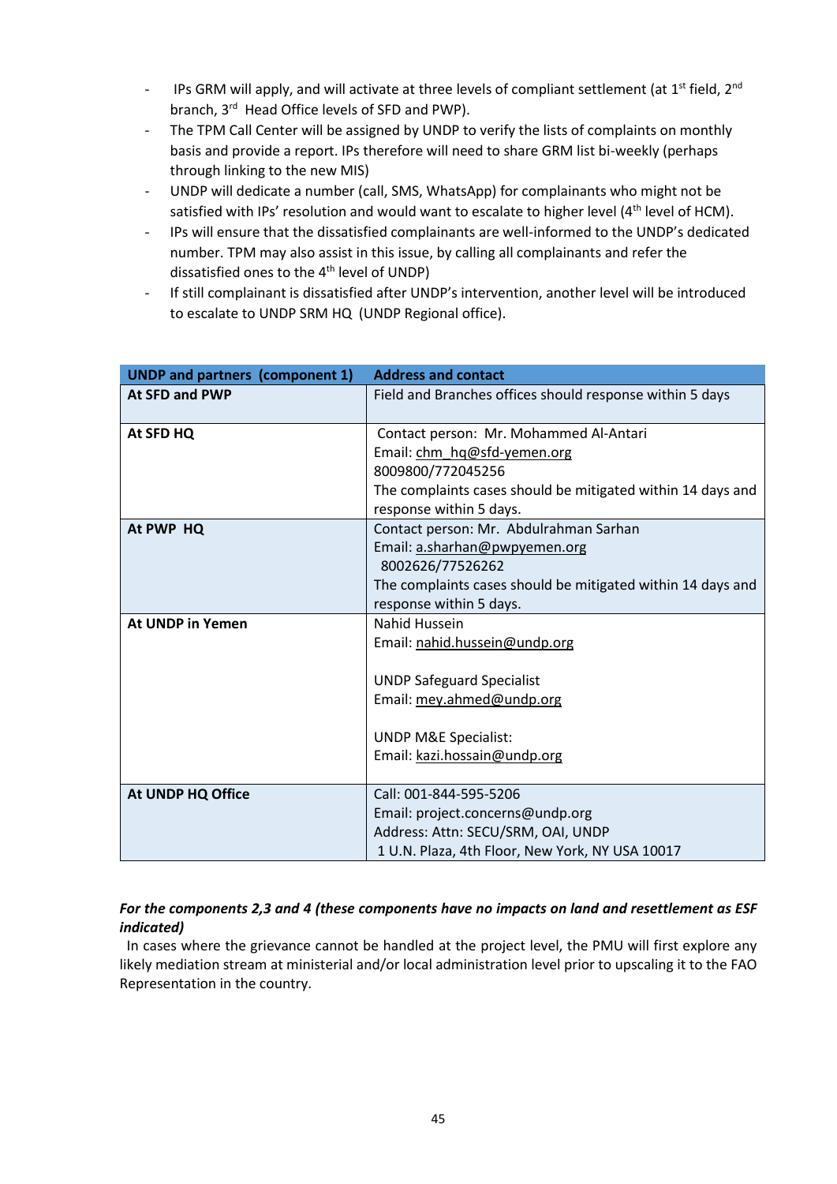- IPs GRM will apply, and will activate at three levels of compliant settlement (at 1st field, 2nd branch, 3rd Head Office levels of SFD and PWP).
- The TPM Call Center will be assigned by UNDP to verify the lists of complaints on monthly basis and provide a report. IPs therefore will need to share GRM list bi-weekly (perhaps through linking to the new MIS)
- UNDP will dedicate a number (call, SMS, WhatsApp) for complainants who might not be satisfied with IPs' resolution and would want to escalate to higher level (4th level of HCM).
- IPs will ensure that the dissatisfied complainants are well-informed to the UNDP's dedicated number. TPM may also assist in this issue, by calling all complainants and refer the dissatisfied ones to the 4th level of UNDP)
- If still complainant is dissatisfied after UNDP's intervention, another level will be introduced to escalate to UNDP SRM HQ (UNDP Regional office).

| UNDP and partners (component 1) | Address and contact |
|---|---|
| **At SFD and PWP** | Field and Branches offices should response within 5 days |
| **At SFD HQ** | Contact person: Mr. Mohammed Al-Antari<br>Email: chm_hq@sfd-yemen.org<br>8009800/772045256<br>The complaints cases should be mitigated within 14 days and response within 5 days. |
| **At PWP HQ** | Contact person: Mr. Abdulrahman Sarhan<br>Email: a.sharhan@pwpyemen.org<br>8002626/77526262<br>The complaints cases should be mitigated within 14 days and response within 5 days. |
| **At UNDP in Yemen** | Nahid Hussein<br>Email: nahid.hussein@undp.org<br><br>UNDP Safeguard Specialist<br>Email: mey.ahmed@undp.org<br><br>UNDP M&E Specialist:<br>Email: kazi.hossain@undp.org |
| **At UNDP HQ Office** | Call: 001-844-595-5206<br>Email: project.concerns@undp.org<br>Address: Attn: SECU/SRM, OAI, UNDP<br>1 U.N. Plaza, 4th Floor, New York, NY USA 10017 |

***For the components 2,3 and 4 (these components have no impacts on land and resettlement as ESF indicated)***

In cases where the grievance cannot be handled at the project level, the PMU will first explore any likely mediation stream at ministerial and/or local administration level prior to upscaling it to the FAO Representation in the country.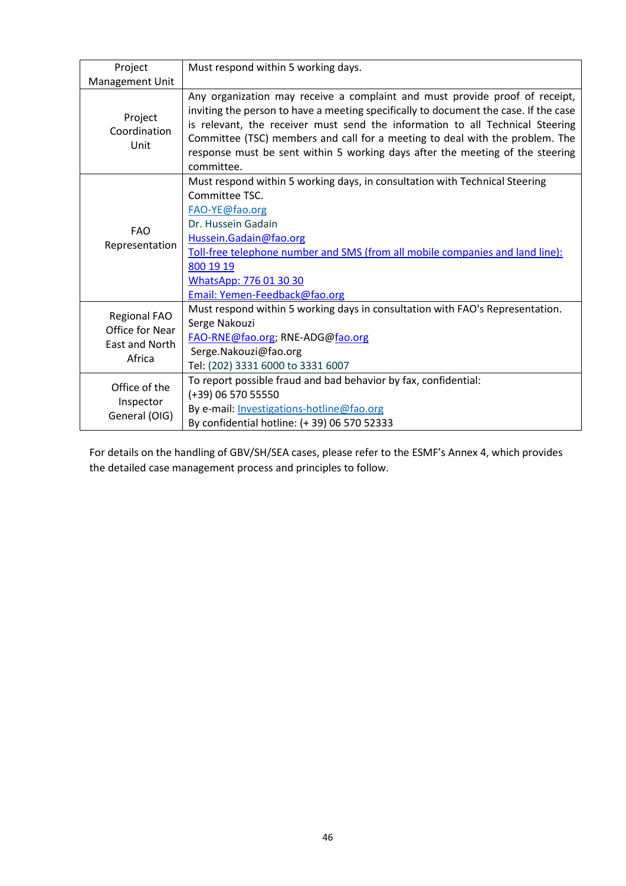| | |
|---|---|
| Project Management Unit | Must respond within 5 working days. |
| Project Coordination Unit | Any organization may receive a complaint and must provide proof of receipt, inviting the person to have a meeting specifically to document the case. If the case is relevant, the receiver must send the information to all Technical Steering Committee (TSC) members and call for a meeting to deal with the problem. The response must be sent within 5 working days after the meeting of the steering committee. |
| FAO Representation | Must respond within 5 working days, in consultation with Technical Steering Committee TSC.<br>FAO-YE@fao.org<br>Dr. Hussein Gadain<br>Hussein.Gadain@fao.org<br>Toll-free telephone number and SMS (from all mobile companies and land line): 800 19 19<br>WhatsApp: 776 01 30 30<br>Email: Yemen-Feedback@fao.org |
| Regional FAO Office for Near East and North Africa | Must respond within 5 working days in consultation with FAO's Representation.<br>Serge Nakouzi<br>FAO-RNE@fao.org; RNE-ADG@fao.org<br>Serge.Nakouzi@fao.org<br>Tel: (202) 3331 6000 to 3331 6007 |
| Office of the Inspector General (OIG) | To report possible fraud and bad behavior by fax, confidential:<br>(+39) 06 570 55550<br>By e-mail: Investigations-hotline@fao.org<br>By confidential hotline: (+ 39) 06 570 52333 |

For details on the handling of GBV/SH/SEA cases, please refer to the ESMF's Annex 4, which provides the detailed case management process and principles to follow.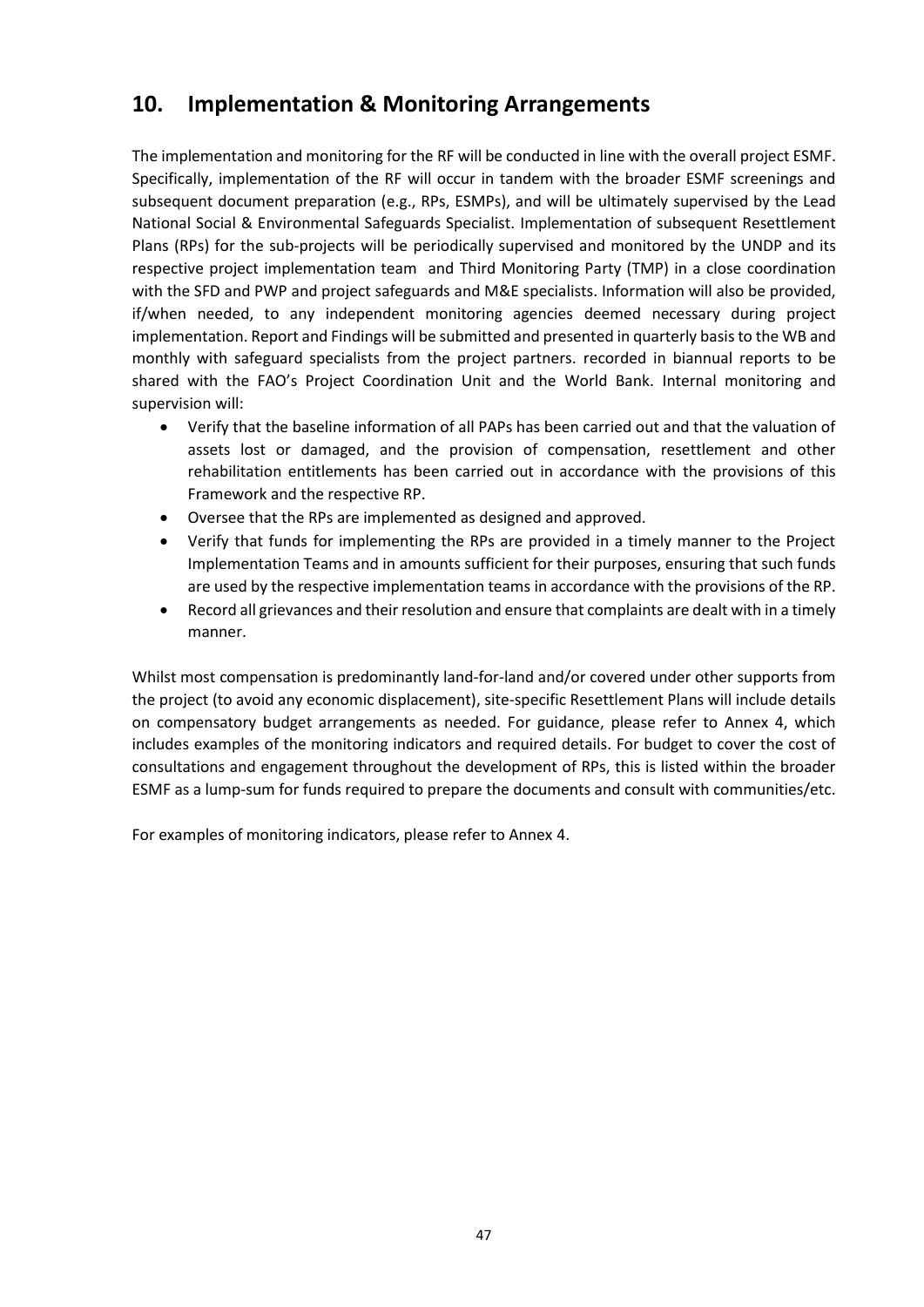## 10. Implementation & Monitoring Arrangements

The implementation and monitoring for the RF will be conducted in line with the overall project ESMF. Specifically, implementation of the RF will occur in tandem with the broader ESMF screenings and subsequent document preparation (e.g., RPs, ESMPs), and will be ultimately supervised by the Lead National Social & Environmental Safeguards Specialist. Implementation of subsequent Resettlement Plans (RPs) for the sub-projects will be periodically supervised and monitored by the UNDP and its respective project implementation team and Third Monitoring Party (TMP) in a close coordination with the SFD and PWP and project safeguards and M&E specialists. Information will also be provided, if/when needed, to any independent monitoring agencies deemed necessary during project implementation. Report and Findings will be submitted and presented in quarterly basis to the WB and monthly with safeguard specialists from the project partners. recorded in biannual reports to be shared with the FAO's Project Coordination Unit and the World Bank. Internal monitoring and supervision will:

- Verify that the baseline information of all PAPs has been carried out and that the valuation of assets lost or damaged, and the provision of compensation, resettlement and other rehabilitation entitlements has been carried out in accordance with the provisions of this Framework and the respective RP.
- Oversee that the RPs are implemented as designed and approved.
- Verify that funds for implementing the RPs are provided in a timely manner to the Project Implementation Teams and in amounts sufficient for their purposes, ensuring that such funds are used by the respective implementation teams in accordance with the provisions of the RP.
- Record all grievances and their resolution and ensure that complaints are dealt with in a timely manner.

Whilst most compensation is predominantly land-for-land and/or covered under other supports from the project (to avoid any economic displacement), site-specific Resettlement Plans will include details on compensatory budget arrangements as needed. For guidance, please refer to Annex 4, which includes examples of the monitoring indicators and required details. For budget to cover the cost of consultations and engagement throughout the development of RPs, this is listed within the broader ESMF as a lump-sum for funds required to prepare the documents and consult with communities/etc.

For examples of monitoring indicators, please refer to Annex 4.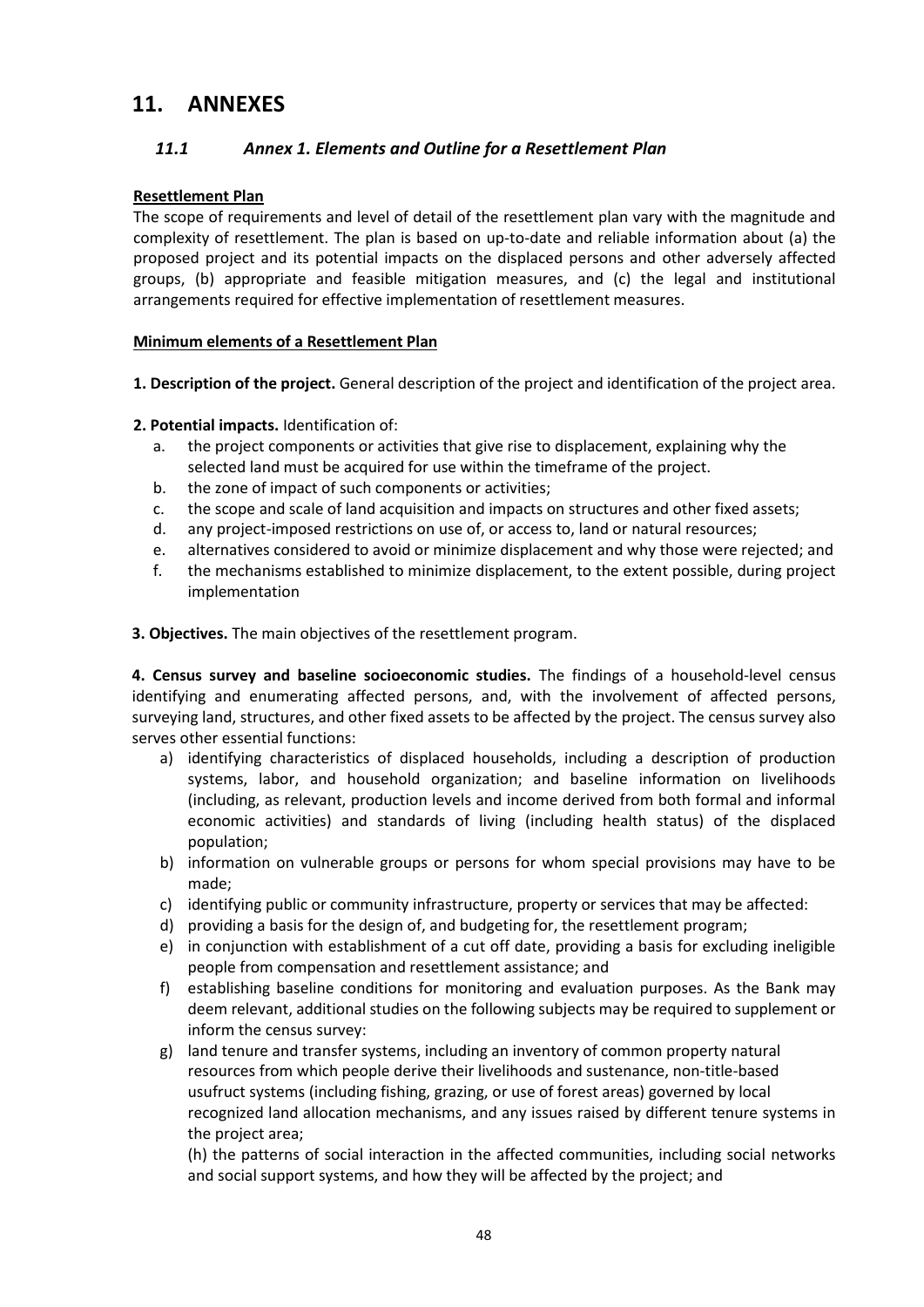# 11. ANNEXES

## *11.1 Annex 1. Elements and Outline for a Resettlement Plan*

**Resettlement Plan**

The scope of requirements and level of detail of the resettlement plan vary with the magnitude and complexity of resettlement. The plan is based on up-to-date and reliable information about (a) the proposed project and its potential impacts on the displaced persons and other adversely affected groups, (b) appropriate and feasible mitigation measures, and (c) the legal and institutional arrangements required for effective implementation of resettlement measures.

**Minimum elements of a Resettlement Plan**

**1. Description of the project.** General description of the project and identification of the project area.

**2. Potential impacts.** Identification of:

a. the project components or activities that give rise to displacement, explaining why the selected land must be acquired for use within the timeframe of the project.
b. the zone of impact of such components or activities;
c. the scope and scale of land acquisition and impacts on structures and other fixed assets;
d. any project-imposed restrictions on use of, or access to, land or natural resources;
e. alternatives considered to avoid or minimize displacement and why those were rejected; and
f. the mechanisms established to minimize displacement, to the extent possible, during project implementation

**3. Objectives.** The main objectives of the resettlement program.

**4. Census survey and baseline socioeconomic studies.** The findings of a household-level census identifying and enumerating affected persons, and, with the involvement of affected persons, surveying land, structures, and other fixed assets to be affected by the project. The census survey also serves other essential functions:

a) identifying characteristics of displaced households, including a description of production systems, labor, and household organization; and baseline information on livelihoods (including, as relevant, production levels and income derived from both formal and informal economic activities) and standards of living (including health status) of the displaced population;
b) information on vulnerable groups or persons for whom special provisions may have to be made;
c) identifying public or community infrastructure, property or services that may be affected:
d) providing a basis for the design of, and budgeting for, the resettlement program;
e) in conjunction with establishment of a cut off date, providing a basis for excluding ineligible people from compensation and resettlement assistance; and
f) establishing baseline conditions for monitoring and evaluation purposes. As the Bank may deem relevant, additional studies on the following subjects may be required to supplement or inform the census survey:
g) land tenure and transfer systems, including an inventory of common property natural resources from which people derive their livelihoods and sustenance, non-title-based usufruct systems (including fishing, grazing, or use of forest areas) governed by local recognized land allocation mechanisms, and any issues raised by different tenure systems in the project area;

   (h) the patterns of social interaction in the affected communities, including social networks and social support systems, and how they will be affected by the project; and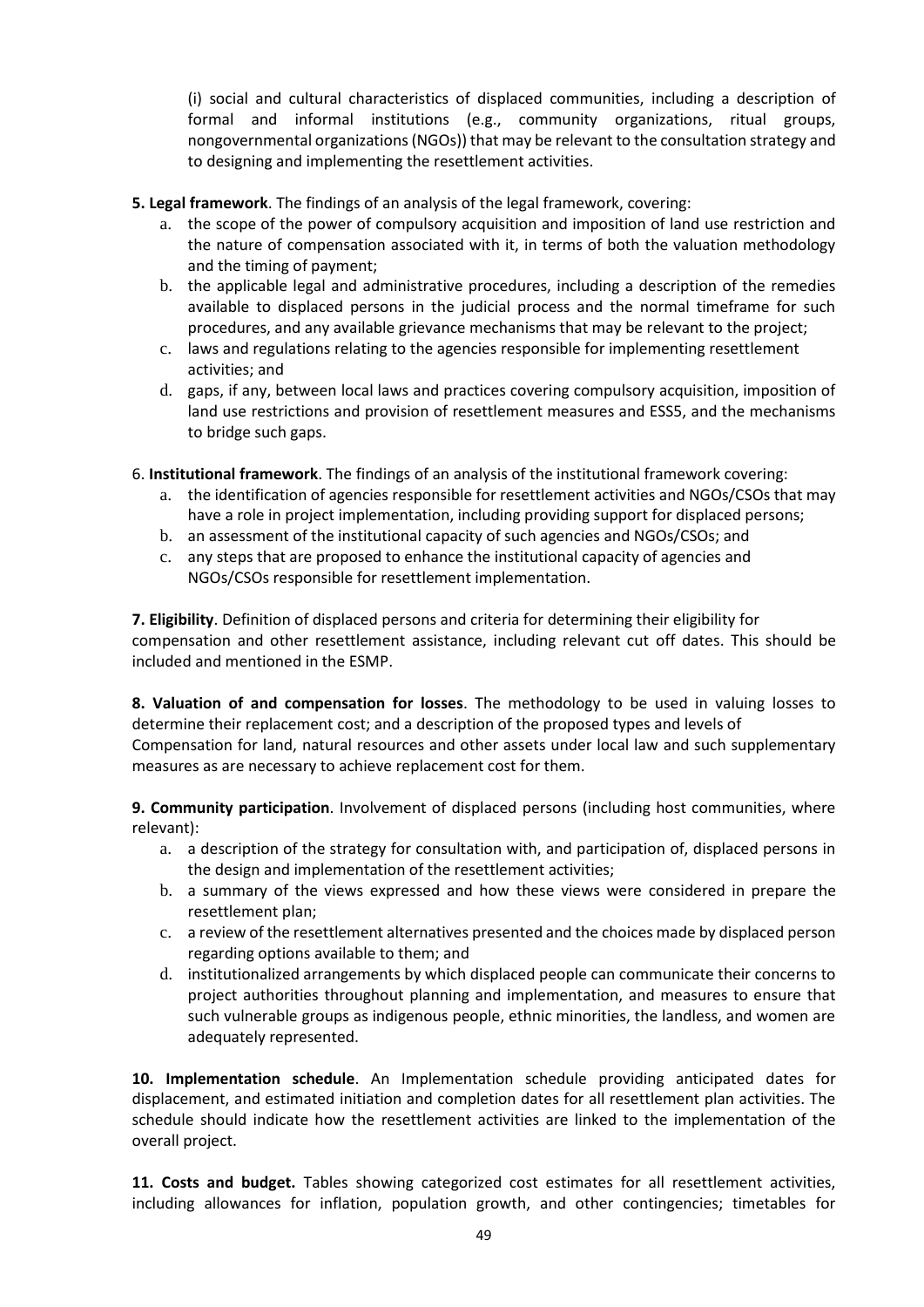(i) social and cultural characteristics of displaced communities, including a description of formal and informal institutions (e.g., community organizations, ritual groups, nongovernmental organizations (NGOs)) that may be relevant to the consultation strategy and to designing and implementing the resettlement activities.

**5. Legal framework**. The findings of an analysis of the legal framework, covering:

a. the scope of the power of compulsory acquisition and imposition of land use restriction and the nature of compensation associated with it, in terms of both the valuation methodology and the timing of payment;
b. the applicable legal and administrative procedures, including a description of the remedies available to displaced persons in the judicial process and the normal timeframe for such procedures, and any available grievance mechanisms that may be relevant to the project;
c. laws and regulations relating to the agencies responsible for implementing resettlement activities; and
d. gaps, if any, between local laws and practices covering compulsory acquisition, imposition of land use restrictions and provision of resettlement measures and ESS5, and the mechanisms to bridge such gaps.

6. **Institutional framework**. The findings of an analysis of the institutional framework covering:

a. the identification of agencies responsible for resettlement activities and NGOs/CSOs that may have a role in project implementation, including providing support for displaced persons;
b. an assessment of the institutional capacity of such agencies and NGOs/CSOs; and
c. any steps that are proposed to enhance the institutional capacity of agencies and NGOs/CSOs responsible for resettlement implementation.

**7. Eligibility**. Definition of displaced persons and criteria for determining their eligibility for compensation and other resettlement assistance, including relevant cut off dates. This should be included and mentioned in the ESMP.

**8. Valuation of and compensation for losses**. The methodology to be used in valuing losses to determine their replacement cost; and a description of the proposed types and levels of Compensation for land, natural resources and other assets under local law and such supplementary measures as are necessary to achieve replacement cost for them.

**9. Community participation**. Involvement of displaced persons (including host communities, where relevant):

a. a description of the strategy for consultation with, and participation of, displaced persons in the design and implementation of the resettlement activities;
b. a summary of the views expressed and how these views were considered in prepare the resettlement plan;
c. a review of the resettlement alternatives presented and the choices made by displaced person regarding options available to them; and
d. institutionalized arrangements by which displaced people can communicate their concerns to project authorities throughout planning and implementation, and measures to ensure that such vulnerable groups as indigenous people, ethnic minorities, the landless, and women are adequately represented.

**10. Implementation schedule**. An Implementation schedule providing anticipated dates for displacement, and estimated initiation and completion dates for all resettlement plan activities. The schedule should indicate how the resettlement activities are linked to the implementation of the overall project.

**11. Costs and budget.** Tables showing categorized cost estimates for all resettlement activities, including allowances for inflation, population growth, and other contingencies; timetables for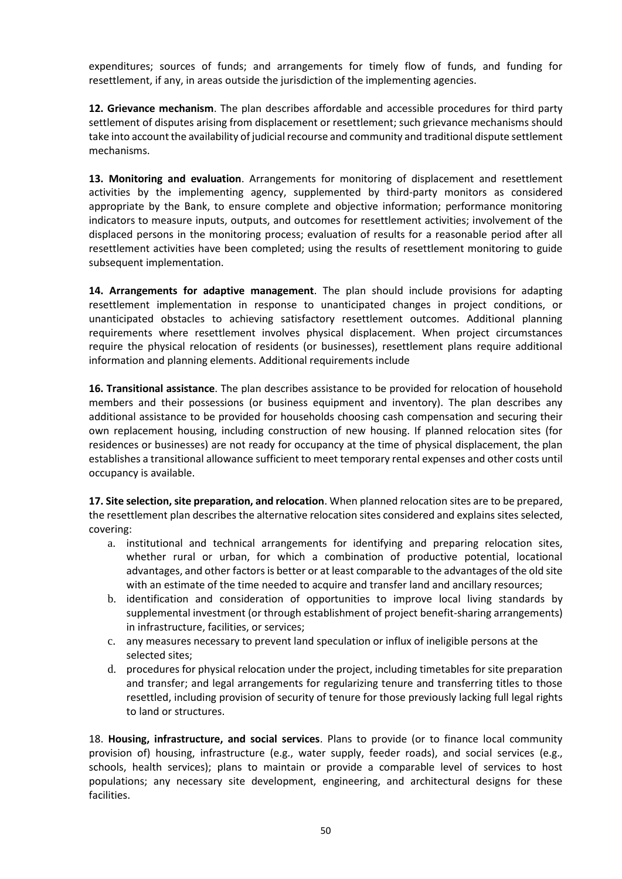expenditures; sources of funds; and arrangements for timely flow of funds, and funding for resettlement, if any, in areas outside the jurisdiction of the implementing agencies.

**12. Grievance mechanism**. The plan describes affordable and accessible procedures for third party settlement of disputes arising from displacement or resettlement; such grievance mechanisms should take into account the availability of judicial recourse and community and traditional dispute settlement mechanisms.

**13. Monitoring and evaluation**. Arrangements for monitoring of displacement and resettlement activities by the implementing agency, supplemented by third-party monitors as considered appropriate by the Bank, to ensure complete and objective information; performance monitoring indicators to measure inputs, outputs, and outcomes for resettlement activities; involvement of the displaced persons in the monitoring process; evaluation of results for a reasonable period after all resettlement activities have been completed; using the results of resettlement monitoring to guide subsequent implementation.

**14. Arrangements for adaptive management**. The plan should include provisions for adapting resettlement implementation in response to unanticipated changes in project conditions, or unanticipated obstacles to achieving satisfactory resettlement outcomes. Additional planning requirements where resettlement involves physical displacement. When project circumstances require the physical relocation of residents (or businesses), resettlement plans require additional information and planning elements. Additional requirements include

**16. Transitional assistance**. The plan describes assistance to be provided for relocation of household members and their possessions (or business equipment and inventory). The plan describes any additional assistance to be provided for households choosing cash compensation and securing their own replacement housing, including construction of new housing. If planned relocation sites (for residences or businesses) are not ready for occupancy at the time of physical displacement, the plan establishes a transitional allowance sufficient to meet temporary rental expenses and other costs until occupancy is available.

**17. Site selection, site preparation, and relocation**. When planned relocation sites are to be prepared, the resettlement plan describes the alternative relocation sites considered and explains sites selected, covering:

a. institutional and technical arrangements for identifying and preparing relocation sites, whether rural or urban, for which a combination of productive potential, locational advantages, and other factors is better or at least comparable to the advantages of the old site with an estimate of the time needed to acquire and transfer land and ancillary resources;
b. identification and consideration of opportunities to improve local living standards by supplemental investment (or through establishment of project benefit-sharing arrangements) in infrastructure, facilities, or services;
c. any measures necessary to prevent land speculation or influx of ineligible persons at the selected sites;
d. procedures for physical relocation under the project, including timetables for site preparation and transfer; and legal arrangements for regularizing tenure and transferring titles to those resettled, including provision of security of tenure for those previously lacking full legal rights to land or structures.

18. **Housing, infrastructure, and social services**. Plans to provide (or to finance local community provision of) housing, infrastructure (e.g., water supply, feeder roads), and social services (e.g., schools, health services); plans to maintain or provide a comparable level of services to host populations; any necessary site development, engineering, and architectural designs for these facilities.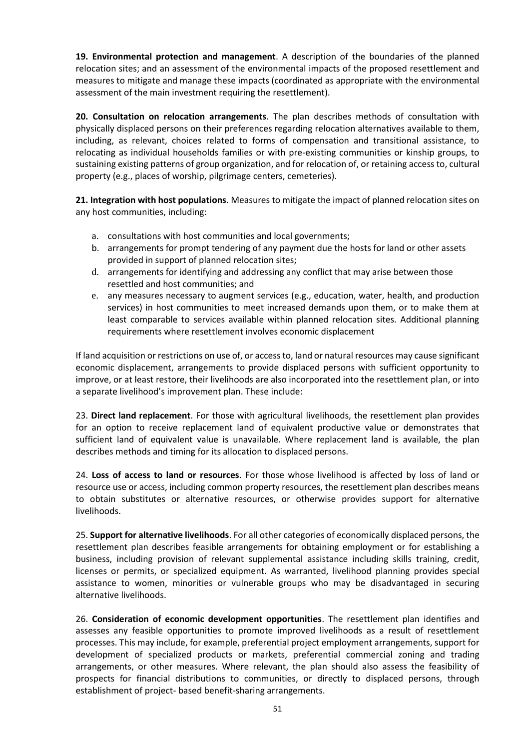**19. Environmental protection and management**. A description of the boundaries of the planned relocation sites; and an assessment of the environmental impacts of the proposed resettlement and measures to mitigate and manage these impacts (coordinated as appropriate with the environmental assessment of the main investment requiring the resettlement).

**20. Consultation on relocation arrangements**. The plan describes methods of consultation with physically displaced persons on their preferences regarding relocation alternatives available to them, including, as relevant, choices related to forms of compensation and transitional assistance, to relocating as individual households families or with pre-existing communities or kinship groups, to sustaining existing patterns of group organization, and for relocation of, or retaining access to, cultural property (e.g., places of worship, pilgrimage centers, cemeteries).

**21. Integration with host populations**. Measures to mitigate the impact of planned relocation sites on any host communities, including:

a. consultations with host communities and local governments;
b. arrangements for prompt tendering of any payment due the hosts for land or other assets provided in support of planned relocation sites;
d. arrangements for identifying and addressing any conflict that may arise between those resettled and host communities; and
e. any measures necessary to augment services (e.g., education, water, health, and production services) in host communities to meet increased demands upon them, or to make them at least comparable to services available within planned relocation sites. Additional planning requirements where resettlement involves economic displacement

If land acquisition or restrictions on use of, or access to, land or natural resources may cause significant economic displacement, arrangements to provide displaced persons with sufficient opportunity to improve, or at least restore, their livelihoods are also incorporated into the resettlement plan, or into a separate livelihood's improvement plan. These include:

23. **Direct land replacement**. For those with agricultural livelihoods, the resettlement plan provides for an option to receive replacement land of equivalent productive value or demonstrates that sufficient land of equivalent value is unavailable. Where replacement land is available, the plan describes methods and timing for its allocation to displaced persons.

24. **Loss of access to land or resources**. For those whose livelihood is affected by loss of land or resource use or access, including common property resources, the resettlement plan describes means to obtain substitutes or alternative resources, or otherwise provides support for alternative livelihoods.

25. **Support for alternative livelihoods**. For all other categories of economically displaced persons, the resettlement plan describes feasible arrangements for obtaining employment or for establishing a business, including provision of relevant supplemental assistance including skills training, credit, licenses or permits, or specialized equipment. As warranted, livelihood planning provides special assistance to women, minorities or vulnerable groups who may be disadvantaged in securing alternative livelihoods.

26. **Consideration of economic development opportunities**. The resettlement plan identifies and assesses any feasible opportunities to promote improved livelihoods as a result of resettlement processes. This may include, for example, preferential project employment arrangements, support for development of specialized products or markets, preferential commercial zoning and trading arrangements, or other measures. Where relevant, the plan should also assess the feasibility of prospects for financial distributions to communities, or directly to displaced persons, through establishment of project- based benefit-sharing arrangements.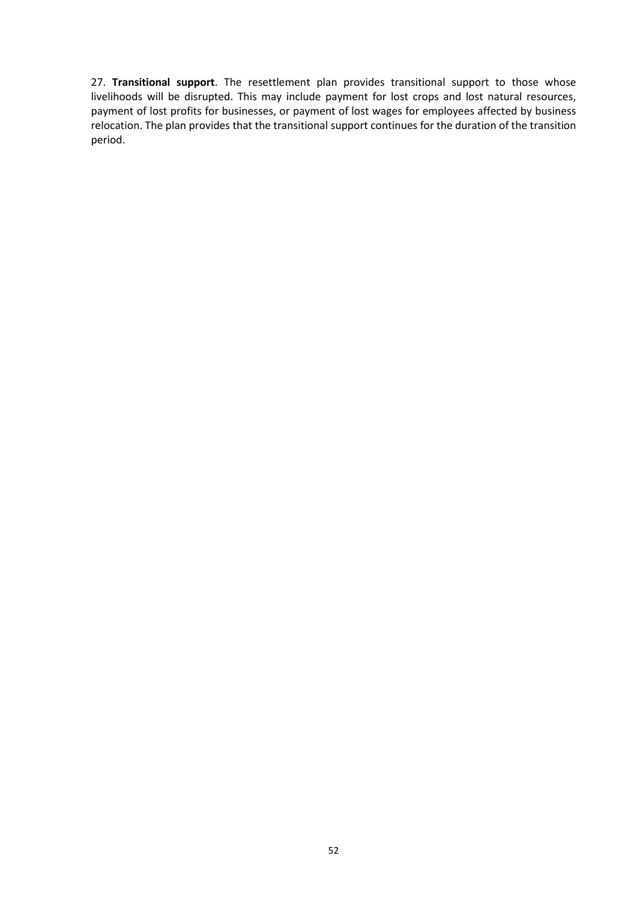27. **Transitional support**. The resettlement plan provides transitional support to those whose livelihoods will be disrupted. This may include payment for lost crops and lost natural resources, payment of lost profits for businesses, or payment of lost wages for employees affected by business relocation. The plan provides that the transitional support continues for the duration of the transition period.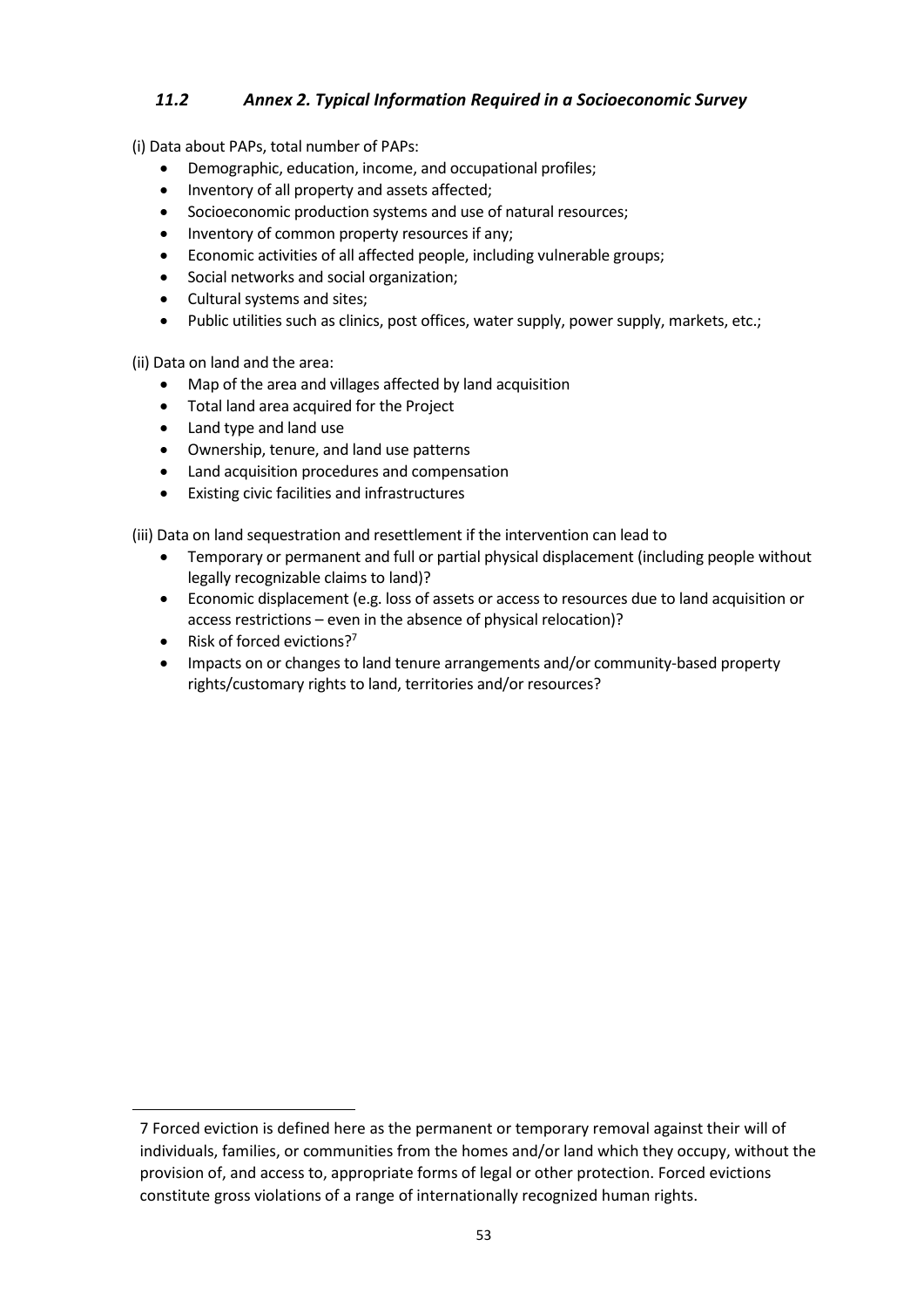### *11.2 Annex 2. Typical Information Required in a Socioeconomic Survey*

(i) Data about PAPs, total number of PAPs:

- Demographic, education, income, and occupational profiles;
- Inventory of all property and assets affected;
- Socioeconomic production systems and use of natural resources;
- Inventory of common property resources if any;
- Economic activities of all affected people, including vulnerable groups;
- Social networks and social organization;
- Cultural systems and sites;
- Public utilities such as clinics, post offices, water supply, power supply, markets, etc.;

(ii) Data on land and the area:

- Map of the area and villages affected by land acquisition
- Total land area acquired for the Project
- Land type and land use
- Ownership, tenure, and land use patterns
- Land acquisition procedures and compensation
- Existing civic facilities and infrastructures

(iii) Data on land sequestration and resettlement if the intervention can lead to

- Temporary or permanent and full or partial physical displacement (including people without legally recognizable claims to land)?
- Economic displacement (e.g. loss of assets or access to resources due to land acquisition or access restrictions – even in the absence of physical relocation)?
- Risk of forced evictions?[7]
- Impacts on or changes to land tenure arrangements and/or community-based property rights/customary rights to land, territories and/or resources?

---

7 Forced eviction is defined here as the permanent or temporary removal against their will of individuals, families, or communities from the homes and/or land which they occupy, without the provision of, and access to, appropriate forms of legal or other protection. Forced evictions constitute gross violations of a range of internationally recognized human rights.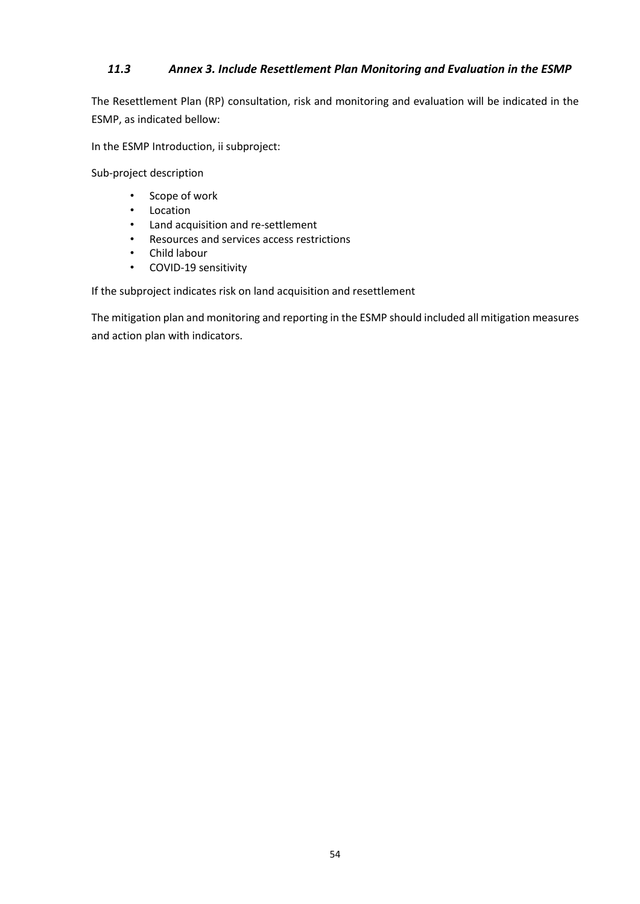### *11.3 Annex 3. Include Resettlement Plan Monitoring and Evaluation in the ESMP*

The Resettlement Plan (RP) consultation, risk and monitoring and evaluation will be indicated in the ESMP, as indicated bellow:

In the ESMP Introduction, ii subproject:

Sub-project description

- Scope of work
- Location
- Land acquisition and re-settlement
- Resources and services access restrictions
- Child labour
- COVID-19 sensitivity

If the subproject indicates risk on land acquisition and resettlement

The mitigation plan and monitoring and reporting in the ESMP should included all mitigation measures and action plan with indicators.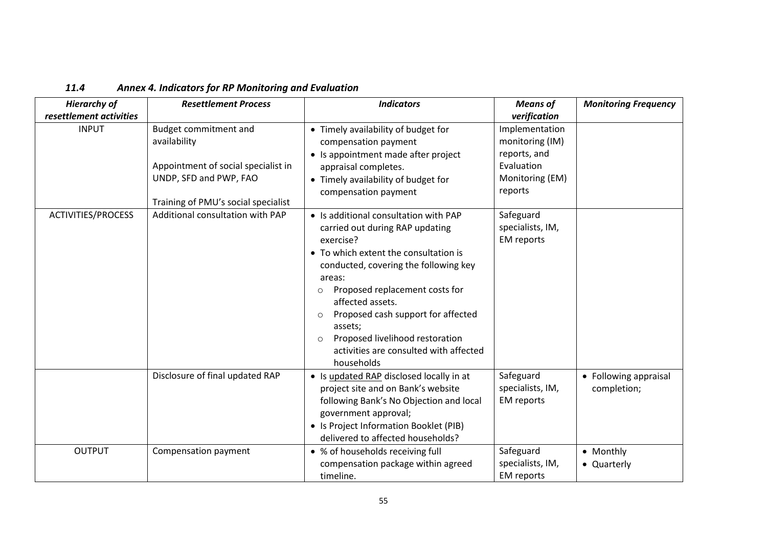### *11.4 Annex 4. Indicators for RP Monitoring and Evaluation*

| *Hierarchy of resettlement activities* | *Resettlement Process* | *Indicators* | *Means of verification* | *Monitoring Frequency* |
|---|---|---|---|---|
| INPUT | Budget commitment and availability<br><br>Appointment of social specialist in UNDP, SFD and PWP, FAO<br><br>Training of PMU's social specialist | • Timely availability of budget for compensation payment<br>• Is appointment made after project appraisal completes.<br>• Timely availability of budget for compensation payment | Implementation monitoring (IM) reports, and Evaluation Monitoring (EM) reports | |
| ACTIVITIES/PROCESS | Additional consultation with PAP | • Is additional consultation with PAP carried out during RAP updating exercise?<br>• To which extent the consultation is conducted, covering the following key areas:<br>o Proposed replacement costs for affected assets.<br>o Proposed cash support for affected assets;<br>o Proposed livelihood restoration activities are consulted with affected households | Safeguard specialists, IM, EM reports | |
| | Disclosure of final updated RAP | • Is updated RAP disclosed locally in at project site and on Bank's website following Bank's No Objection and local government approval;<br>• Is Project Information Booklet (PIB) delivered to affected households? | Safeguard specialists, IM, EM reports | • Following appraisal completion; |
| OUTPUT | Compensation payment | • % of households receiving full compensation package within agreed timeline. | Safeguard specialists, IM, EM reports | • Monthly<br>• Quarterly |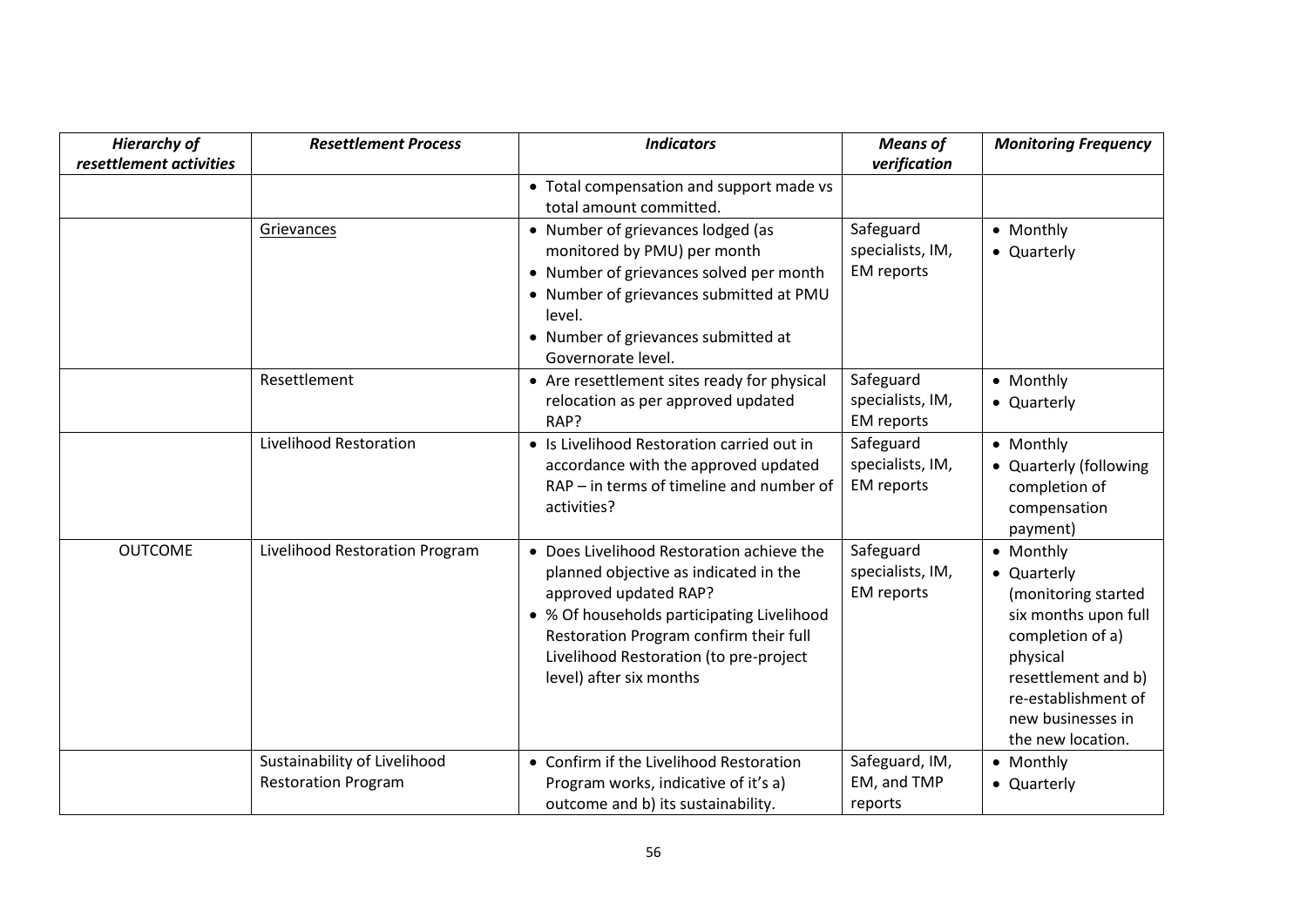| *Hierarchy of resettlement activities* | *Resettlement Process* | *Indicators* | *Means of verification* | *Monitoring Frequency* |
|---|---|---|---|---|
| | | • Total compensation and support made vs total amount committed. | | |
| | Grievances | • Number of grievances lodged (as monitored by PMU) per month<br>• Number of grievances solved per month<br>• Number of grievances submitted at PMU level.<br>• Number of grievances submitted at Governorate level. | Safeguard specialists, IM, EM reports | • Monthly<br>• Quarterly |
| | Resettlement | • Are resettlement sites ready for physical relocation as per approved updated RAP? | Safeguard specialists, IM, EM reports | • Monthly<br>• Quarterly |
| | Livelihood Restoration | • Is Livelihood Restoration carried out in accordance with the approved updated RAP – in terms of timeline and number of activities? | Safeguard specialists, IM, EM reports | • Monthly<br>• Quarterly (following completion of compensation payment) |
| OUTCOME | Livelihood Restoration Program | • Does Livelihood Restoration achieve the planned objective as indicated in the approved updated RAP?<br>• % Of households participating Livelihood Restoration Program confirm their full Livelihood Restoration (to pre-project level) after six months | Safeguard specialists, IM, EM reports | • Monthly<br>• Quarterly (monitoring started six months upon full completion of a) physical resettlement and b) re-establishment of new businesses in the new location. |
| | Sustainability of Livelihood Restoration Program | • Confirm if the Livelihood Restoration Program works, indicative of it's a) outcome and b) its sustainability. | Safeguard, IM, EM, and TMP reports | • Monthly<br>• Quarterly |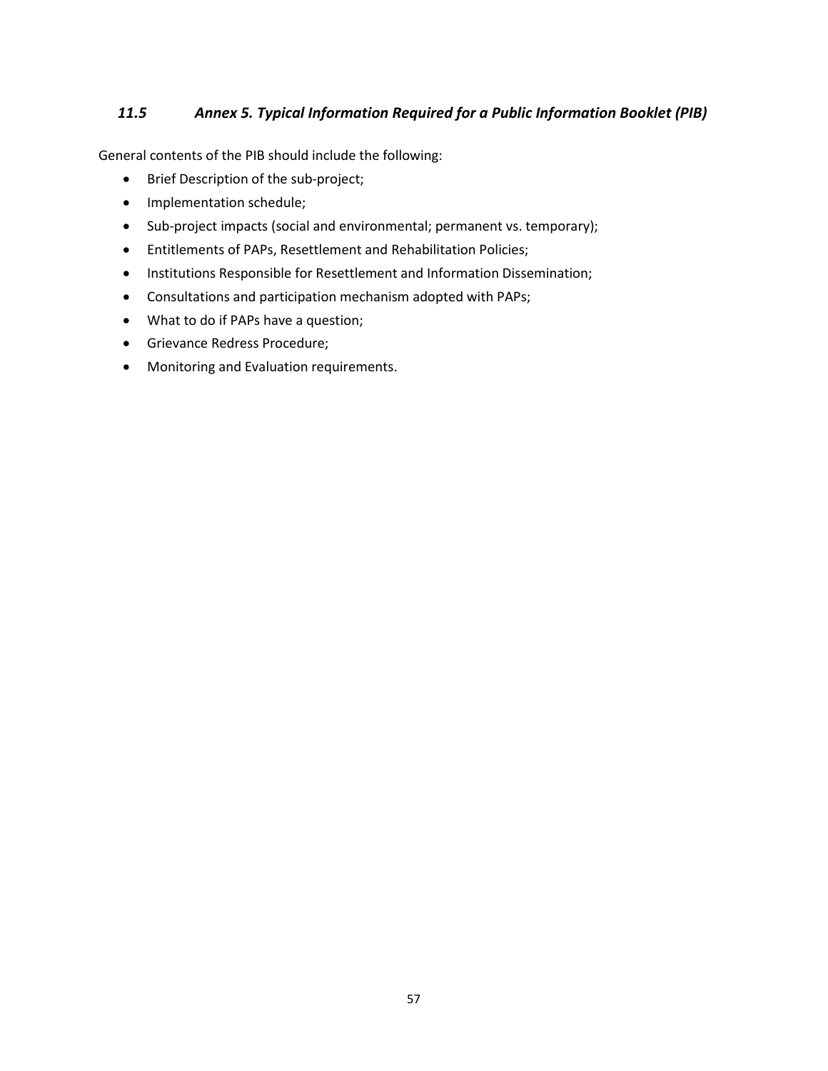### *11.5 Annex 5. Typical Information Required for a Public Information Booklet (PIB)*

General contents of the PIB should include the following:

- Brief Description of the sub-project;
- Implementation schedule;
- Sub-project impacts (social and environmental; permanent vs. temporary);
- Entitlements of PAPs, Resettlement and Rehabilitation Policies;
- Institutions Responsible for Resettlement and Information Dissemination;
- Consultations and participation mechanism adopted with PAPs;
- What to do if PAPs have a question;
- Grievance Redress Procedure;
- Monitoring and Evaluation requirements.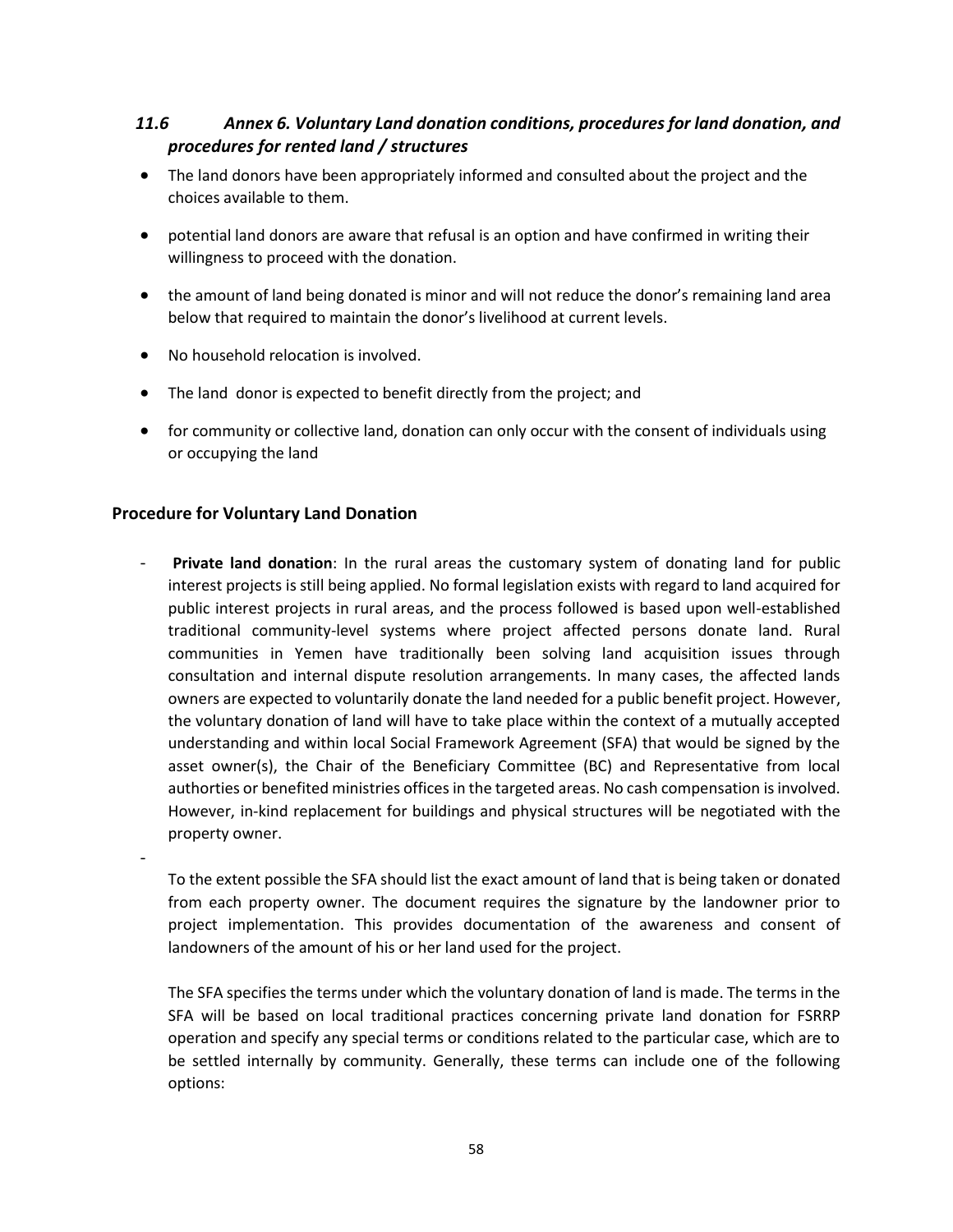## *11.6 Annex 6. Voluntary Land donation conditions, procedures for land donation, and procedures for rented land / structures*

- The land donors have been appropriately informed and consulted about the project and the choices available to them.
- potential land donors are aware that refusal is an option and have confirmed in writing their willingness to proceed with the donation.
- the amount of land being donated is minor and will not reduce the donor's remaining land area below that required to maintain the donor's livelihood at current levels.
- No household relocation is involved.
- The land donor is expected to benefit directly from the project; and
- for community or collective land, donation can only occur with the consent of individuals using or occupying the land

### Procedure for Voluntary Land Donation

- **Private land donation**: In the rural areas the customary system of donating land for public interest projects is still being applied. No formal legislation exists with regard to land acquired for public interest projects in rural areas, and the process followed is based upon well-established traditional community-level systems where project affected persons donate land. Rural communities in Yemen have traditionally been solving land acquisition issues through consultation and internal dispute resolution arrangements. In many cases, the affected lands owners are expected to voluntarily donate the land needed for a public benefit project. However, the voluntary donation of land will have to take place within the context of a mutually accepted understanding and within local Social Framework Agreement (SFA) that would be signed by the asset owner(s), the Chair of the Beneficiary Committee (BC) and Representative from local authorities or benefited ministries offices in the targeted areas. No cash compensation is involved. However, in-kind replacement for buildings and physical structures will be negotiated with the property owner.
- 

  To the extent possible the SFA should list the exact amount of land that is being taken or donated from each property owner. The document requires the signature by the landowner prior to project implementation. This provides documentation of the awareness and consent of landowners of the amount of his or her land used for the project.

  The SFA specifies the terms under which the voluntary donation of land is made. The terms in the SFA will be based on local traditional practices concerning private land donation for FSRRP operation and specify any special terms or conditions related to the particular case, which are to be settled internally by community. Generally, these terms can include one of the following options: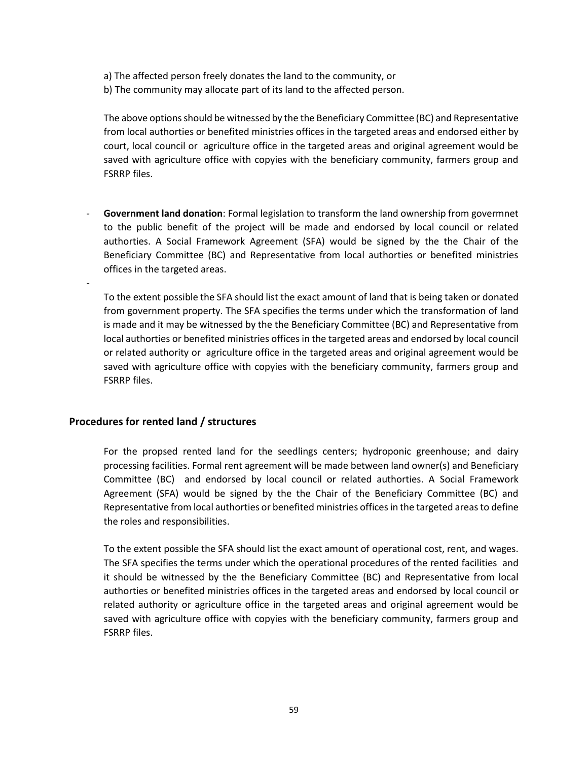a) The affected person freely donates the land to the community, or
b) The community may allocate part of its land to the affected person.

The above options should be witnessed by the the Beneficiary Committee (BC) and Representative from local authorities or benefited ministries offices in the targeted areas and endorsed either by court, local council or agriculture office in the targeted areas and original agreement would be saved with agriculture office with copyies with the beneficiary community, farmers group and FSRRP files.

- **Government land donation**: Formal legislation to transform the land ownership from govermnet to the public benefit of the project will be made and endorsed by local council or related authorities. A Social Framework Agreement (SFA) would be signed by the the Chair of the Beneficiary Committee (BC) and Representative from local authorities or benefited ministries offices in the targeted areas.
-

To the extent possible the SFA should list the exact amount of land that is being taken or donated from government property. The SFA specifies the terms under which the transformation of land is made and it may be witnessed by the the Beneficiary Committee (BC) and Representative from local authorities or benefited ministries offices in the targeted areas and endorsed by local council or related authority or agriculture office in the targeted areas and original agreement would be saved with agriculture office with copyies with the beneficiary community, farmers group and FSRRP files.

## Procedures for rented land / structures

For the propsed rented land for the seedlings centers; hydroponic greenhouse; and dairy processing facilities. Formal rent agreement will be made between land owner(s) and Beneficiary Committee (BC) and endorsed by local council or related authorties. A Social Framework Agreement (SFA) would be signed by the the Chair of the Beneficiary Committee (BC) and Representative from local authorities or benefited ministries offices in the targeted areas to define the roles and responsibilities.

To the extent possible the SFA should list the exact amount of operational cost, rent, and wages. The SFA specifies the terms under which the operational procedures of the rented facilities and it should be witnessed by the the Beneficiary Committee (BC) and Representative from local authorities or benefited ministries offices in the targeted areas and endorsed by local council or related authority or agriculture office in the targeted areas and original agreement would be saved with agriculture office with copyies with the beneficiary community, farmers group and FSRRP files.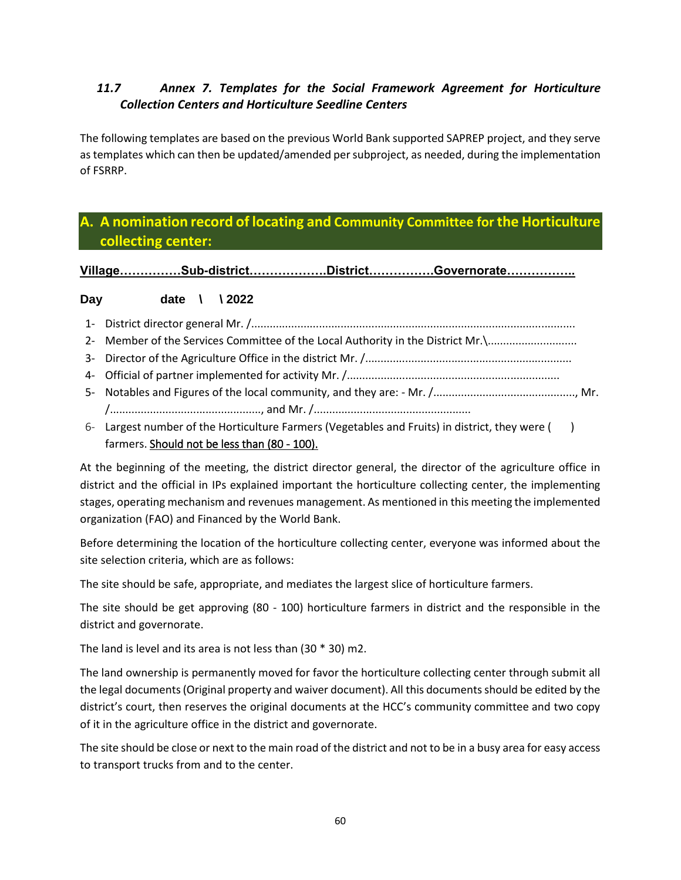### *11.7 Annex 7. Templates for the Social Framework Agreement for Horticulture Collection Centers and Horticulture Seedline Centers*

The following templates are based on the previous World Bank supported SAPREP project, and they serve as templates which can then be updated/amended per subproject, as needed, during the implementation of FSRRP.

## A. A nomination record of locating and Community Committee for the Horticulture collecting center:

**Village……………Sub-district……………….District…………….Governorate……………..**

**Day date \ \ 2022**

1- District director general Mr. /......................................................................................................
2- Member of the Services Committee of the Local Authority in the District Mr.\............................
3- Director of the Agriculture Office in the district Mr. /..................................................................
4- Official of partner implemented for activity Mr. /....................................................................
5- Notables and Figures of the local community, and they are: - Mr. /.............................................., Mr. /................................................, and Mr. /..................................................
6- Largest number of the Horticulture Farmers (Vegetables and Fruits) in district, they were ( ) farmers. Should not be less than (80 - 100).

At the beginning of the meeting, the district director general, the director of the agriculture office in district and the official in IPs explained important the horticulture collecting center, the implementing stages, operating mechanism and revenues management. As mentioned in this meeting the implemented organization (FAO) and Financed by the World Bank.

Before determining the location of the horticulture collecting center, everyone was informed about the site selection criteria, which are as follows:

The site should be safe, appropriate, and mediates the largest slice of horticulture farmers.

The site should be get approving (80 - 100) horticulture farmers in district and the responsible in the district and governorate.

The land is level and its area is not less than (30 * 30) m2.

The land ownership is permanently moved for favor the horticulture collecting center through submit all the legal documents (Original property and waiver document). All this documents should be edited by the district's court, then reserves the original documents at the HCC's community committee and two copy of it in the agriculture office in the district and governorate.

The site should be close or next to the main road of the district and not to be in a busy area for easy access to transport trucks from and to the center.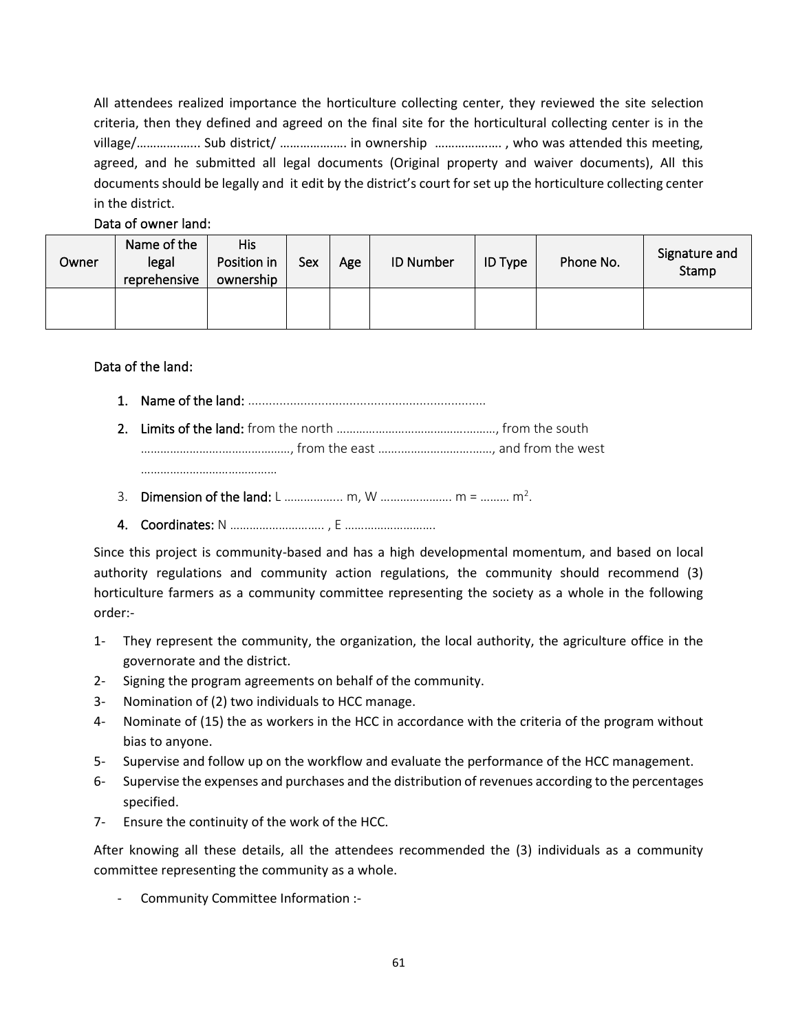All attendees realized importance the horticulture collecting center, they reviewed the site selection criteria, then they defined and agreed on the final site for the horticultural collecting center is in the village/……………... Sub district/ ……………….. in ownership ……………….. , who was attended this meeting, agreed, and he submitted all legal documents (Original property and waiver documents), All this documents should be legally and it edit by the district's court for set up the horticulture collecting center in the district.

Data of owner land:

| Owner | Name of the legal reprehensive | His Position in ownership | Sex | Age | ID Number | ID Type | Phone No. | Signature and Stamp |
|---|---|---|---|---|---|---|---|---|
| | | | | | | | | |

Data of the land:

1. **Name of the land:** ………………………………………………………………
2. **Limits of the land:** from the north …………………………………………, from the south ………………………………………, from the east ……………………………, and from the west ……………………………………
3. **Dimension of the land:** L …………….. m, W ………………… m = ……… m$^2$.
4. **Coordinates:** N ………………………. , E ……………………….

Since this project is community-based and has a high developmental momentum, and based on local authority regulations and community action regulations, the community should recommend (3) horticulture farmers as a community committee representing the society as a whole in the following order:-

1- They represent the community, the organization, the local authority, the agriculture office in the governorate and the district.
2- Signing the program agreements on behalf of the community.
3- Nomination of (2) two individuals to HCC manage.
4- Nominate of (15) the as workers in the HCC in accordance with the criteria of the program without bias to anyone.
5- Supervise and follow up on the workflow and evaluate the performance of the HCC management.
6- Supervise the expenses and purchases and the distribution of revenues according to the percentages specified.
7- Ensure the continuity of the work of the HCC.

After knowing all these details, all the attendees recommended the (3) individuals as a community committee representing the community as a whole.

- Community Committee Information :-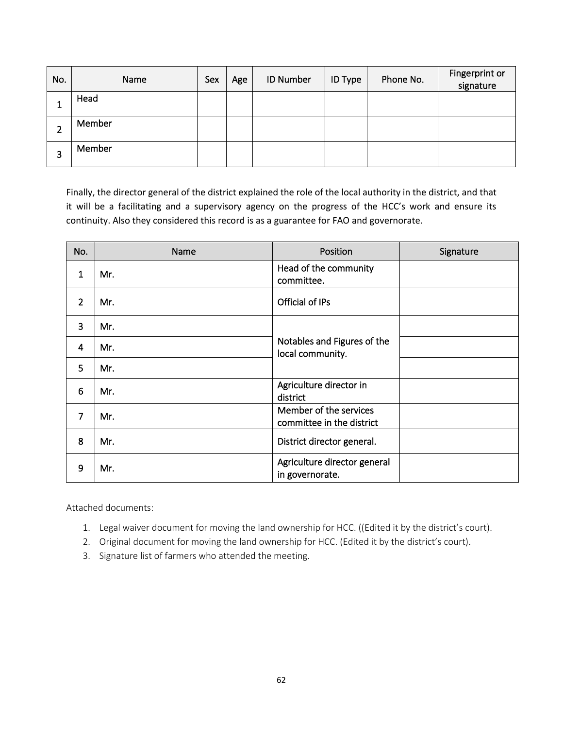| No. | Name | Sex | Age | ID Number | ID Type | Phone No. | Fingerprint or signature |
|---|---|---|---|---|---|---|---|
| 1 | Head | | | | | | |
| 2 | Member | | | | | | |
| 3 | Member | | | | | | |

Finally, the director general of the district explained the role of the local authority in the district, and that it will be a facilitating and a supervisory agency on the progress of the HCC's work and ensure its continuity. Also they considered this record is as a guarantee for FAO and governorate.

| No. | Name | Position | Signature |
|---|---|---|---|
| 1 | Mr. | Head of the community committee. | |
| 2 | Mr. | Official of IPs | |
| 3 | Mr. | Notables and Figures of the local community. | |
| 4 | Mr. | | |
| 5 | Mr. | | |
| 6 | Mr. | Agriculture director in district | |
| 7 | Mr. | Member of the services committee in the district | |
| 8 | Mr. | District director general. | |
| 9 | Mr. | Agriculture director general in governorate. | |

Attached documents:

1. Legal waiver document for moving the land ownership for HCC. ((Edited it by the district's court).
2. Original document for moving the land ownership for HCC. (Edited it by the district's court).
3. Signature list of farmers who attended the meeting.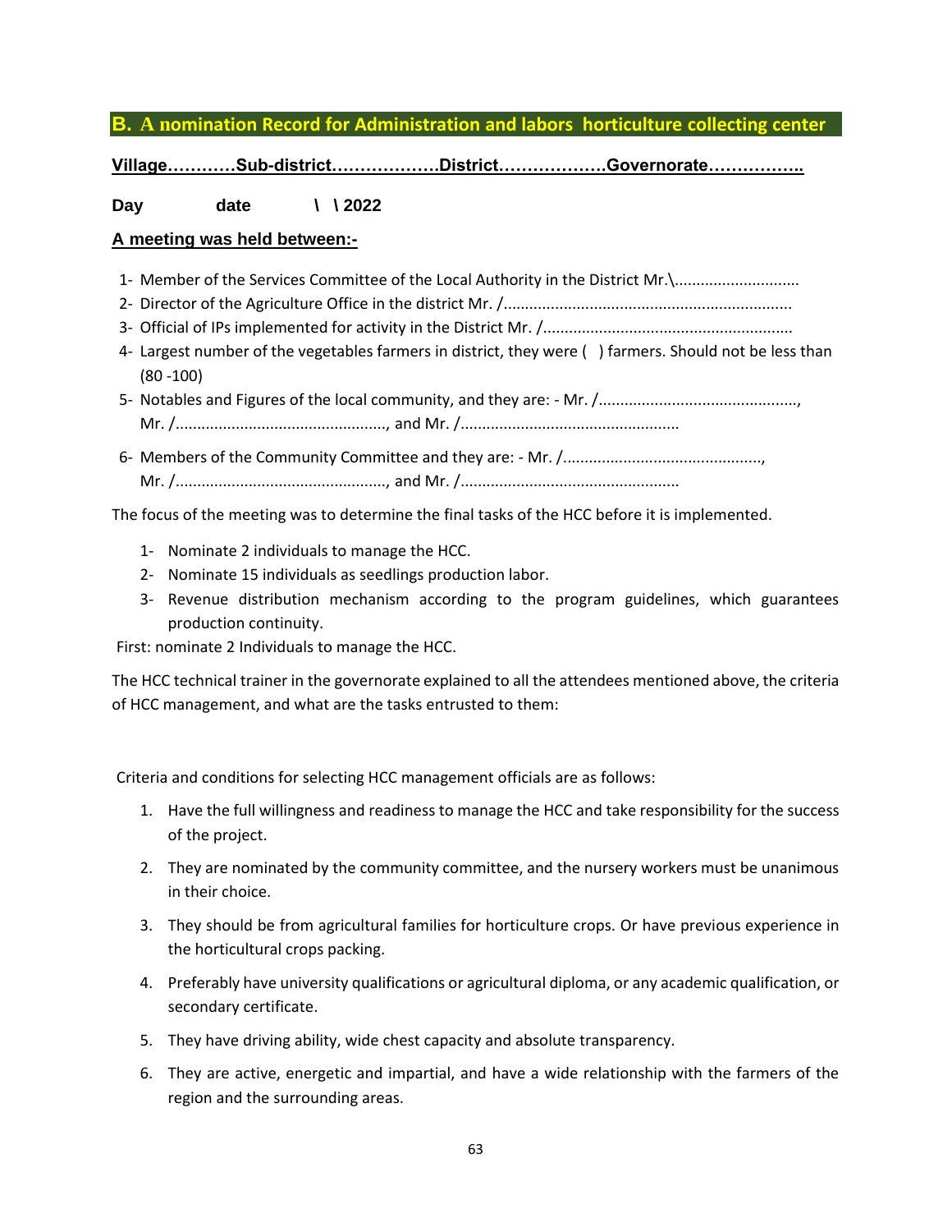## B. A nomination Record for Administration and labors horticulture collecting center

**Village…………Sub-district……………….District……………….Governorate……………..**

**Day date \ \ 2022**

**A meeting was held between:-**

1- Member of the Services Committee of the Local Authority in the District Mr.\............................
2- Director of the Agriculture Office in the district Mr. /..................................................................
3- Official of IPs implemented for activity in the District Mr. /.........................................................
4- Largest number of the vegetables farmers in district, they were ( ) farmers. Should not be less than (80 -100)
5- Notables and Figures of the local community, and they are: - Mr. /.............................................., Mr. /................................................., and Mr. /..................................................
6- Members of the Community Committee and they are: - Mr. /.............................................., Mr. /................................................., and Mr. /..................................................

The focus of the meeting was to determine the final tasks of the HCC before it is implemented.

1- Nominate 2 individuals to manage the HCC.
2- Nominate 15 individuals as seedlings production labor.
3- Revenue distribution mechanism according to the program guidelines, which guarantees production continuity.

First: nominate 2 Individuals to manage the HCC.

The HCC technical trainer in the governorate explained to all the attendees mentioned above, the criteria of HCC management, and what are the tasks entrusted to them:

Criteria and conditions for selecting HCC management officials are as follows:

1. Have the full willingness and readiness to manage the HCC and take responsibility for the success of the project.
2. They are nominated by the community committee, and the nursery workers must be unanimous in their choice.
3. They should be from agricultural families for horticulture crops. Or have previous experience in the horticultural crops packing.
4. Preferably have university qualifications or agricultural diploma, or any academic qualification, or secondary certificate.
5. They have driving ability, wide chest capacity and absolute transparency.
6. They are active, energetic and impartial, and have a wide relationship with the farmers of the region and the surrounding areas.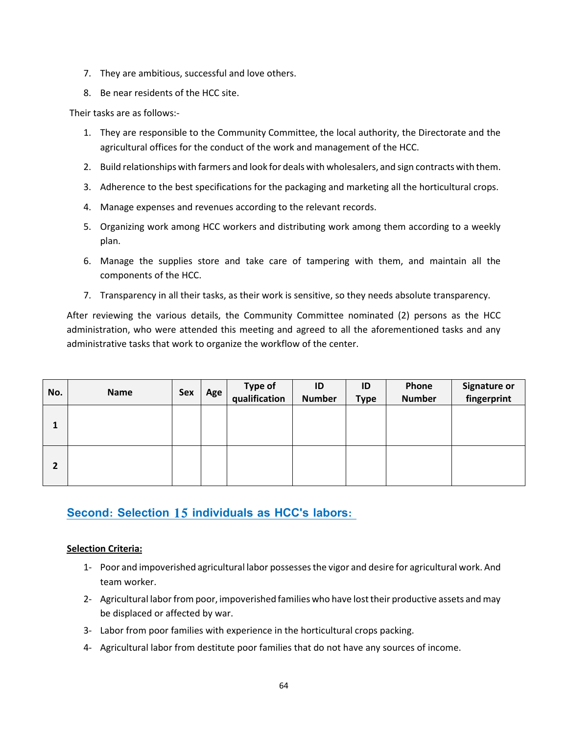7. They are ambitious, successful and love others.
8. Be near residents of the HCC site.

Their tasks are as follows:-

1. They are responsible to the Community Committee, the local authority, the Directorate and the agricultural offices for the conduct of the work and management of the HCC.
2. Build relationships with farmers and look for deals with wholesalers, and sign contracts with them.
3. Adherence to the best specifications for the packaging and marketing all the horticultural crops.
4. Manage expenses and revenues according to the relevant records.
5. Organizing work among HCC workers and distributing work among them according to a weekly plan.
6. Manage the supplies store and take care of tampering with them, and maintain all the components of the HCC.
7. Transparency in all their tasks, as their work is sensitive, so they needs absolute transparency.

After reviewing the various details, the Community Committee nominated (2) persons as the HCC administration, who were attended this meeting and agreed to all the aforementioned tasks and any administrative tasks that work to organize the workflow of the center.

| No. | Name | Sex | Age | Type of qualification | ID Number | ID Type | Phone Number | Signature or fingerprint |
|---|---|---|---|---|---|---|---|---|
| 1 | | | | | | | | |
| 2 | | | | | | | | |

## Second: Selection 15 individuals as HCC's labors:

**Selection Criteria:**

1- Poor and impoverished agricultural labor possesses the vigor and desire for agricultural work. And team worker.

2- Agricultural labor from poor, impoverished families who have lost their productive assets and may be displaced or affected by war.

3- Labor from poor families with experience in the horticultural crops packing.

4- Agricultural labor from destitute poor families that do not have any sources of income.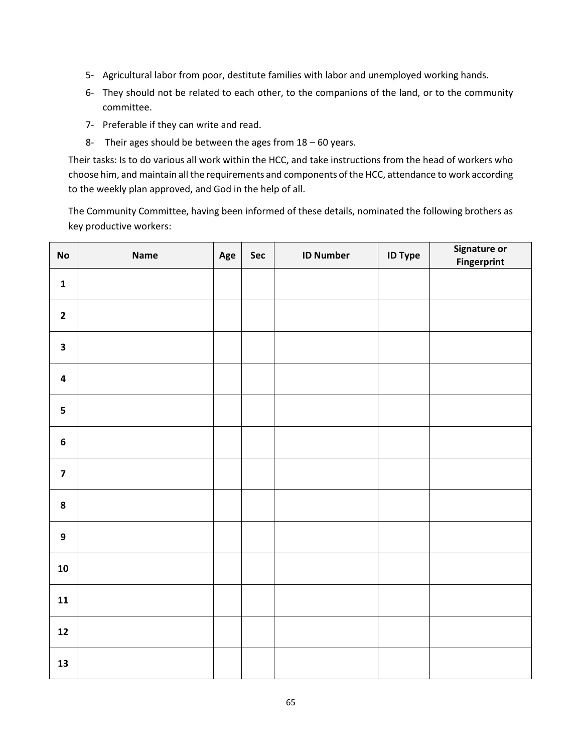5- Agricultural labor from poor, destitute families with labor and unemployed working hands.
6- They should not be related to each other, to the companions of the land, or to the community committee.
7- Preferable if they can write and read.
8- Their ages should be between the ages from 18 – 60 years.

Their tasks: Is to do various all work within the HCC, and take instructions from the head of workers who choose him, and maintain all the requirements and components of the HCC, attendance to work according to the weekly plan approved, and God in the help of all.

The Community Committee, having been informed of these details, nominated the following brothers as key productive workers:

| No | Name | Age | Sec | ID Number | ID Type | Signature or Fingerprint |
|---|---|---|---|---|---|---|
| 1 | | | | | | |
| 2 | | | | | | |
| 3 | | | | | | |
| 4 | | | | | | |
| 5 | | | | | | |
| 6 | | | | | | |
| 7 | | | | | | |
| 8 | | | | | | |
| 9 | | | | | | |
| 10 | | | | | | |
| 11 | | | | | | |
| 12 | | | | | | |
| 13 | | | | | | |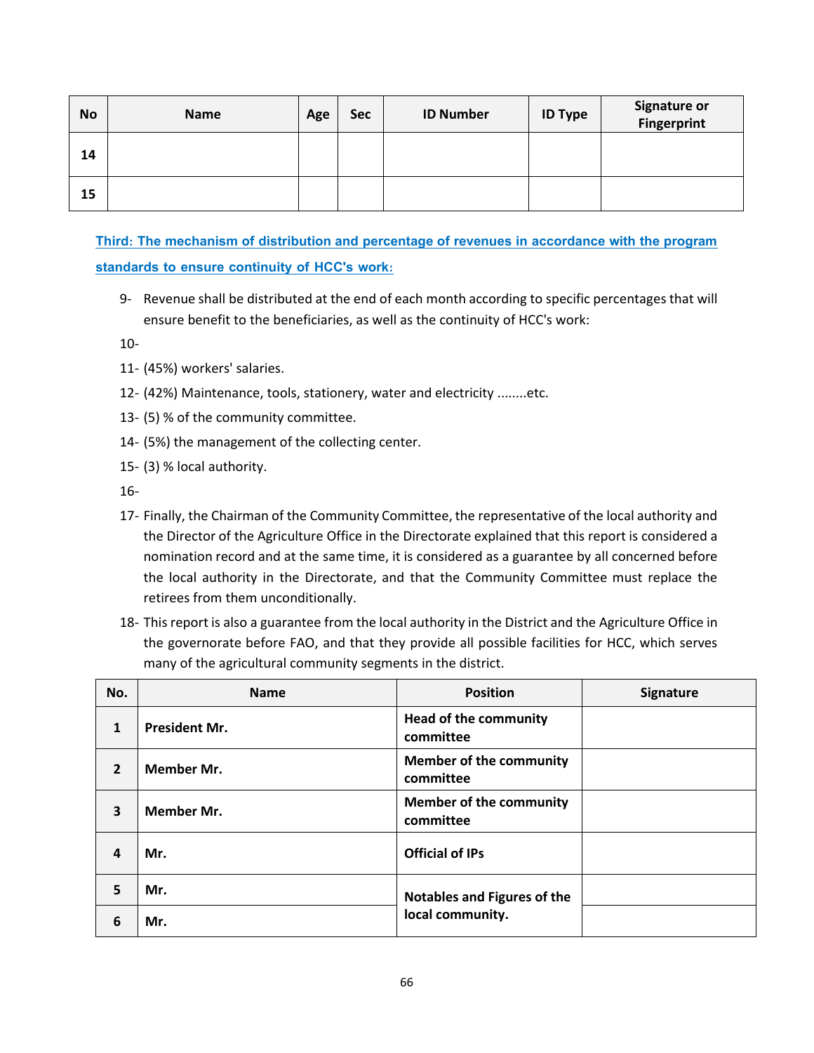| No | Name | Age | Sec | ID Number | ID Type | Signature or Fingerprint |
|---|---|---|---|---|---|---|
| 14 | | | | | | |
| 15 | | | | | | |

**Third: The mechanism of distribution and percentage of revenues in accordance with the program standards to ensure continuity of HCC's work:**

9- Revenue shall be distributed at the end of each month according to specific percentages that will ensure benefit to the beneficiaries, as well as the continuity of HCC's work:

10-

11- (45%) workers' salaries.

12- (42%) Maintenance, tools, stationery, water and electricity ........etc.

13- (5) % of the community committee.

14- (5%) the management of the collecting center.

15- (3) % local authority.

16-

17- Finally, the Chairman of the Community Committee, the representative of the local authority and the Director of the Agriculture Office in the Directorate explained that this report is considered a nomination record and at the same time, it is considered as a guarantee by all concerned before the local authority in the Directorate, and that the Community Committee must replace the retirees from them unconditionally.

18- This report is also a guarantee from the local authority in the District and the Agriculture Office in the governorate before FAO, and that they provide all possible facilities for HCC, which serves many of the agricultural community segments in the district.

| No. | Name | Position | Signature |
|---|---|---|---|
| 1 | **President Mr.** | **Head of the community committee** | |
| 2 | **Member Mr.** | **Member of the community committee** | |
| 3 | **Member Mr.** | **Member of the community committee** | |
| 4 | **Mr.** | **Official of IPs** | |
| 5 | **Mr.** | **Notables and Figures of the local community.** | |
| 6 | **Mr.** | | |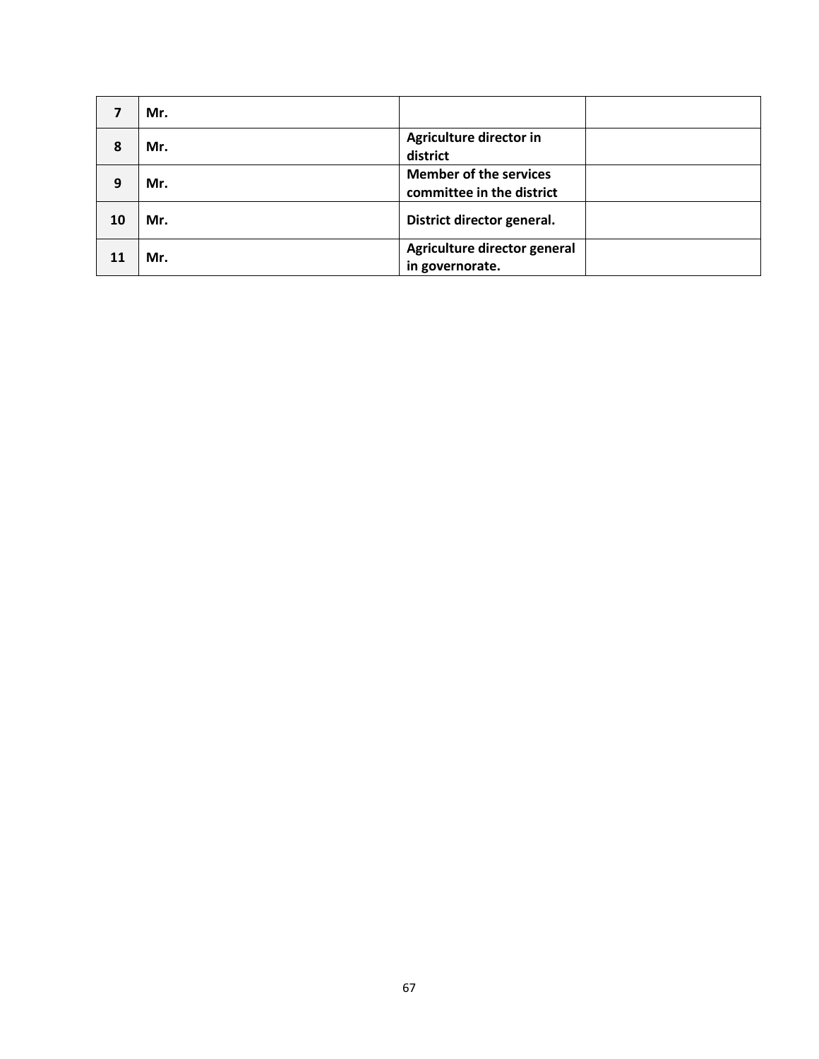| 7 | Mr. | | |
|---|---|---|---|
| 8 | Mr. | Agriculture director in district | |
| 9 | Mr. | Member of the services committee in the district | |
| 10 | Mr. | District director general. | |
| 11 | Mr. | Agriculture director general in governorate. | |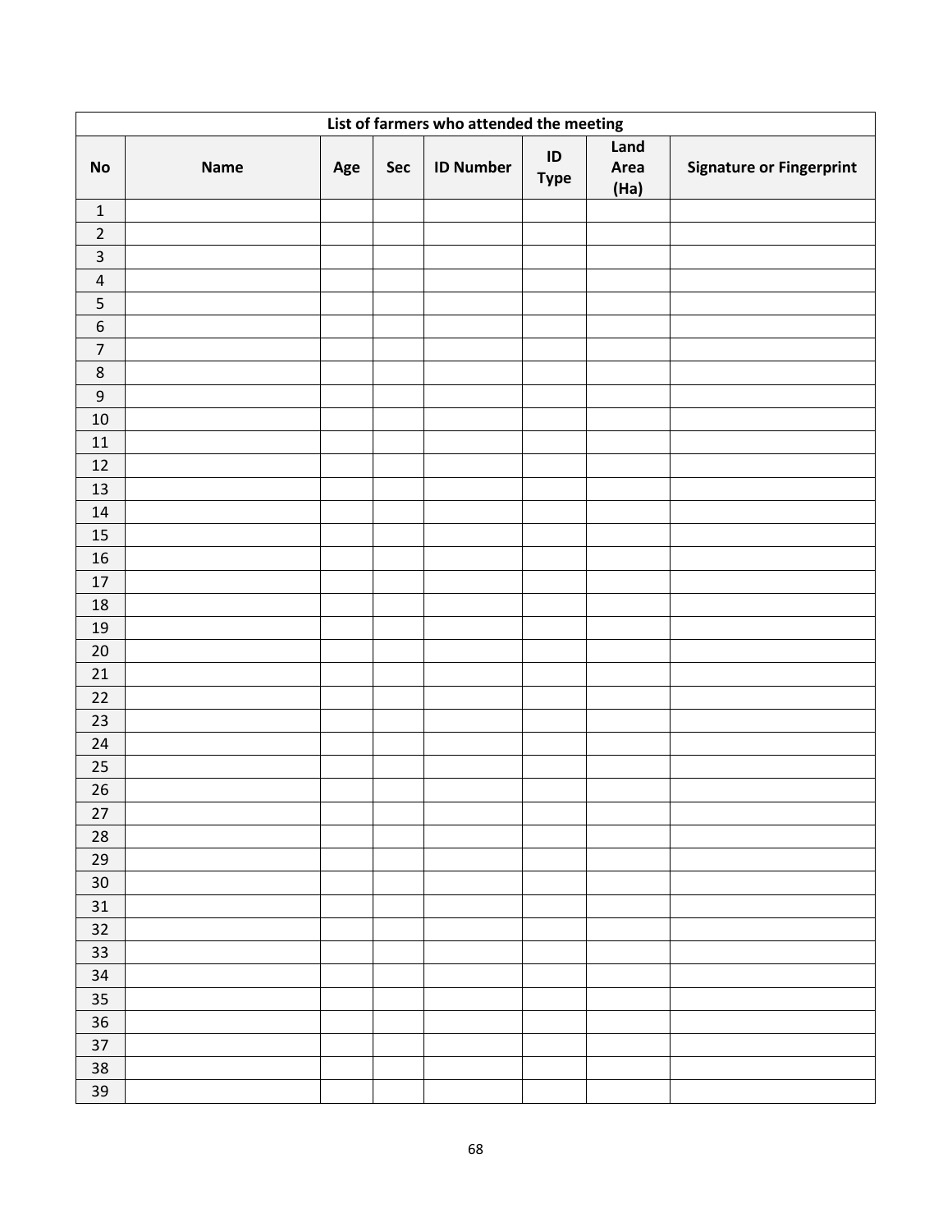| List of farmers who attended the meeting | | | | | | | |
|---|---|---|---|---|---|---|---|
| **No** | **Name** | **Age** | **Sec** | **ID Number** | **ID Type** | **Land Area (Ha)** | **Signature or Fingerprint** |
| 1 | | | | | | | |
| 2 | | | | | | | |
| 3 | | | | | | | |
| 4 | | | | | | | |
| 5 | | | | | | | |
| 6 | | | | | | | |
| 7 | | | | | | | |
| 8 | | | | | | | |
| 9 | | | | | | | |
| 10 | | | | | | | |
| 11 | | | | | | | |
| 12 | | | | | | | |
| 13 | | | | | | | |
| 14 | | | | | | | |
| 15 | | | | | | | |
| 16 | | | | | | | |
| 17 | | | | | | | |
| 18 | | | | | | | |
| 19 | | | | | | | |
| 20 | | | | | | | |
| 21 | | | | | | | |
| 22 | | | | | | | |
| 23 | | | | | | | |
| 24 | | | | | | | |
| 25 | | | | | | | |
| 26 | | | | | | | |
| 27 | | | | | | | |
| 28 | | | | | | | |
| 29 | | | | | | | |
| 30 | | | | | | | |
| 31 | | | | | | | |
| 32 | | | | | | | |
| 33 | | | | | | | |
| 34 | | | | | | | |
| 35 | | | | | | | |
| 36 | | | | | | | |
| 37 | | | | | | | |
| 38 | | | | | | | |
| 39 | | | | | | | |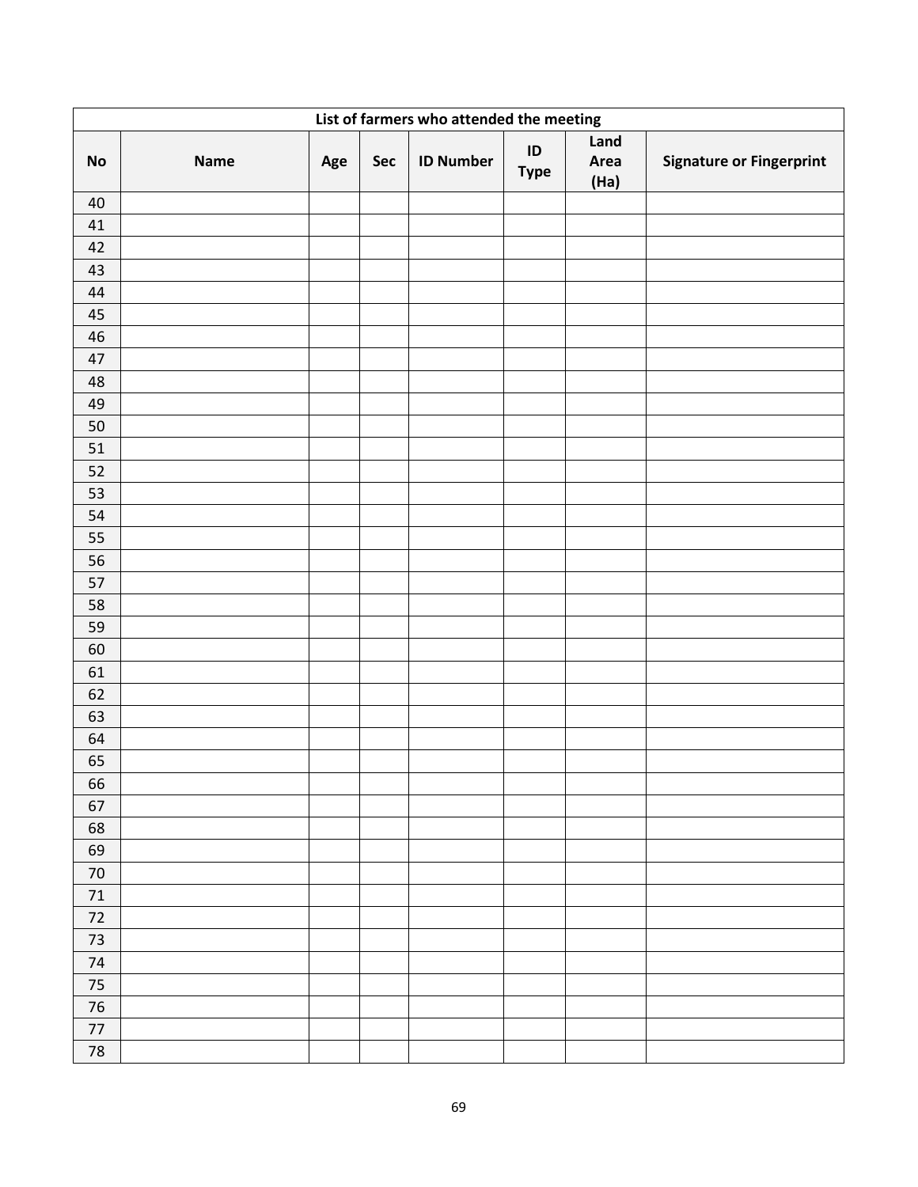| List of farmers who attended the meeting | | | | | | | |
|---|---|---|---|---|---|---|---|
| **No** | **Name** | **Age** | **Sec** | **ID Number** | **ID Type** | **Land Area (Ha)** | **Signature or Fingerprint** |
| 40 | | | | | | | |
| 41 | | | | | | | |
| 42 | | | | | | | |
| 43 | | | | | | | |
| 44 | | | | | | | |
| 45 | | | | | | | |
| 46 | | | | | | | |
| 47 | | | | | | | |
| 48 | | | | | | | |
| 49 | | | | | | | |
| 50 | | | | | | | |
| 51 | | | | | | | |
| 52 | | | | | | | |
| 53 | | | | | | | |
| 54 | | | | | | | |
| 55 | | | | | | | |
| 56 | | | | | | | |
| 57 | | | | | | | |
| 58 | | | | | | | |
| 59 | | | | | | | |
| 60 | | | | | | | |
| 61 | | | | | | | |
| 62 | | | | | | | |
| 63 | | | | | | | |
| 64 | | | | | | | |
| 65 | | | | | | | |
| 66 | | | | | | | |
| 67 | | | | | | | |
| 68 | | | | | | | |
| 69 | | | | | | | |
| 70 | | | | | | | |
| 71 | | | | | | | |
| 72 | | | | | | | |
| 73 | | | | | | | |
| 74 | | | | | | | |
| 75 | | | | | | | |
| 76 | | | | | | | |
| 77 | | | | | | | |
| 78 | | | | | | | |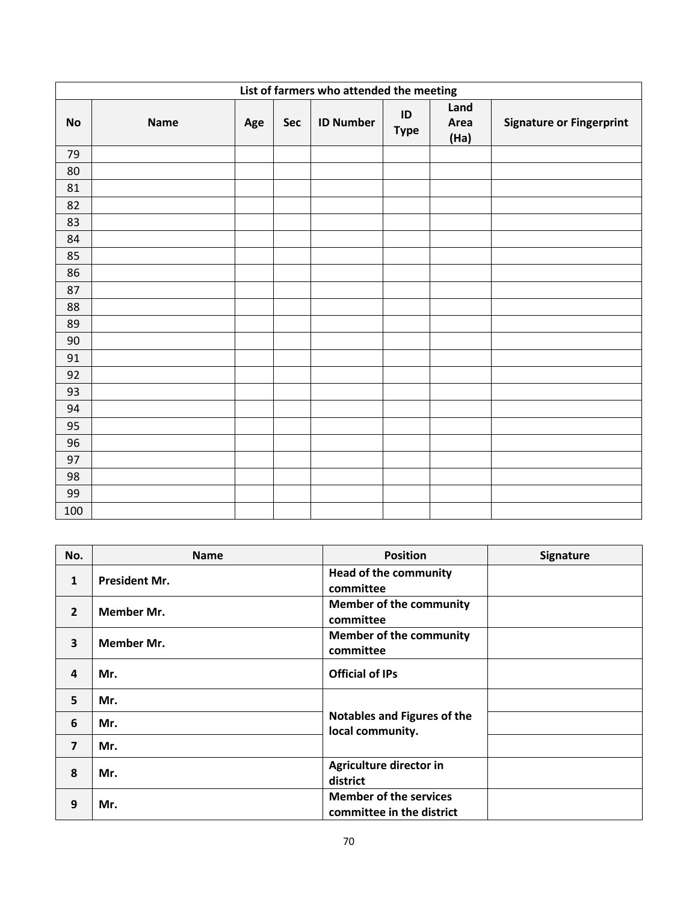| List of farmers who attended the meeting | | | | | | | |
|---|---|---|---|---|---|---|---|
| **No** | **Name** | **Age** | **Sec** | **ID Number** | **ID Type** | **Land Area (Ha)** | **Signature or Fingerprint** |
| 79 | | | | | | | |
| 80 | | | | | | | |
| 81 | | | | | | | |
| 82 | | | | | | | |
| 83 | | | | | | | |
| 84 | | | | | | | |
| 85 | | | | | | | |
| 86 | | | | | | | |
| 87 | | | | | | | |
| 88 | | | | | | | |
| 89 | | | | | | | |
| 90 | | | | | | | |
| 91 | | | | | | | |
| 92 | | | | | | | |
| 93 | | | | | | | |
| 94 | | | | | | | |
| 95 | | | | | | | |
| 96 | | | | | | | |
| 97 | | | | | | | |
| 98 | | | | | | | |
| 99 | | | | | | | |
| 100 | | | | | | | |

| No. | Name | Position | Signature |
|---|---|---|---|
| **1** | **President Mr.** | **Head of the community committee** | |
| **2** | **Member Mr.** | **Member of the community committee** | |
| **3** | **Member Mr.** | **Member of the community committee** | |
| **4** | **Mr.** | **Official of IPs** | |
| **5** | **Mr.** | **Notables and Figures of the local community.** | |
| **6** | **Mr.** | | |
| **7** | **Mr.** | | |
| **8** | **Mr.** | **Agriculture director in district** | |
| **9** | **Mr.** | **Member of the services committee in the district** | |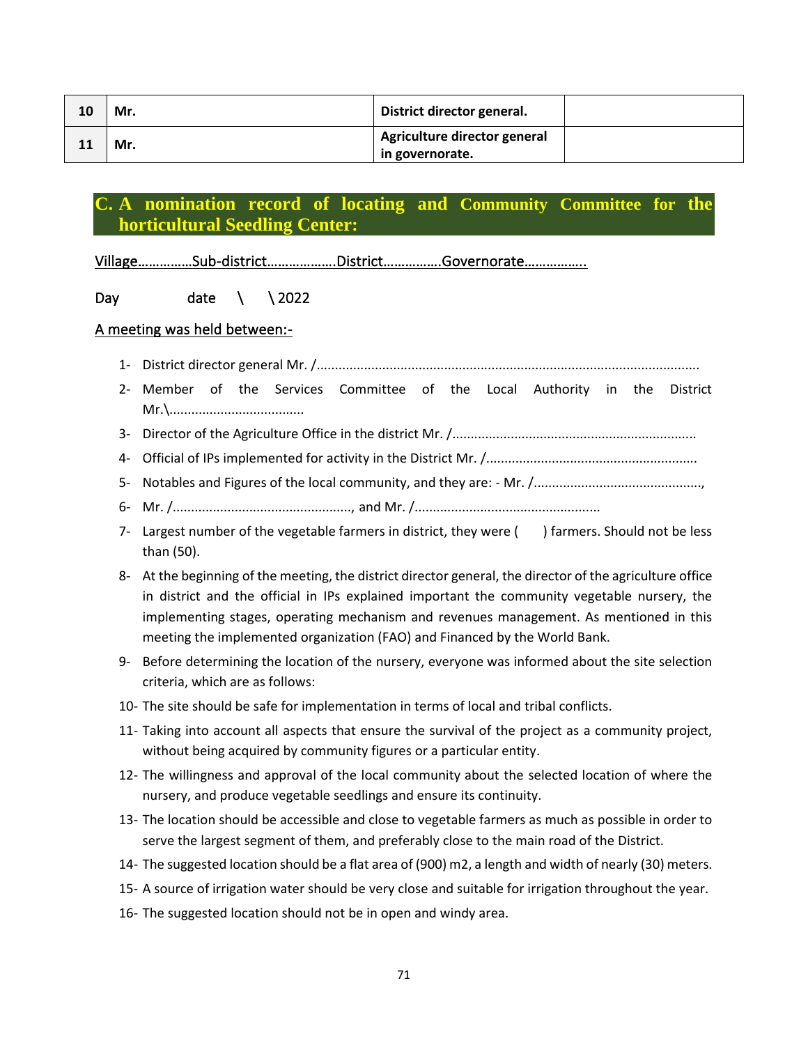| 10 | Mr. | District director general. | |
|---|---|---|---|
| 11 | Mr. | Agriculture director general in governorate. | |

## C. A nomination record of locating and Community Committee for the horticultural Seedling Center:

Village……………Sub-district……………….District…………….Governorate……………..

Day date \ \ 2022

A meeting was held between:-

1- District director general Mr. /……………………………………………………………………………………….
2- Member of the Services Committee of the Local Authority in the District Mr.\……………………………….
3- Director of the Agriculture Office in the district Mr. /…………………………………………………………..
4- Official of IPs implemented for activity in the District Mr. /…………………………………………………..
5- Notables and Figures of the local community, and they are: - Mr. /……………………………………….,
6- Mr. /…………………………………………., and Mr. /……………………………………………
7- Largest number of the vegetable farmers in district, they were ( ) farmers. Should not be less than (50).
8- At the beginning of the meeting, the district director general, the director of the agriculture office in district and the official in IPs explained important the community vegetable nursery, the implementing stages, operating mechanism and revenues management. As mentioned in this meeting the implemented organization (FAO) and Financed by the World Bank.
9- Before determining the location of the nursery, everyone was informed about the site selection criteria, which are as follows:
10- The site should be safe for implementation in terms of local and tribal conflicts.
11- Taking into account all aspects that ensure the survival of the project as a community project, without being acquired by community figures or a particular entity.
12- The willingness and approval of the local community about the selected location of where the nursery, and produce vegetable seedlings and ensure its continuity.
13- The location should be accessible and close to vegetable farmers as much as possible in order to serve the largest segment of them, and preferably close to the main road of the District.
14- The suggested location should be a flat area of (900) m2, a length and width of nearly (30) meters.
15- A source of irrigation water should be very close and suitable for irrigation throughout the year.
16- The suggested location should not be in open and windy area.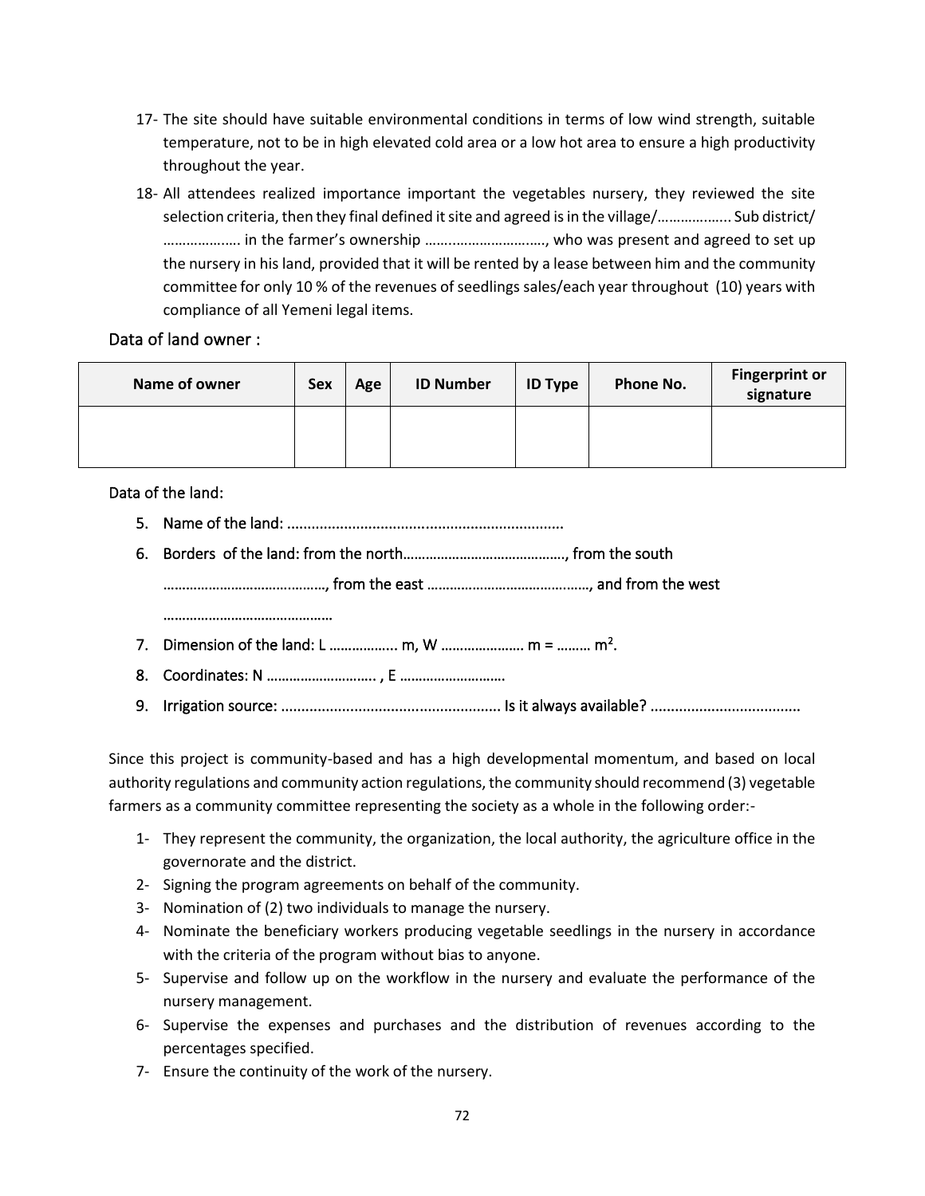17- The site should have suitable environmental conditions in terms of low wind strength, suitable temperature, not to be in high elevated cold area or a low hot area to ensure a high productivity throughout the year.

18- All attendees realized importance important the vegetables nursery, they reviewed the site selection criteria, then they final defined it site and agreed is in the village/……………… Sub district/ ……………….. in the farmer's ownership ……………………….., who was present and agreed to set up the nursery in his land, provided that it will be rented by a lease between him and the community committee for only 10 % of the revenues of seedlings sales/each year throughout (10) years with compliance of all Yemeni legal items.

Data of land owner :

| Name of owner | Sex | Age | ID Number | ID Type | Phone No. | Fingerprint or signature |
|---|---|---|---|---|---|---|
| | | | | | | |

Data of the land:

5. Name of the land: ………………………………………………………………
6. Borders of the land: from the north……………………………………, from the south ……………………………………, from the east ……………………………………, and from the west ……………………………………
7. Dimension of the land: L …………….. m, W ………………… m = ……… $m^2$.
8. Coordinates: N ………………………. , E ……………………….
9. Irrigation source: ……………………………………………… Is it always available? ………………………………

Since this project is community-based and has a high developmental momentum, and based on local authority regulations and community action regulations, the community should recommend (3) vegetable farmers as a community committee representing the society as a whole in the following order:-

1- They represent the community, the organization, the local authority, the agriculture office in the governorate and the district.
2- Signing the program agreements on behalf of the community.
3- Nomination of (2) two individuals to manage the nursery.
4- Nominate the beneficiary workers producing vegetable seedlings in the nursery in accordance with the criteria of the program without bias to anyone.
5- Supervise and follow up on the workflow in the nursery and evaluate the performance of the nursery management.
6- Supervise the expenses and purchases and the distribution of revenues according to the percentages specified.
7- Ensure the continuity of the work of the nursery.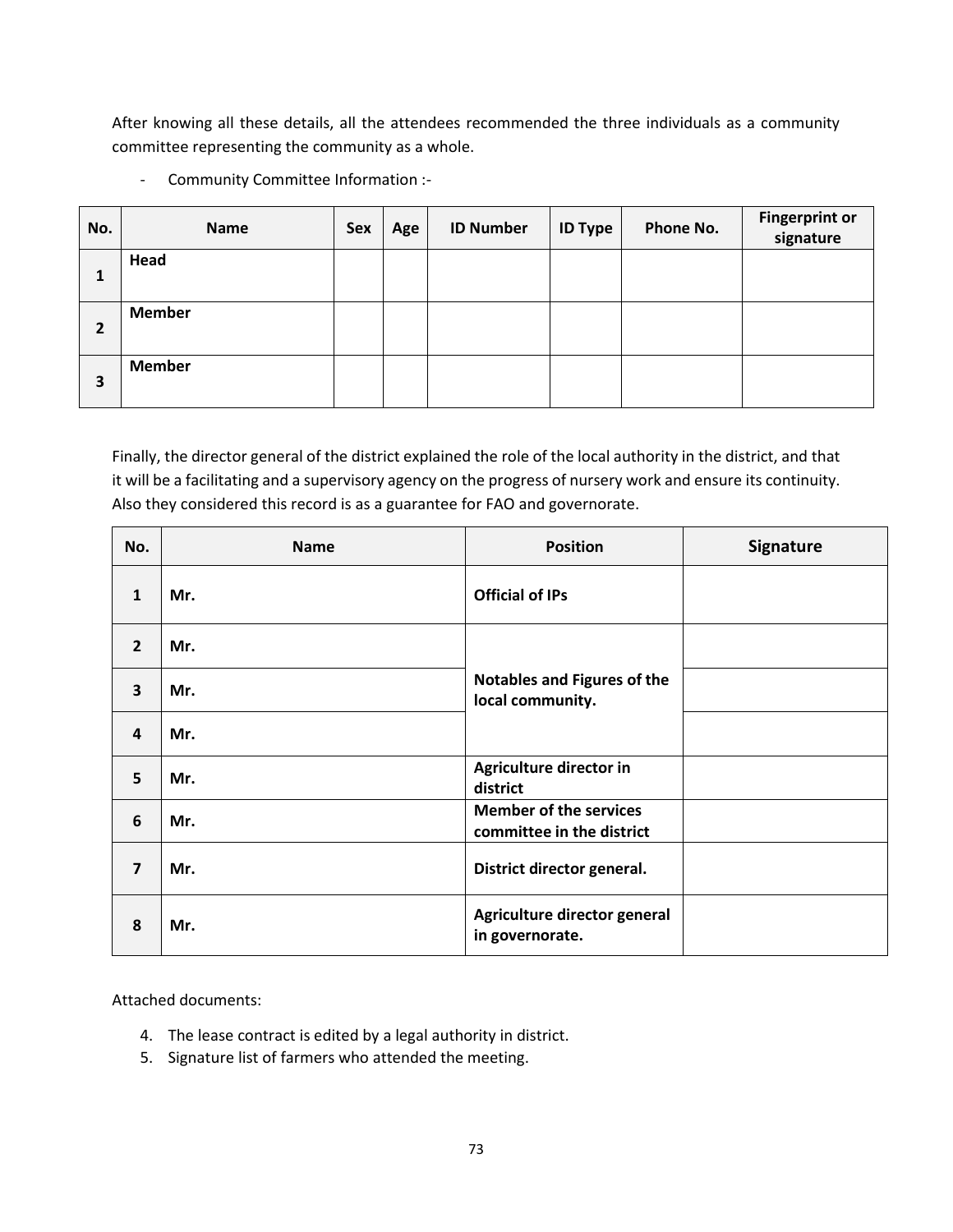After knowing all these details, all the attendees recommended the three individuals as a community committee representing the community as a whole.

- Community Committee Information :-

| No. | Name | Sex | Age | ID Number | ID Type | Phone No. | Fingerprint or signature |
|---|---|---|---|---|---|---|---|
| **1** | **Head** | | | | | | |
| **2** | **Member** | | | | | | |
| **3** | **Member** | | | | | | |

Finally, the director general of the district explained the role of the local authority in the district, and that it will be a facilitating and a supervisory agency on the progress of nursery work and ensure its continuity. Also they considered this record is as a guarantee for FAO and governorate.

| No. | Name | Position | Signature |
|---|---|---|---|
| **1** | **Mr.** | **Official of IPs** | |
| **2** | **Mr.** | **Notables and Figures of the local community.** | |
| **3** | **Mr.** | | |
| **4** | **Mr.** | | |
| **5** | **Mr.** | **Agriculture director in district** | |
| **6** | **Mr.** | **Member of the services committee in the district** | |
| **7** | **Mr.** | **District director general.** | |
| **8** | **Mr.** | **Agriculture director general in governorate.** | |

Attached documents:

4. The lease contract is edited by a legal authority in district.
5. Signature list of farmers who attended the meeting.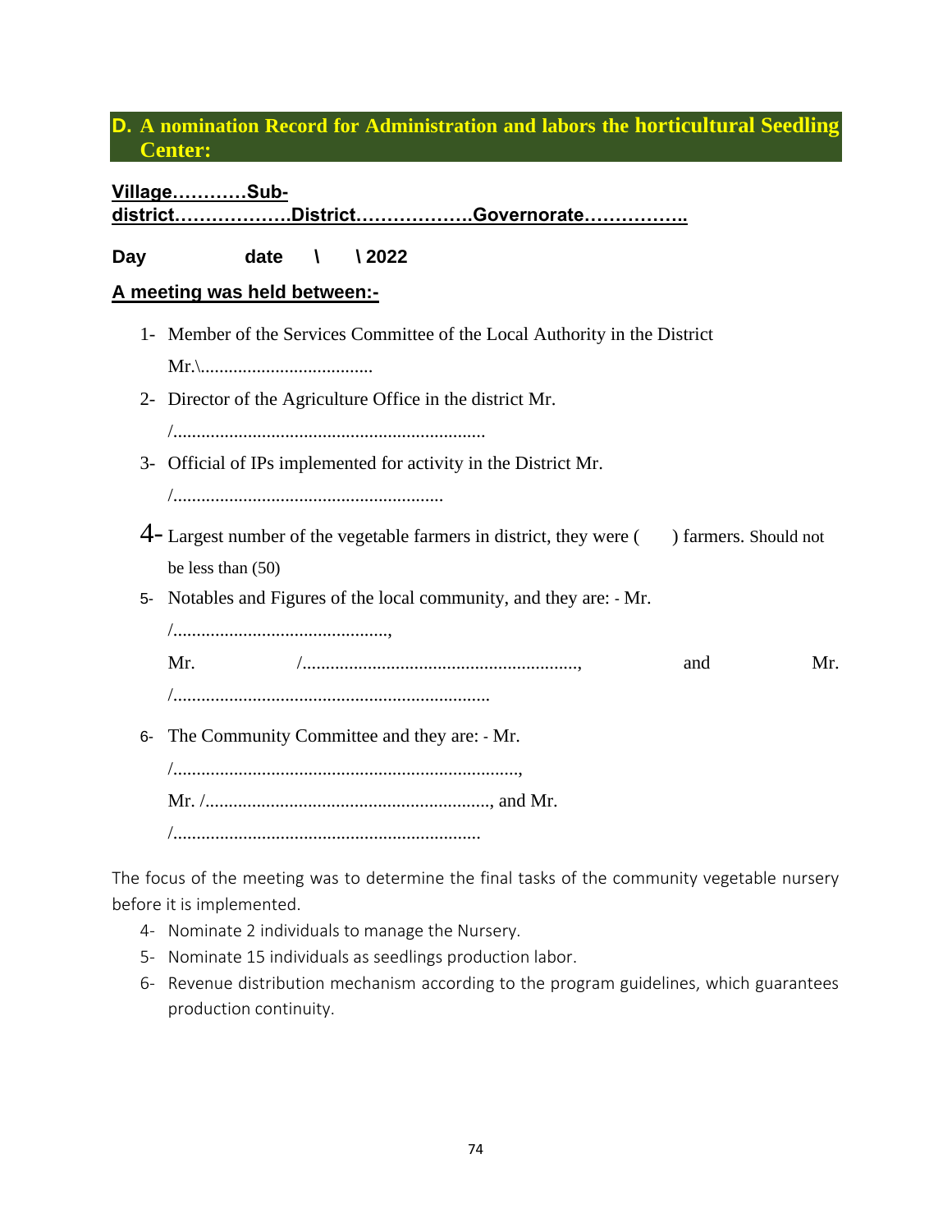## D. A nomination Record for Administration and labors the horticultural Seedling Center:

**Village…………Sub-district……………….District……………….Governorate……………..**

**Day date \ \ 2022**

**A meeting was held between:-**

1- Member of the Services Committee of the Local Authority in the District Mr.\....................................

2- Director of the Agriculture Office in the district Mr. /..................................................................

3- Official of IPs implemented for activity in the District Mr. /.........................................................

4- Largest number of the vegetable farmers in district, they were ( ) farmers. Should not be less than (50)

5- Notables and Figures of the local community, and they are: - Mr. /.............................................., Mr. /..........................................................., and Mr. /...................................................................

6- The Community Committee and they are: - Mr. /.........................................................................., Mr. /............................................................., and Mr. /.................................................................

The focus of the meeting was to determine the final tasks of the community vegetable nursery before it is implemented.

4- Nominate 2 individuals to manage the Nursery.
5- Nominate 15 individuals as seedlings production labor.
6- Revenue distribution mechanism according to the program guidelines, which guarantees production continuity.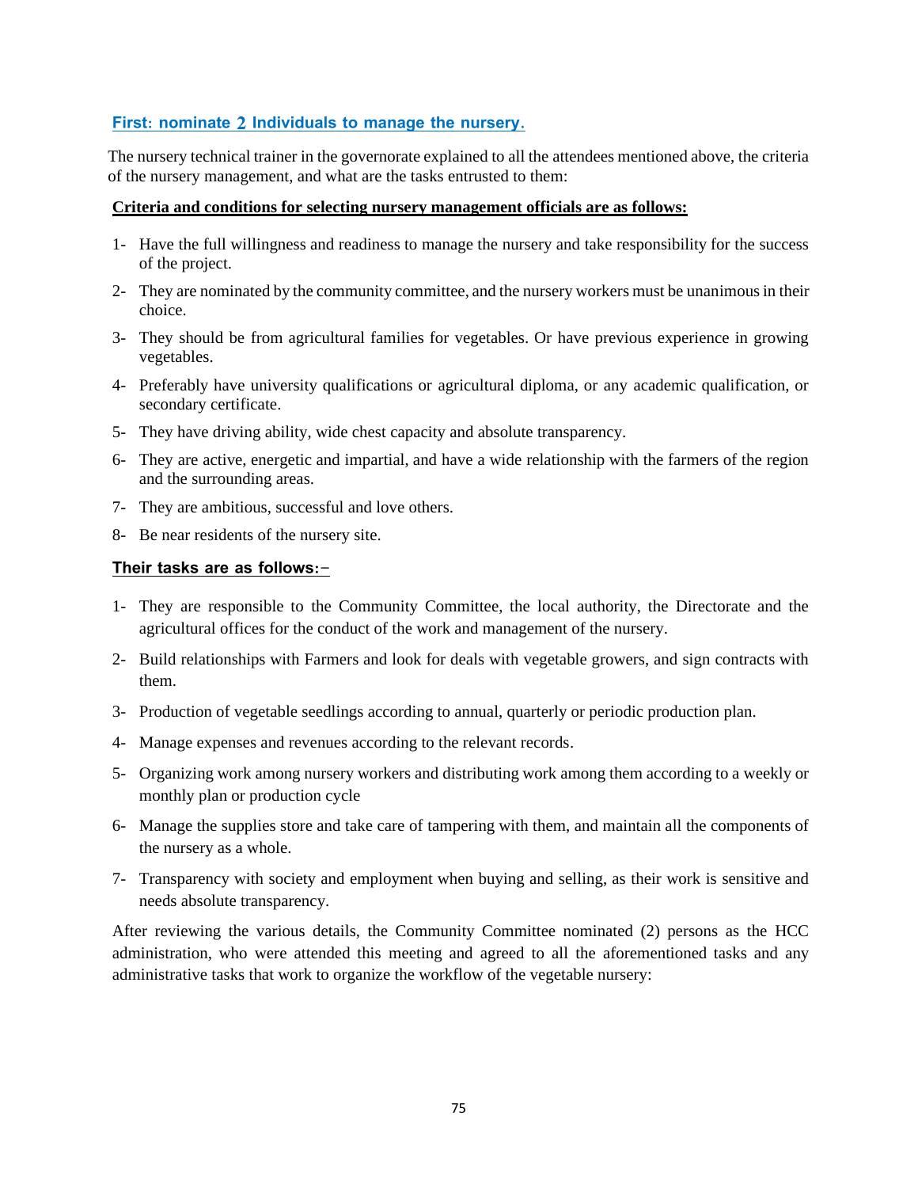### First: nominate 2 Individuals to manage the nursery.

The nursery technical trainer in the governorate explained to all the attendees mentioned above, the criteria of the nursery management, and what are the tasks entrusted to them:

**Criteria and conditions for selecting nursery management officials are as follows:**

1- Have the full willingness and readiness to manage the nursery and take responsibility for the success of the project.

2- They are nominated by the community committee, and the nursery workers must be unanimous in their choice.

3- They should be from agricultural families for vegetables. Or have previous experience in growing vegetables.

4- Preferably have university qualifications or agricultural diploma, or any academic qualification, or secondary certificate.

5- They have driving ability, wide chest capacity and absolute transparency.

6- They are active, energetic and impartial, and have a wide relationship with the farmers of the region and the surrounding areas.

7- They are ambitious, successful and love others.

8- Be near residents of the nursery site.

**Their tasks are as follows:-**

1- They are responsible to the Community Committee, the local authority, the Directorate and the agricultural offices for the conduct of the work and management of the nursery.

2- Build relationships with Farmers and look for deals with vegetable growers, and sign contracts with them.

3- Production of vegetable seedlings according to annual, quarterly or periodic production plan.

4- Manage expenses and revenues according to the relevant records.

5- Organizing work among nursery workers and distributing work among them according to a weekly or monthly plan or production cycle

6- Manage the supplies store and take care of tampering with them, and maintain all the components of the nursery as a whole.

7- Transparency with society and employment when buying and selling, as their work is sensitive and needs absolute transparency.

After reviewing the various details, the Community Committee nominated (2) persons as the HCC administration, who were attended this meeting and agreed to all the aforementioned tasks and any administrative tasks that work to organize the workflow of the vegetable nursery: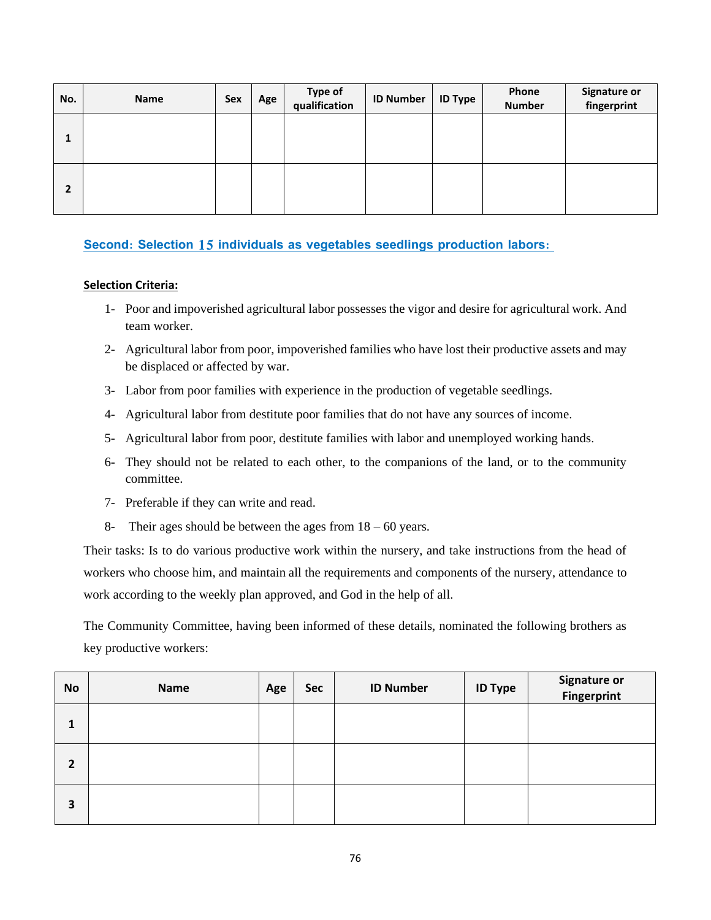| No. | Name | Sex | Age | Type of qualification | ID Number | ID Type | Phone Number | Signature or fingerprint |
|---|---|---|---|---|---|---|---|---|
| 1 | | | | | | | | |
| 2 | | | | | | | | |

## Second: Selection 15 individuals as vegetables seedlings production labors:

**Selection Criteria:**

1- Poor and impoverished agricultural labor possesses the vigor and desire for agricultural work. And team worker.

2- Agricultural labor from poor, impoverished families who have lost their productive assets and may be displaced or affected by war.

3- Labor from poor families with experience in the production of vegetable seedlings.

4- Agricultural labor from destitute poor families that do not have any sources of income.

5- Agricultural labor from poor, destitute families with labor and unemployed working hands.

6- They should not be related to each other, to the companions of the land, or to the community committee.

7- Preferable if they can write and read.

8- Their ages should be between the ages from 18 – 60 years.

Their tasks: Is to do various productive work within the nursery, and take instructions from the head of workers who choose him, and maintain all the requirements and components of the nursery, attendance to work according to the weekly plan approved, and God in the help of all.

The Community Committee, having been informed of these details, nominated the following brothers as key productive workers:

| No | Name | Age | Sec | ID Number | ID Type | Signature or Fingerprint |
|---|---|---|---|---|---|---|
| 1 | | | | | | |
| 2 | | | | | | |
| 3 | | | | | | |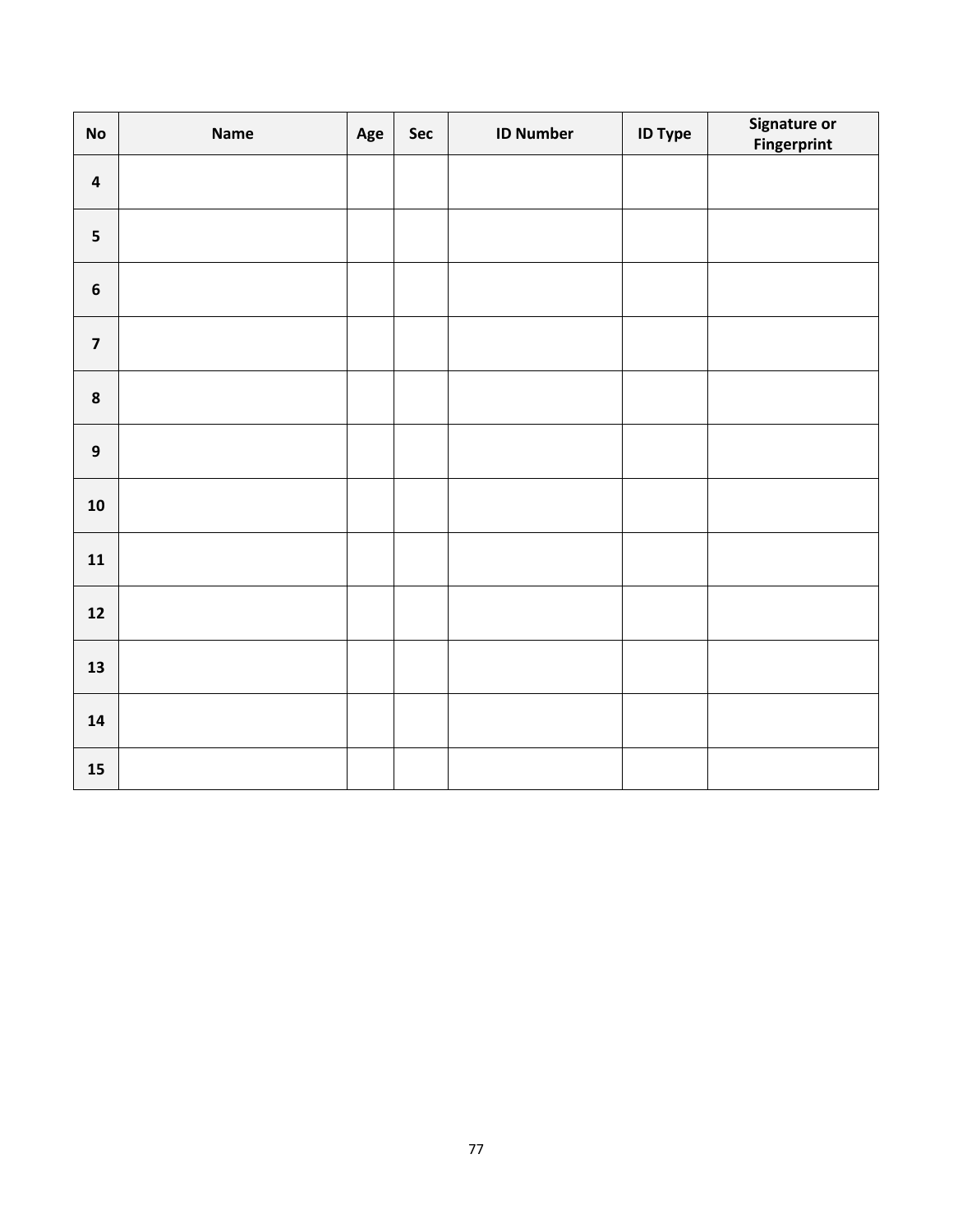| No | Name | Age | Sec | ID Number | ID Type | Signature or Fingerprint |
|---|---|---|---|---|---|---|
| 4 | | | | | | |
| 5 | | | | | | |
| 6 | | | | | | |
| 7 | | | | | | |
| 8 | | | | | | |
| 9 | | | | | | |
| 10 | | | | | | |
| 11 | | | | | | |
| 12 | | | | | | |
| 13 | | | | | | |
| 14 | | | | | | |
| 15 | | | | | | |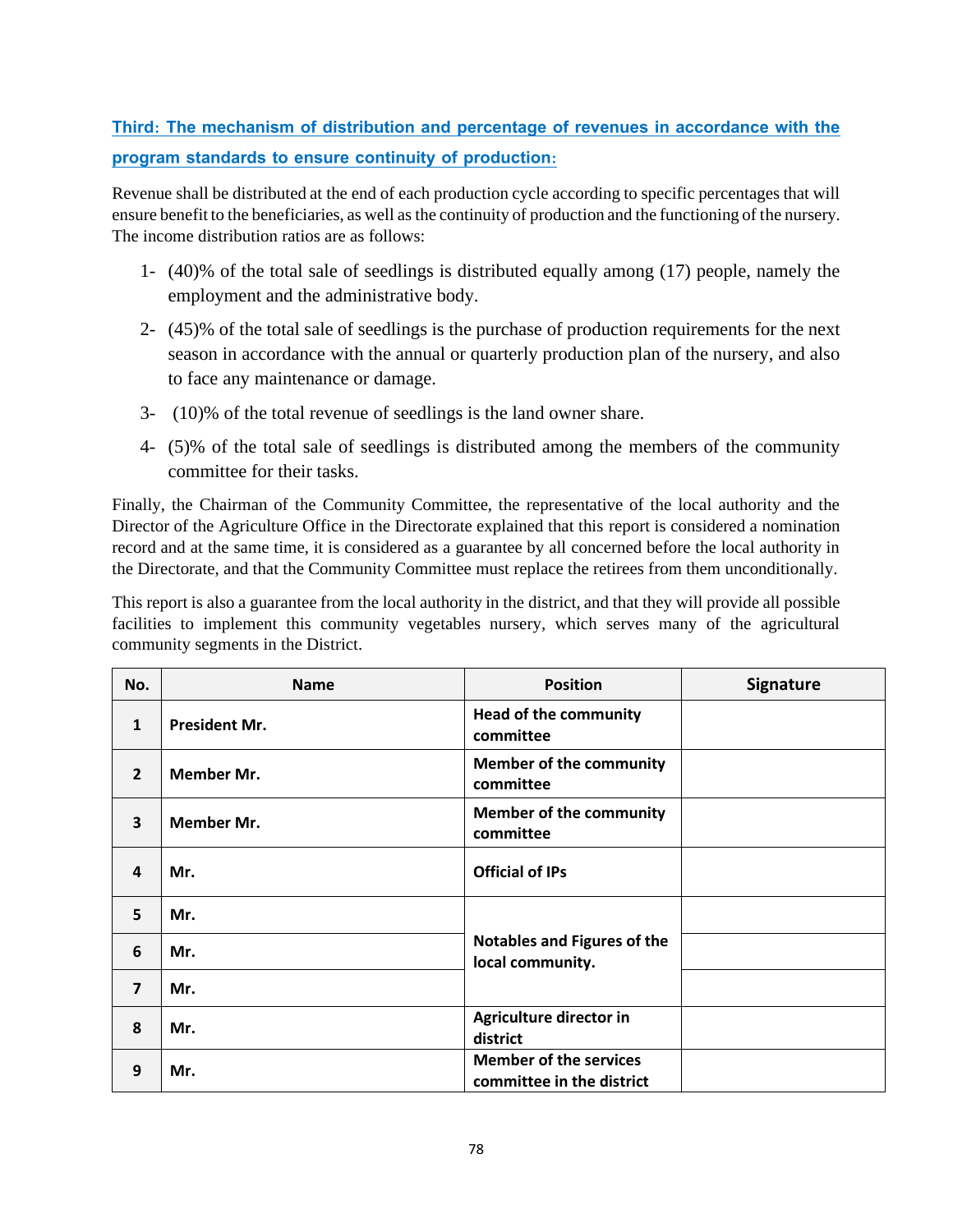### Third: The mechanism of distribution and percentage of revenues in accordance with the program standards to ensure continuity of production:

Revenue shall be distributed at the end of each production cycle according to specific percentages that will ensure benefit to the beneficiaries, as well as the continuity of production and the functioning of the nursery. The income distribution ratios are as follows:

1- (40)% of the total sale of seedlings is distributed equally among (17) people, namely the employment and the administrative body.

2- (45)% of the total sale of seedlings is the purchase of production requirements for the next season in accordance with the annual or quarterly production plan of the nursery, and also to face any maintenance or damage.

3- (10)% of the total revenue of seedlings is the land owner share.

4- (5)% of the total sale of seedlings is distributed among the members of the community committee for their tasks.

Finally, the Chairman of the Community Committee, the representative of the local authority and the Director of the Agriculture Office in the Directorate explained that this report is considered a nomination record and at the same time, it is considered as a guarantee by all concerned before the local authority in the Directorate, and that the Community Committee must replace the retirees from them unconditionally.

This report is also a guarantee from the local authority in the district, and that they will provide all possible facilities to implement this community vegetables nursery, which serves many of the agricultural community segments in the District.

| No. | Name | Position | Signature |
|---|---|---|---|
| 1 | President Mr. | Head of the community committee | |
| 2 | Member Mr. | Member of the community committee | |
| 3 | Member Mr. | Member of the community committee | |
| 4 | Mr. | Official of IPs | |
| 5 | Mr. | Notables and Figures of the local community. | |
| 6 | Mr. | | |
| 7 | Mr. | | |
| 8 | Mr. | Agriculture director in district | |
| 9 | Mr. | Member of the services committee in the district | |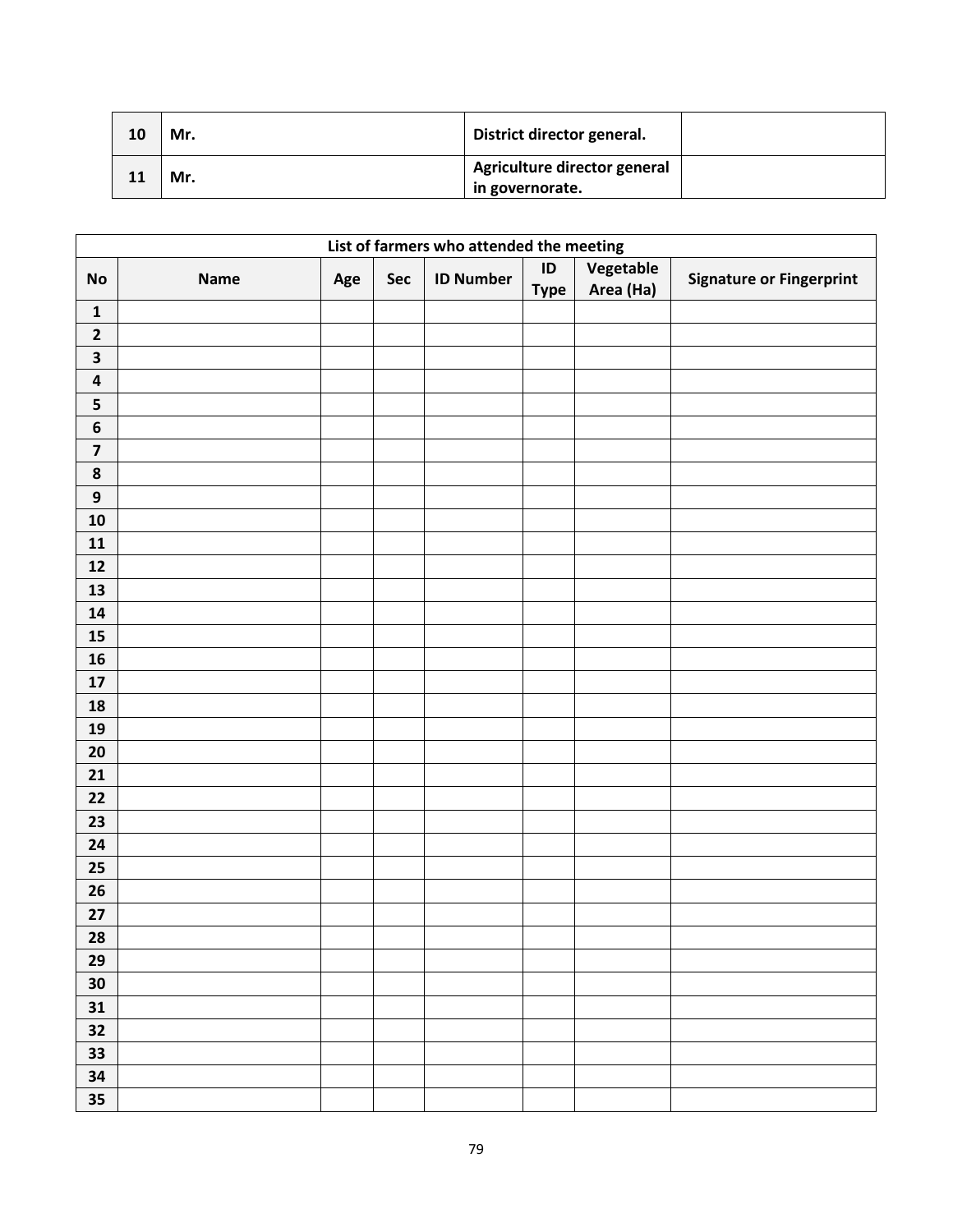| 10 | Mr. | District director general. | |
|---|---|---|---|
| 11 | Mr. | Agriculture director general in governorate. | |

| List of farmers who attended the meeting | | | | | | | |
|---|---|---|---|---|---|---|---|
| **No** | **Name** | **Age** | **Sec** | **ID Number** | **ID Type** | **Vegetable Area (Ha)** | **Signature or Fingerprint** |
| 1 | | | | | | | |
| 2 | | | | | | | |
| 3 | | | | | | | |
| 4 | | | | | | | |
| 5 | | | | | | | |
| 6 | | | | | | | |
| 7 | | | | | | | |
| 8 | | | | | | | |
| 9 | | | | | | | |
| 10 | | | | | | | |
| 11 | | | | | | | |
| 12 | | | | | | | |
| 13 | | | | | | | |
| 14 | | | | | | | |
| 15 | | | | | | | |
| 16 | | | | | | | |
| 17 | | | | | | | |
| 18 | | | | | | | |
| 19 | | | | | | | |
| 20 | | | | | | | |
| 21 | | | | | | | |
| 22 | | | | | | | |
| 23 | | | | | | | |
| 24 | | | | | | | |
| 25 | | | | | | | |
| 26 | | | | | | | |
| 27 | | | | | | | |
| 28 | | | | | | | |
| 29 | | | | | | | |
| 30 | | | | | | | |
| 31 | | | | | | | |
| 32 | | | | | | | |
| 33 | | | | | | | |
| 34 | | | | | | | |
| 35 | | | | | | | |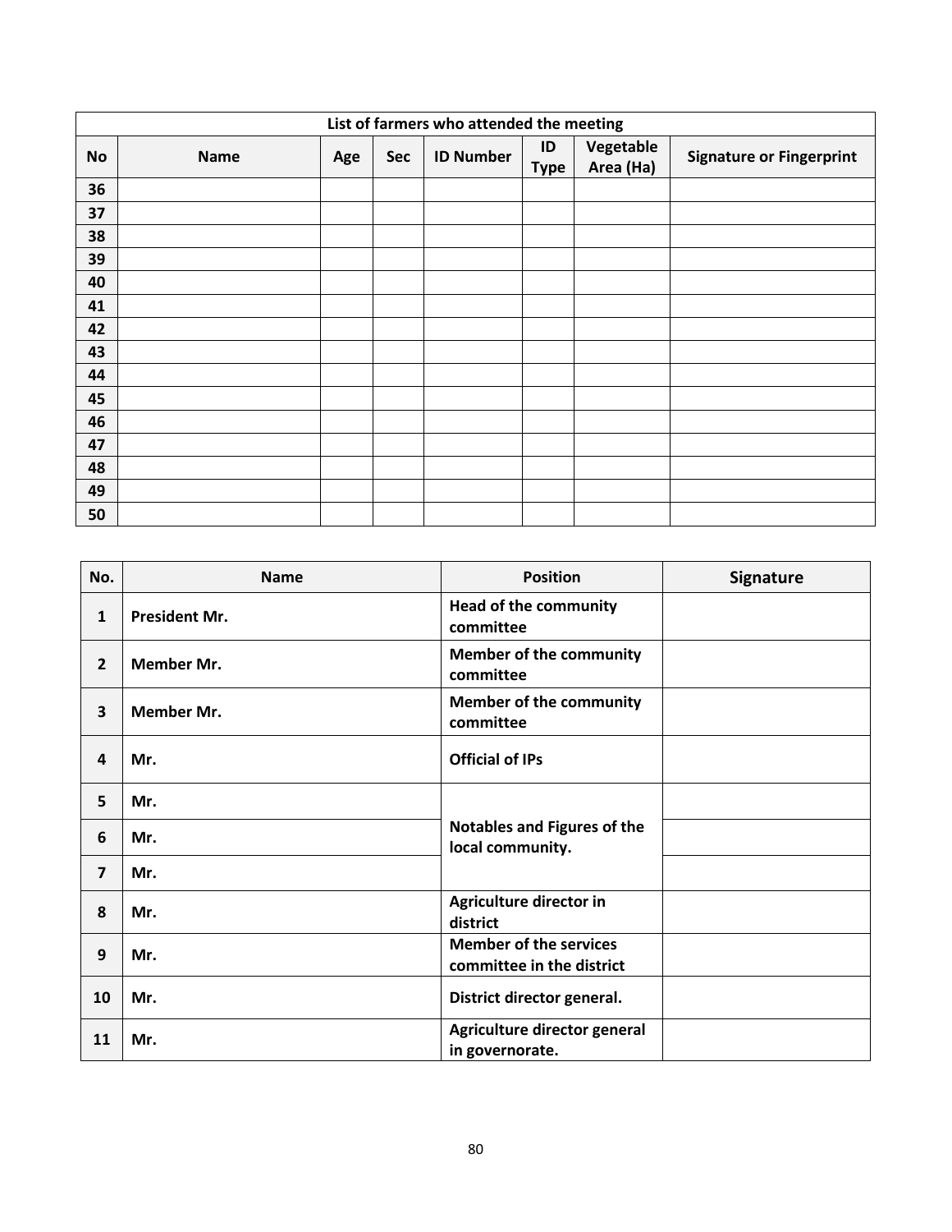| List of farmers who attended the meeting | | | | | | | |
|---|---|---|---|---|---|---|---|
| **No** | **Name** | **Age** | **Sec** | **ID Number** | **ID Type** | **Vegetable Area (Ha)** | **Signature or Fingerprint** |
| **36** | | | | | | | |
| **37** | | | | | | | |
| **38** | | | | | | | |
| **39** | | | | | | | |
| **40** | | | | | | | |
| **41** | | | | | | | |
| **42** | | | | | | | |
| **43** | | | | | | | |
| **44** | | | | | | | |
| **45** | | | | | | | |
| **46** | | | | | | | |
| **47** | | | | | | | |
| **48** | | | | | | | |
| **49** | | | | | | | |
| **50** | | | | | | | |

| No. | Name | Position | Signature |
|---|---|---|---|
| **1** | **President Mr.** | **Head of the community committee** | |
| **2** | **Member Mr.** | **Member of the community committee** | |
| **3** | **Member Mr.** | **Member of the community committee** | |
| **4** | **Mr.** | **Official of IPs** | |
| **5** | **Mr.** | **Notables and Figures of the local community.** | |
| **6** | **Mr.** | | |
| **7** | **Mr.** | | |
| **8** | **Mr.** | **Agriculture director in district** | |
| **9** | **Mr.** | **Member of the services committee in the district** | |
| **10** | **Mr.** | **District director general.** | |
| **11** | **Mr.** | **Agriculture director general in governorate.** | |